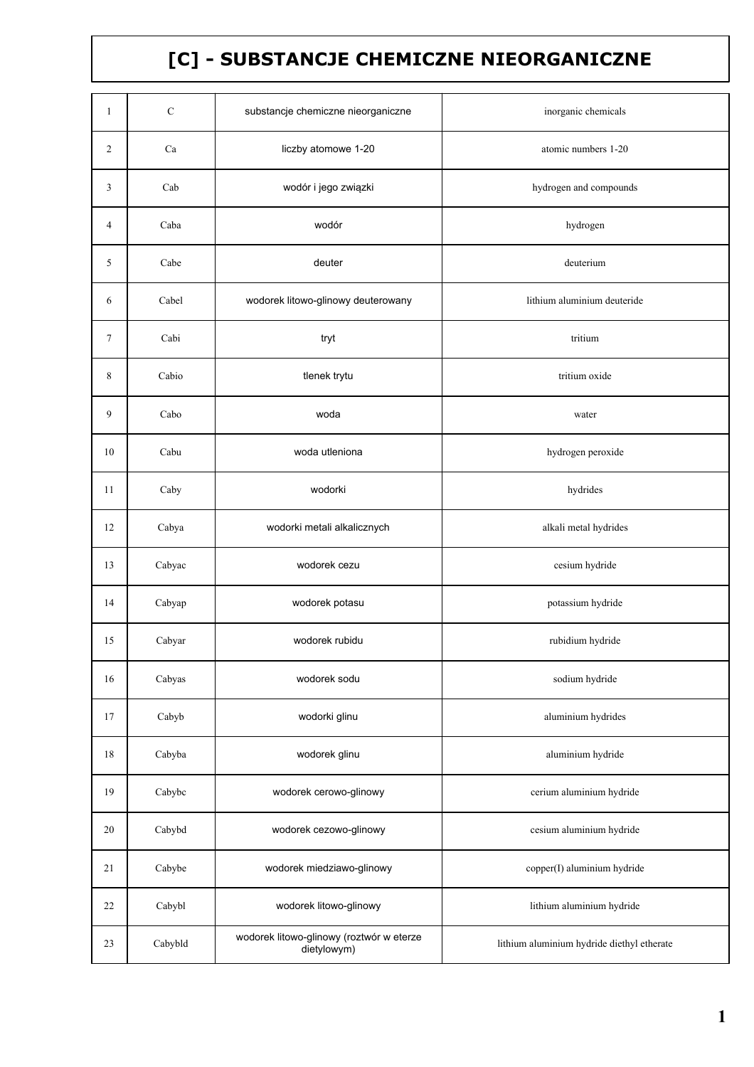# [C] - SUBSTANCJE CHEMICZNE NIEORGANICZNE

| | | | |
|---|---|---|---|
| 1 | C | substancje chemiczne nieorganiczne | inorganic chemicals |
| 2 | Ca | liczby atomowe 1-20 | atomic numbers 1-20 |
| 3 | Cab | wodór i jego związki | hydrogen and compounds |
| 4 | Caba | wodór | hydrogen |
| 5 | Cabe | deuter | deuterium |
| 6 | Cabel | wodorek litowo-glinowy deuterowany | lithium aluminium deuteride |
| 7 | Cabi | tryt | tritium |
| 8 | Cabio | tlenek trytu | tritium oxide |
| 9 | Cabo | woda | water |
| 10 | Cabu | woda utleniona | hydrogen peroxide |
| 11 | Caby | wodorki | hydrides |
| 12 | Cabya | wodorki metali alkalicznych | alkali metal hydrides |
| 13 | Cabyac | wodorek cezu | cesium hydride |
| 14 | Cabyap | wodorek potasu | potassium hydride |
| 15 | Cabyar | wodorek rubidu | rubidium hydride |
| 16 | Cabyas | wodorek sodu | sodium hydride |
| 17 | Cabyb | wodorki glinu | aluminium hydrides |
| 18 | Cabyba | wodorek glinu | aluminium hydride |
| 19 | Cabybc | wodorek cerowo-glinowy | cerium aluminium hydride |
| 20 | Cabybd | wodorek cezowo-glinowy | cesium aluminium hydride |
| 21 | Cabybe | wodorek miedziawo-glinowy | copper(I) aluminium hydride |
| 22 | Cabybl | wodorek litowo-glinowy | lithium aluminium hydride |
| 23 | Cabybld | wodorek litowo-glinowy (roztwór w eterze dietylowym) | lithium aluminium hydride diethyl etherate |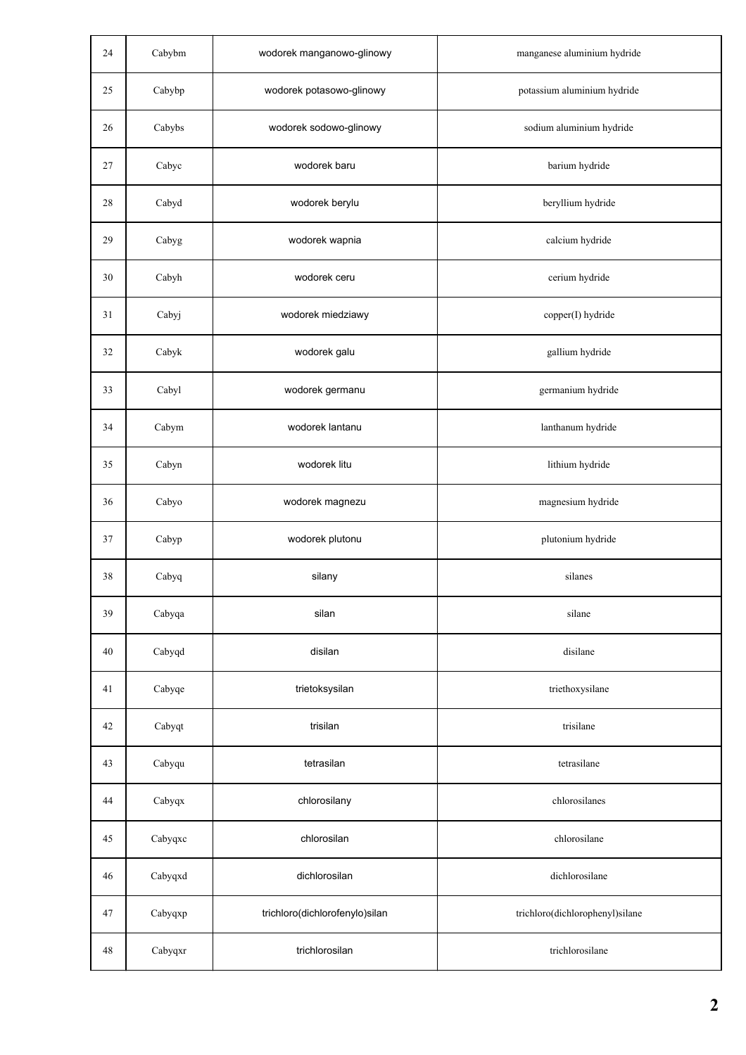| 24 | Cabybm | wodorek manganowo-glinowy | manganese aluminium hydride |
|---|---|---|---|
| 25 | Cabybp | wodorek potasowo-glinowy | potassium aluminium hydride |
| 26 | Cabybs | wodorek sodowo-glinowy | sodium aluminium hydride |
| 27 | Cabyc | wodorek baru | barium hydride |
| 28 | Cabyd | wodorek berylu | beryllium hydride |
| 29 | Cabyg | wodorek wapnia | calcium hydride |
| 30 | Cabyh | wodorek ceru | cerium hydride |
| 31 | Cabyj | wodorek miedziawy | copper(I) hydride |
| 32 | Cabyk | wodorek galu | gallium hydride |
| 33 | Cabyl | wodorek germanu | germanium hydride |
| 34 | Cabym | wodorek lantanu | lanthanum hydride |
| 35 | Cabyn | wodorek litu | lithium hydride |
| 36 | Cabyo | wodorek magnezu | magnesium hydride |
| 37 | Cabyp | wodorek plutonu | plutonium hydride |
| 38 | Cabyq | silany | silanes |
| 39 | Cabyqa | silan | silane |
| 40 | Cabyqd | disilan | disilane |
| 41 | Cabyqe | trietoksysilan | triethoxysilane |
| 42 | Cabyqt | trisilan | trisilane |
| 43 | Cabyqu | tetrasilan | tetrasilane |
| 44 | Cabyqx | chlorosilany | chlorosilanes |
| 45 | Cabyqxc | chlorosilan | chlorosilane |
| 46 | Cabyqxd | dichlorosilan | dichlorosilane |
| 47 | Cabyqxp | trichloro(dichlorofenylo)silan | trichloro(dichlorophenyl)silane |
| 48 | Cabyqxr | trichlorosilan | trichlorosilane |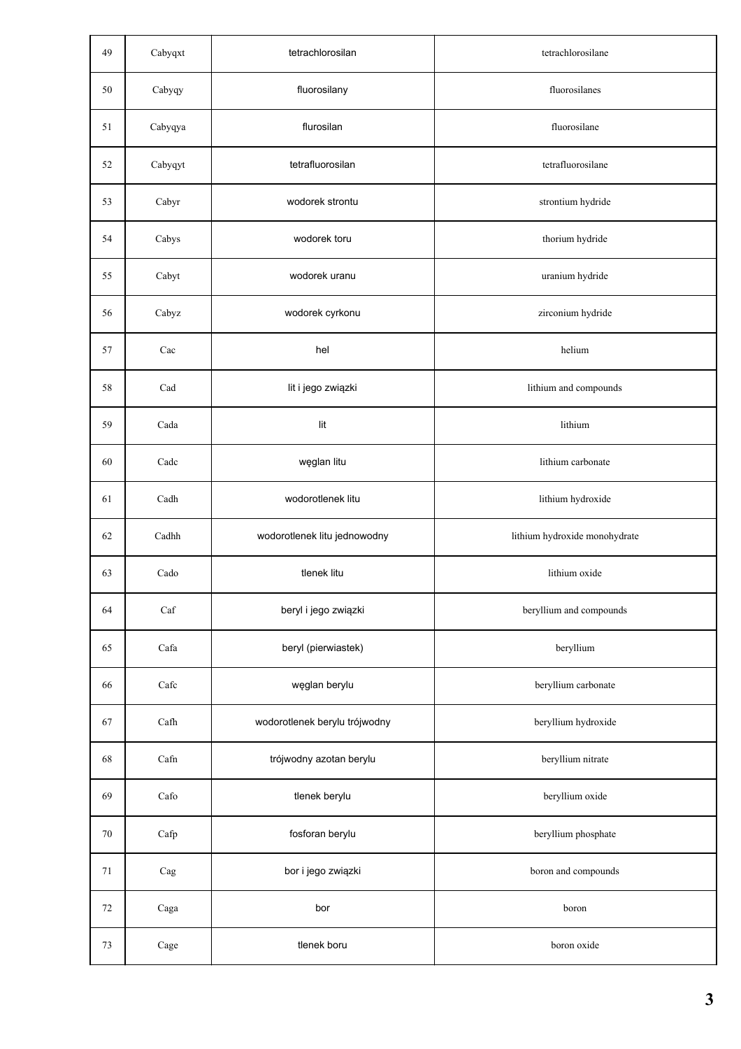| 49 | Cabyqxt | tetrachlorosilan | tetrachlorosilane |
|---|---|---|---|
| 50 | Cabyqy | fluorosilany | fluorosilanes |
| 51 | Cabyqya | flurosilan | fluorosilane |
| 52 | Cabyqyt | tetrafluorosilan | tetrafluorosilane |
| 53 | Cabyr | wodorek strontu | strontium hydride |
| 54 | Cabys | wodorek toru | thorium hydride |
| 55 | Cabyt | wodorek uranu | uranium hydride |
| 56 | Cabyz | wodorek cyrkonu | zirconium hydride |
| 57 | Cac | hel | helium |
| 58 | Cad | lit i jego związki | lithium and compounds |
| 59 | Cada | lit | lithium |
| 60 | Cadc | węglan litu | lithium carbonate |
| 61 | Cadh | wodorotlenek litu | lithium hydroxide |
| 62 | Cadhh | wodorotlenek litu jednowodny | lithium hydroxide monohydrate |
| 63 | Cado | tlenek litu | lithium oxide |
| 64 | Caf | beryl i jego związki | beryllium and compounds |
| 65 | Cafa | beryl (pierwiastek) | beryllium |
| 66 | Cafc | węglan berylu | beryllium carbonate |
| 67 | Cafh | wodorotlenek berylu trójwodny | beryllium hydroxide |
| 68 | Cafn | trójwodny azotan berylu | beryllium nitrate |
| 69 | Cafo | tlenek berylu | beryllium oxide |
| 70 | Cafp | fosforan berylu | beryllium phosphate |
| 71 | Cag | bor i jego związki | boron and compounds |
| 72 | Caga | bor | boron |
| 73 | Cage | tlenek boru | boron oxide |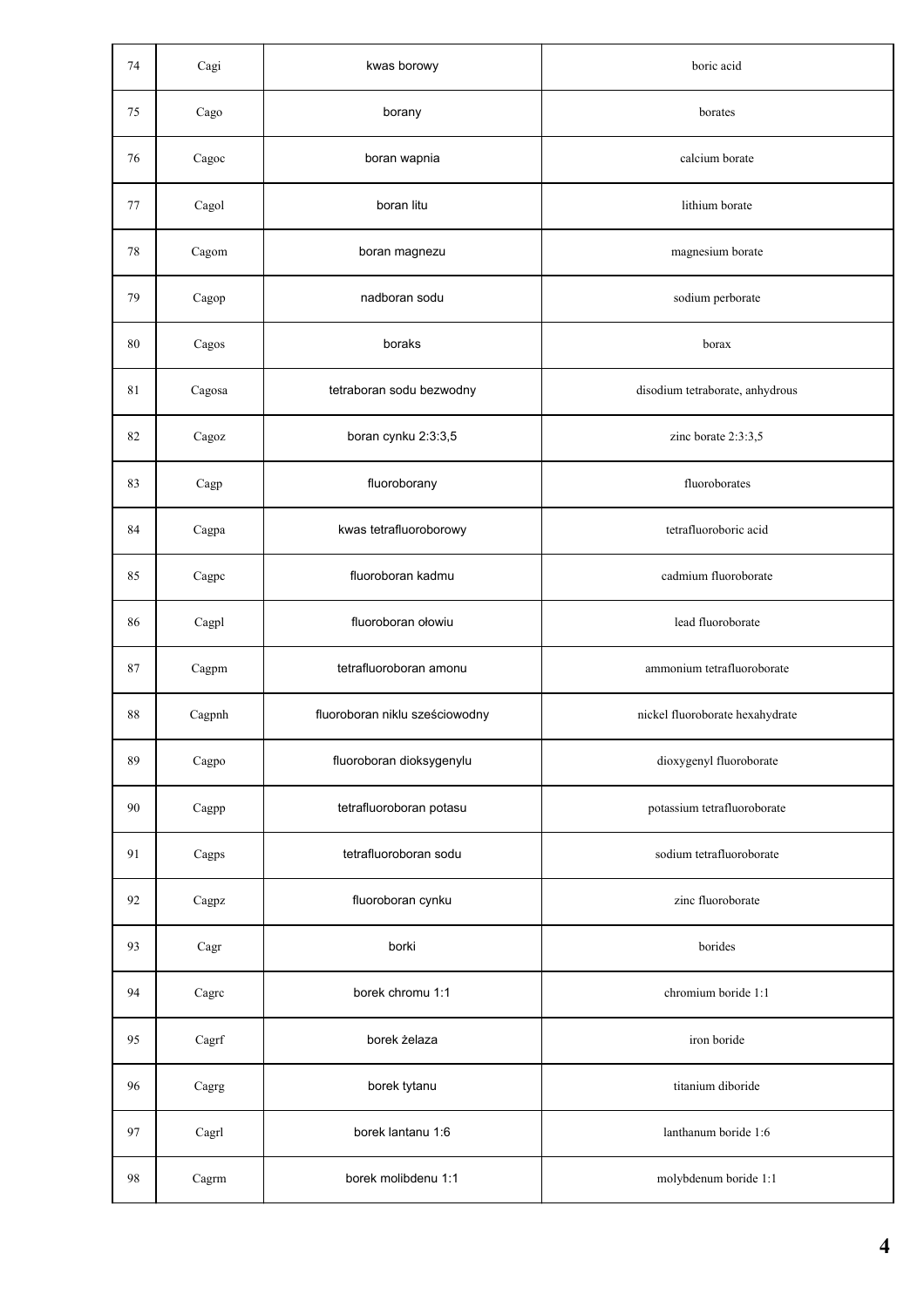| | | | |
|---|---|---|---|
| 74 | Cagi | kwas borowy | boric acid |
| 75 | Cago | borany | borates |
| 76 | Cagoc | boran wapnia | calcium borate |
| 77 | Cagol | boran litu | lithium borate |
| 78 | Cagom | boran magnezu | magnesium borate |
| 79 | Cagop | nadboran sodu | sodium perborate |
| 80 | Cagos | boraks | borax |
| 81 | Cagosa | tetraboran sodu bezwodny | disodium tetraborate, anhydrous |
| 82 | Cagoz | boran cynku 2:3:3,5 | zinc borate 2:3:3,5 |
| 83 | Cagp | fluoroborany | fluoroborates |
| 84 | Cagpa | kwas tetrafluoroborowy | tetrafluoroboric acid |
| 85 | Cagpc | fluoroboran kadmu | cadmium fluoroborate |
| 86 | Cagpl | fluoroboran ołowiu | lead fluoroborate |
| 87 | Cagpm | tetrafluoroboran amonu | ammonium tetrafluoroborate |
| 88 | Cagpnh | fluoroboran niklu sześciowodny | nickel fluoroborate hexahydrate |
| 89 | Cagpo | fluoroboran dioksygenylu | dioxygenyl fluoroborate |
| 90 | Cagpp | tetrafluoroboran potasu | potassium tetrafluoroborate |
| 91 | Cagps | tetrafluoroboran sodu | sodium tetrafluoroborate |
| 92 | Cagpz | fluoroboran cynku | zinc fluoroborate |
| 93 | Cagr | borki | borides |
| 94 | Cagrc | borek chromu 1:1 | chromium boride 1:1 |
| 95 | Cagrf | borek żelaza | iron boride |
| 96 | Cagrg | borek tytanu | titanium diboride |
| 97 | Cagrl | borek lantanu 1:6 | lanthanum boride 1:6 |
| 98 | Cagrm | borek molibdenu 1:1 | molybdenum boride 1:1 |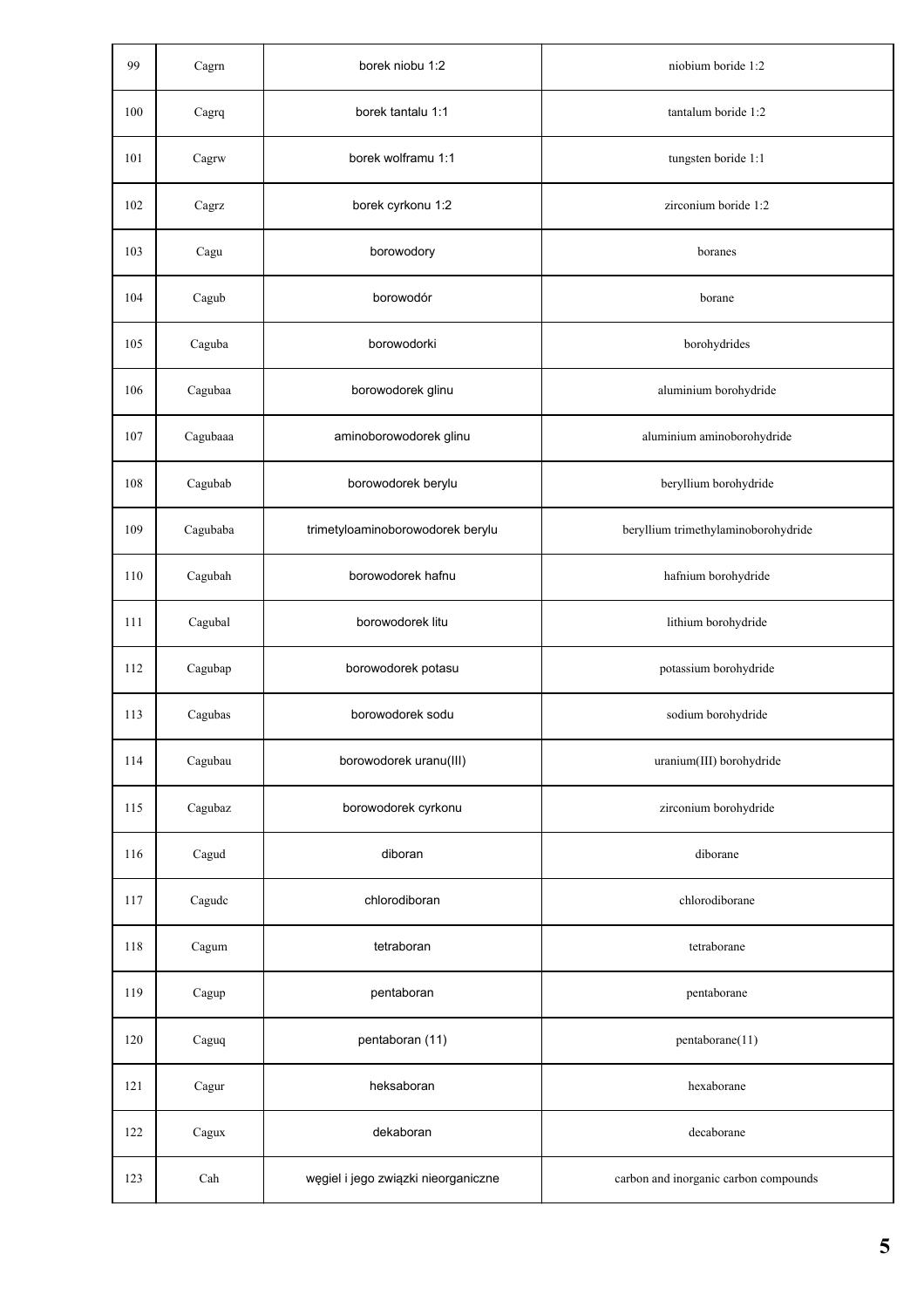| 99 | Cagrn | borek niobu 1:2 | niobium boride 1:2 |
|---|---|---|---|
| 100 | Cagrq | borek tantalu 1:1 | tantalum boride 1:2 |
| 101 | Cagrw | borek wolframu 1:1 | tungsten boride 1:1 |
| 102 | Cagrz | borek cyrkonu 1:2 | zirconium boride 1:2 |
| 103 | Cagu | borowodory | boranes |
| 104 | Cagub | borowodór | borane |
| 105 | Caguba | borowodorki | borohydrides |
| 106 | Cagubaa | borowodorek glinu | aluminium borohydride |
| 107 | Cagubaaa | aminoborowodorek glinu | aluminium aminoborohydride |
| 108 | Cagubab | borowodorek berylu | beryllium borohydride |
| 109 | Cagubaba | trimetyloaminoborowodorek berylu | beryllium trimethylaminoborohydride |
| 110 | Cagubah | borowodorek hafnu | hafnium borohydride |
| 111 | Cagubal | borowodorek litu | lithium borohydride |
| 112 | Cagubap | borowodorek potasu | potassium borohydride |
| 113 | Cagubas | borowodorek sodu | sodium borohydride |
| 114 | Cagubau | borowodorek uranu(III) | uranium(III) borohydride |
| 115 | Cagubaz | borowodorek cyrkonu | zirconium borohydride |
| 116 | Cagud | diboran | diborane |
| 117 | Cagudc | chlorodiboran | chlorodiborane |
| 118 | Cagum | tetraboran | tetraborane |
| 119 | Cagup | pentaboran | pentaborane |
| 120 | Caguq | pentaboran (11) | pentaborane(11) |
| 121 | Cagur | heksaboran | hexaborane |
| 122 | Cagux | dekaboran | decaborane |
| 123 | Cah | węgiel i jego związki nieorganiczne | carbon and inorganic carbon compounds |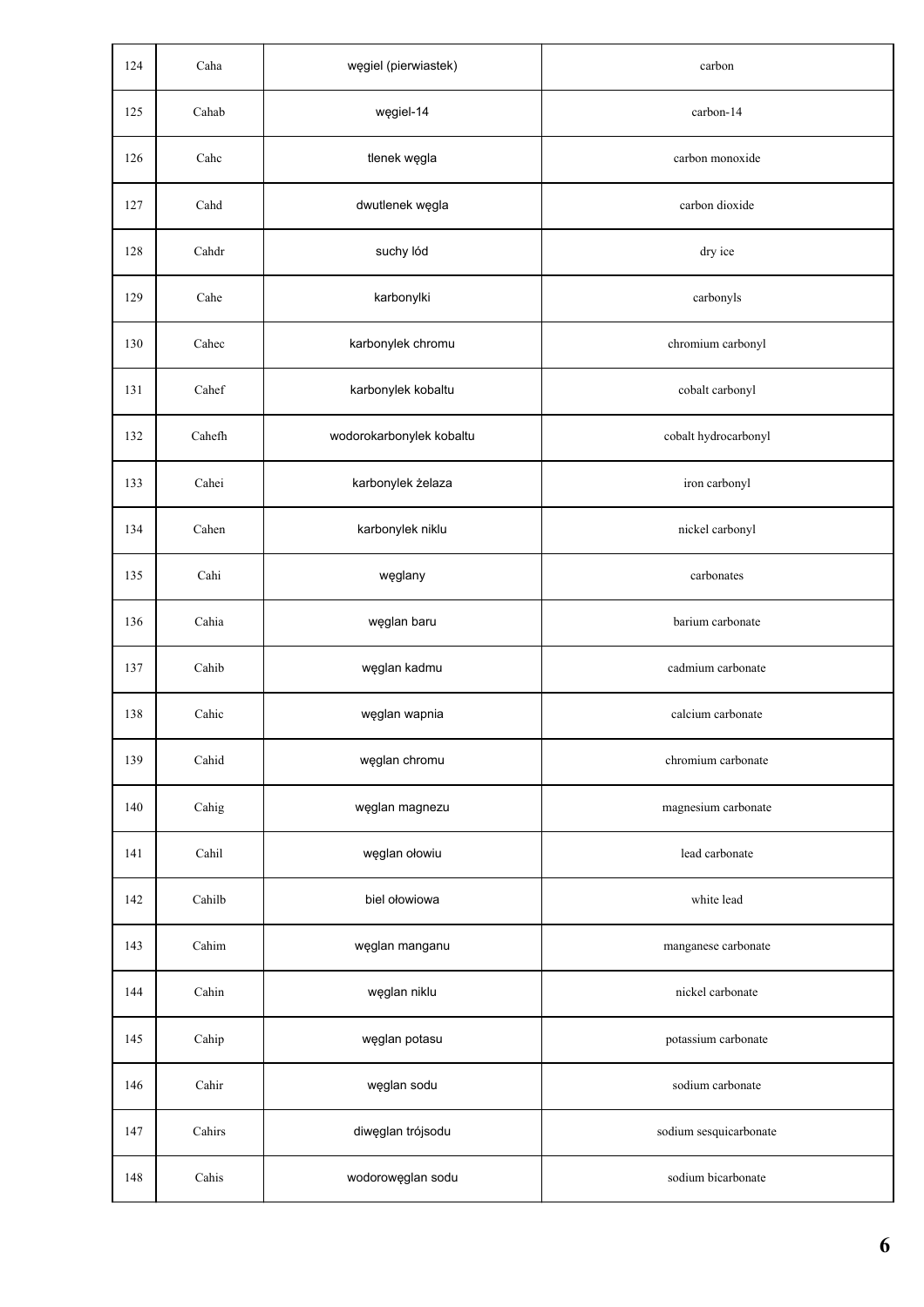| 124 | Caha | węgiel (pierwiastek) | carbon |
|---|---|---|---|
| 125 | Cahab | węgiel-14 | carbon-14 |
| 126 | Cahc | tlenek węgla | carbon monoxide |
| 127 | Cahd | dwutlenek węgla | carbon dioxide |
| 128 | Cahdr | suchy lód | dry ice |
| 129 | Cahe | karbonylki | carbonyls |
| 130 | Cahec | karbonylek chromu | chromium carbonyl |
| 131 | Cahef | karbonylek kobaltu | cobalt carbonyl |
| 132 | Cahefh | wodorokarbonylek kobaltu | cobalt hydrocarbonyl |
| 133 | Cahei | karbonylek żelaza | iron carbonyl |
| 134 | Cahen | karbonylek niklu | nickel carbonyl |
| 135 | Cahi | węglany | carbonates |
| 136 | Cahia | węglan baru | barium carbonate |
| 137 | Cahib | węglan kadmu | cadmium carbonate |
| 138 | Cahic | węglan wapnia | calcium carbonate |
| 139 | Cahid | węglan chromu | chromium carbonate |
| 140 | Cahig | węglan magnezu | magnesium carbonate |
| 141 | Cahil | węglan ołowiu | lead carbonate |
| 142 | Cahilb | biel ołowiowa | white lead |
| 143 | Cahim | węglan manganu | manganese carbonate |
| 144 | Cahin | węglan niklu | nickel carbonate |
| 145 | Cahip | węglan potasu | potassium carbonate |
| 146 | Cahir | węglan sodu | sodium carbonate |
| 147 | Cahirs | diwęglan trójsodu | sodium sesquicarbonate |
| 148 | Cahis | wodorowęglan sodu | sodium bicarbonate |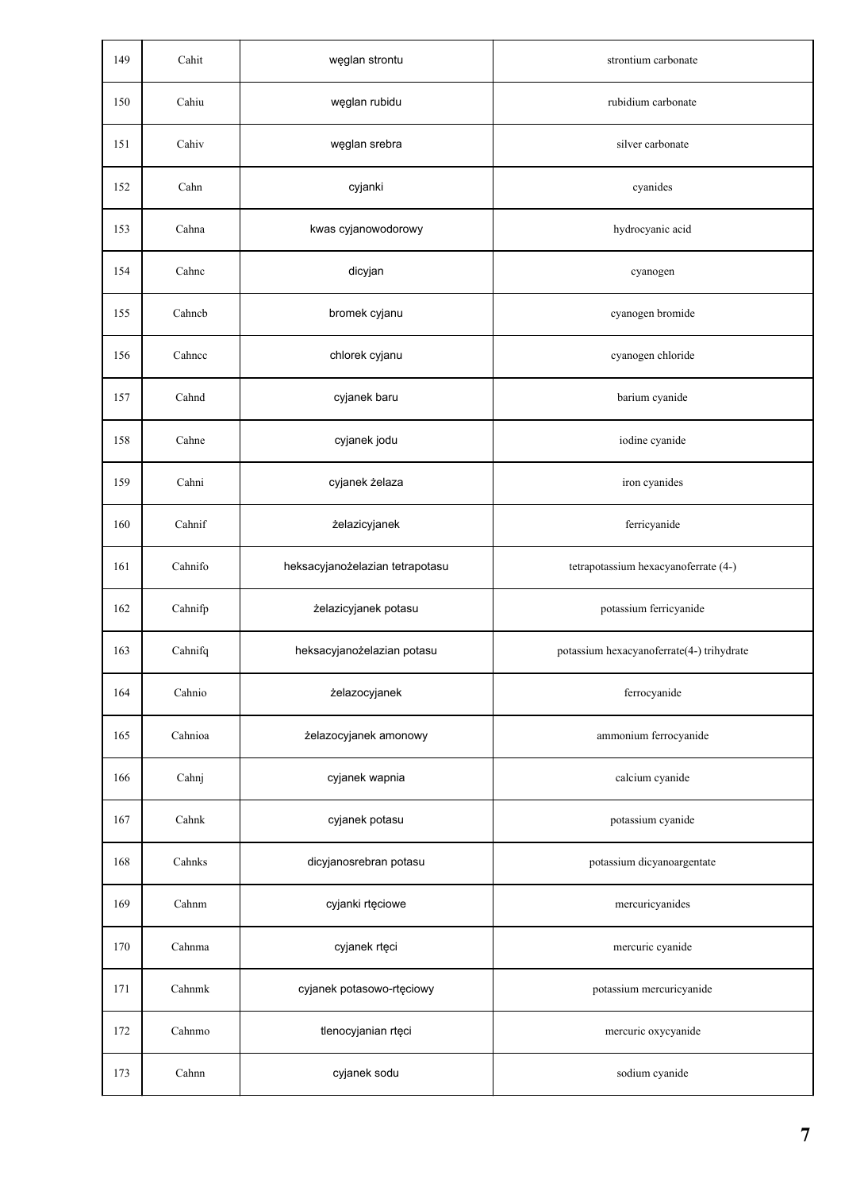| 149 | Cahit | węglan strontu | strontium carbonate |
|---|---|---|---|
| 150 | Cahiu | węglan rubidu | rubidium carbonate |
| 151 | Cahiv | węglan srebra | silver carbonate |
| 152 | Cahn | cyjanki | cyanides |
| 153 | Cahna | kwas cyjanowodorowy | hydrocyanic acid |
| 154 | Cahnc | dicyjan | cyanogen |
| 155 | Cahncb | bromek cyjanu | cyanogen bromide |
| 156 | Cahncc | chlorek cyjanu | cyanogen chloride |
| 157 | Cahnd | cyjanek baru | barium cyanide |
| 158 | Cahne | cyjanek jodu | iodine cyanide |
| 159 | Cahni | cyjanek żelaza | iron cyanides |
| 160 | Cahnif | żelazicyjanek | ferricyanide |
| 161 | Cahnifo | heksacyjanożelazian tetrapotasu | tetrapotassium hexacyanoferrate (4-) |
| 162 | Cahnifp | żelazicyjanek potasu | potassium ferricyanide |
| 163 | Cahnifq | heksacyjanożelazian potasu | potassium hexacyanoferrate(4-) trihydrate |
| 164 | Cahnio | żelazocyjanek | ferrocyanide |
| 165 | Cahnioa | żelazocyjanek amonowy | ammonium ferrocyanide |
| 166 | Cahnj | cyjanek wapnia | calcium cyanide |
| 167 | Cahnk | cyjanek potasu | potassium cyanide |
| 168 | Cahnks | dicyjanosrebran potasu | potassium dicyanoargentate |
| 169 | Cahnm | cyjanki rtęciowe | mercuricyanides |
| 170 | Cahnma | cyjanek rtęci | mercuric cyanide |
| 171 | Cahnmk | cyjanek potasowo-rtęciowy | potassium mercuricyanide |
| 172 | Cahnmo | tlenocyjanian rtęci | mercuric oxycyanide |
| 173 | Cahnn | cyjanek sodu | sodium cyanide |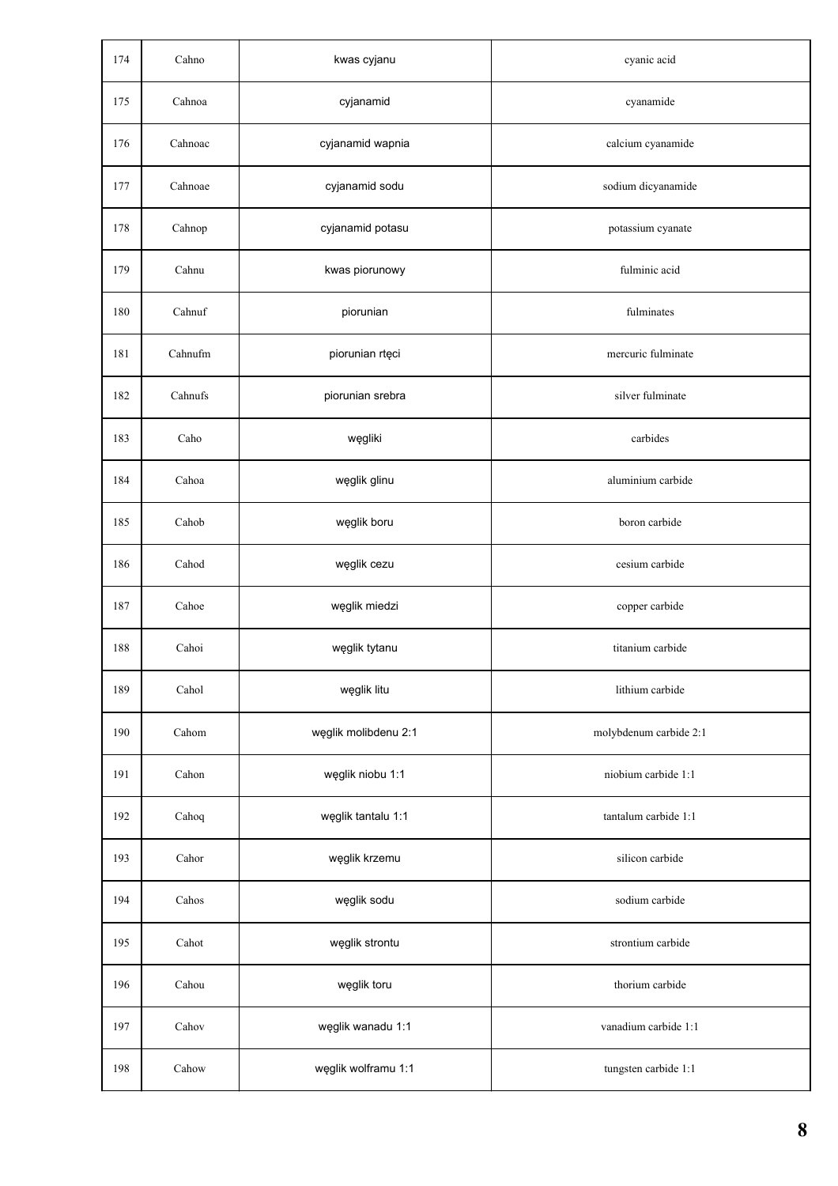| 174 | Cahno | kwas cyjanu | cyanic acid |
|---|---|---|---|
| 175 | Cahnoa | cyjanamid | cyanamide |
| 176 | Cahnoac | cyjanamid wapnia | calcium cyanamide |
| 177 | Cahnoae | cyjanamid sodu | sodium dicyanamide |
| 178 | Cahnop | cyjanamid potasu | potassium cyanate |
| 179 | Cahnu | kwas piorunowy | fulminic acid |
| 180 | Cahnuf | piorunian | fulminates |
| 181 | Cahnufm | piorunian rtęci | mercuric fulminate |
| 182 | Cahnufs | piorunian srebra | silver fulminate |
| 183 | Caho | węgliki | carbides |
| 184 | Cahoa | węglik glinu | aluminium carbide |
| 185 | Cahob | węglik boru | boron carbide |
| 186 | Cahod | węglik cezu | cesium carbide |
| 187 | Cahoe | węglik miedzi | copper carbide |
| 188 | Cahoi | węglik tytanu | titanium carbide |
| 189 | Cahol | węglik litu | lithium carbide |
| 190 | Cahom | węglik molibdenu 2:1 | molybdenum carbide 2:1 |
| 191 | Cahon | węglik niobu 1:1 | niobium carbide 1:1 |
| 192 | Cahoq | węglik tantalu 1:1 | tantalum carbide 1:1 |
| 193 | Cahor | węglik krzemu | silicon carbide |
| 194 | Cahos | węglik sodu | sodium carbide |
| 195 | Cahot | węglik strontu | strontium carbide |
| 196 | Cahou | węglik toru | thorium carbide |
| 197 | Cahov | węglik wanadu 1:1 | vanadium carbide 1:1 |
| 198 | Cahow | węglik wolframu 1:1 | tungsten carbide 1:1 |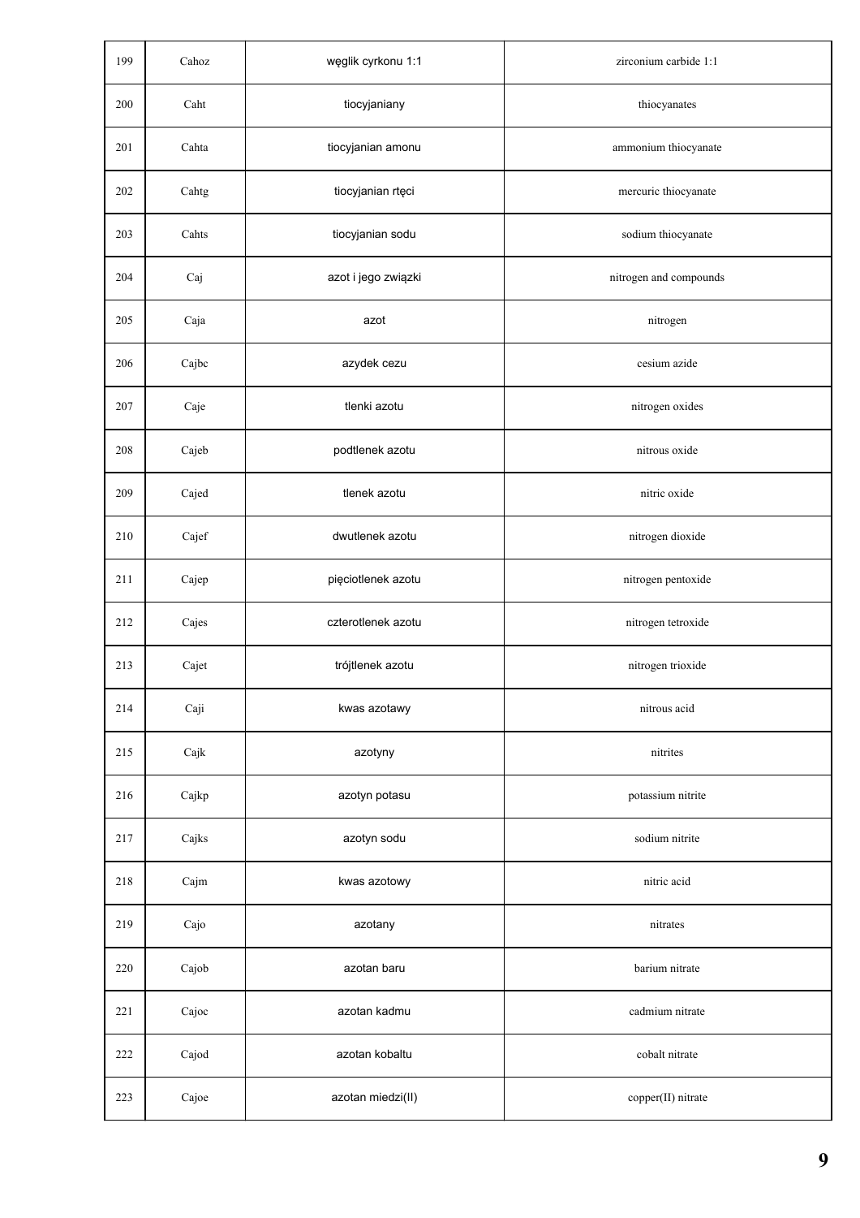| 199 | Cahoz | węglik cyrkonu 1:1 | zirconium carbide 1:1 |
|---|---|---|---|
| 200 | Caht | tiocyjaniany | thiocyanates |
| 201 | Cahta | tiocyjanian amonu | ammonium thiocyanate |
| 202 | Cahtg | tiocyjanian rtęci | mercuric thiocyanate |
| 203 | Cahts | tiocyjanian sodu | sodium thiocyanate |
| 204 | Caj | azot i jego związki | nitrogen and compounds |
| 205 | Caja | azot | nitrogen |
| 206 | Cajbc | azydek cezu | cesium azide |
| 207 | Caje | tlenki azotu | nitrogen oxides |
| 208 | Cajeb | podtlenek azotu | nitrous oxide |
| 209 | Cajed | tlenek azotu | nitric oxide |
| 210 | Cajef | dwutlenek azotu | nitrogen dioxide |
| 211 | Cajep | pięciotlenek azotu | nitrogen pentoxide |
| 212 | Cajes | czterotlenek azotu | nitrogen tetroxide |
| 213 | Cajet | trójtlenek azotu | nitrogen trioxide |
| 214 | Caji | kwas azotawy | nitrous acid |
| 215 | Cajk | azotyny | nitrites |
| 216 | Cajkp | azotyn potasu | potassium nitrite |
| 217 | Cajks | azotyn sodu | sodium nitrite |
| 218 | Cajm | kwas azotowy | nitric acid |
| 219 | Cajo | azotany | nitrates |
| 220 | Cajob | azotan baru | barium nitrate |
| 221 | Cajoc | azotan kadmu | cadmium nitrate |
| 222 | Cajod | azotan kobaltu | cobalt nitrate |
| 223 | Cajoe | azotan miedzi(II) | copper(II) nitrate |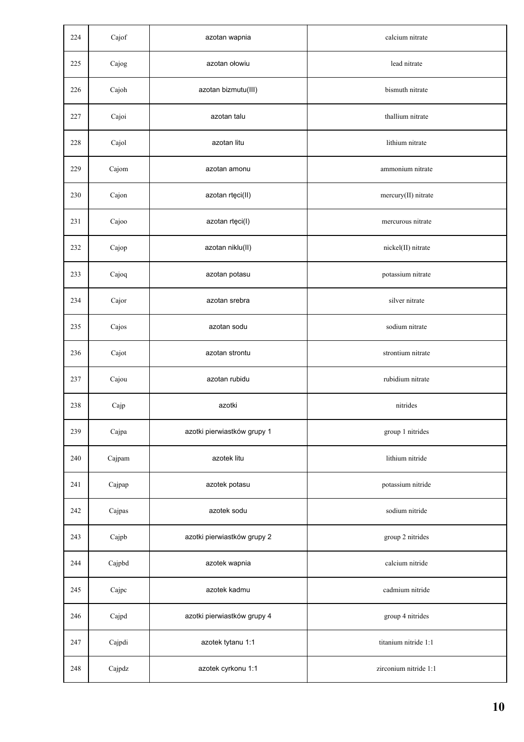| 224 | Cajof | azotan wapnia | calcium nitrate |
|---|---|---|---|
| 225 | Cajog | azotan ołowiu | lead nitrate |
| 226 | Cajoh | azotan bizmutu(III) | bismuth nitrate |
| 227 | Cajoi | azotan talu | thallium nitrate |
| 228 | Cajol | azotan litu | lithium nitrate |
| 229 | Cajom | azotan amonu | ammonium nitrate |
| 230 | Cajon | azotan rtęci(II) | mercury(II) nitrate |
| 231 | Cajoo | azotan rtęci(I) | mercurous nitrate |
| 232 | Cajop | azotan niklu(II) | nickel(II) nitrate |
| 233 | Cajoq | azotan potasu | potassium nitrate |
| 234 | Cajor | azotan srebra | silver nitrate |
| 235 | Cajos | azotan sodu | sodium nitrate |
| 236 | Cajot | azotan strontu | strontium nitrate |
| 237 | Cajou | azotan rubidu | rubidium nitrate |
| 238 | Cajp | azotki | nitrides |
| 239 | Cajpa | azotki pierwiastków grupy 1 | group 1 nitrides |
| 240 | Cajpam | azotek litu | lithium nitride |
| 241 | Cajpap | azotek potasu | potassium nitride |
| 242 | Cajpas | azotek sodu | sodium nitride |
| 243 | Cajpb | azotki pierwiastków grupy 2 | group 2 nitrides |
| 244 | Cajpbd | azotek wapnia | calcium nitride |
| 245 | Cajpc | azotek kadmu | cadmium nitride |
| 246 | Cajpd | azotki pierwiastków grupy 4 | group 4 nitrides |
| 247 | Cajpdi | azotek tytanu 1:1 | titanium nitride 1:1 |
| 248 | Cajpdz | azotek cyrkonu 1:1 | zirconium nitride 1:1 |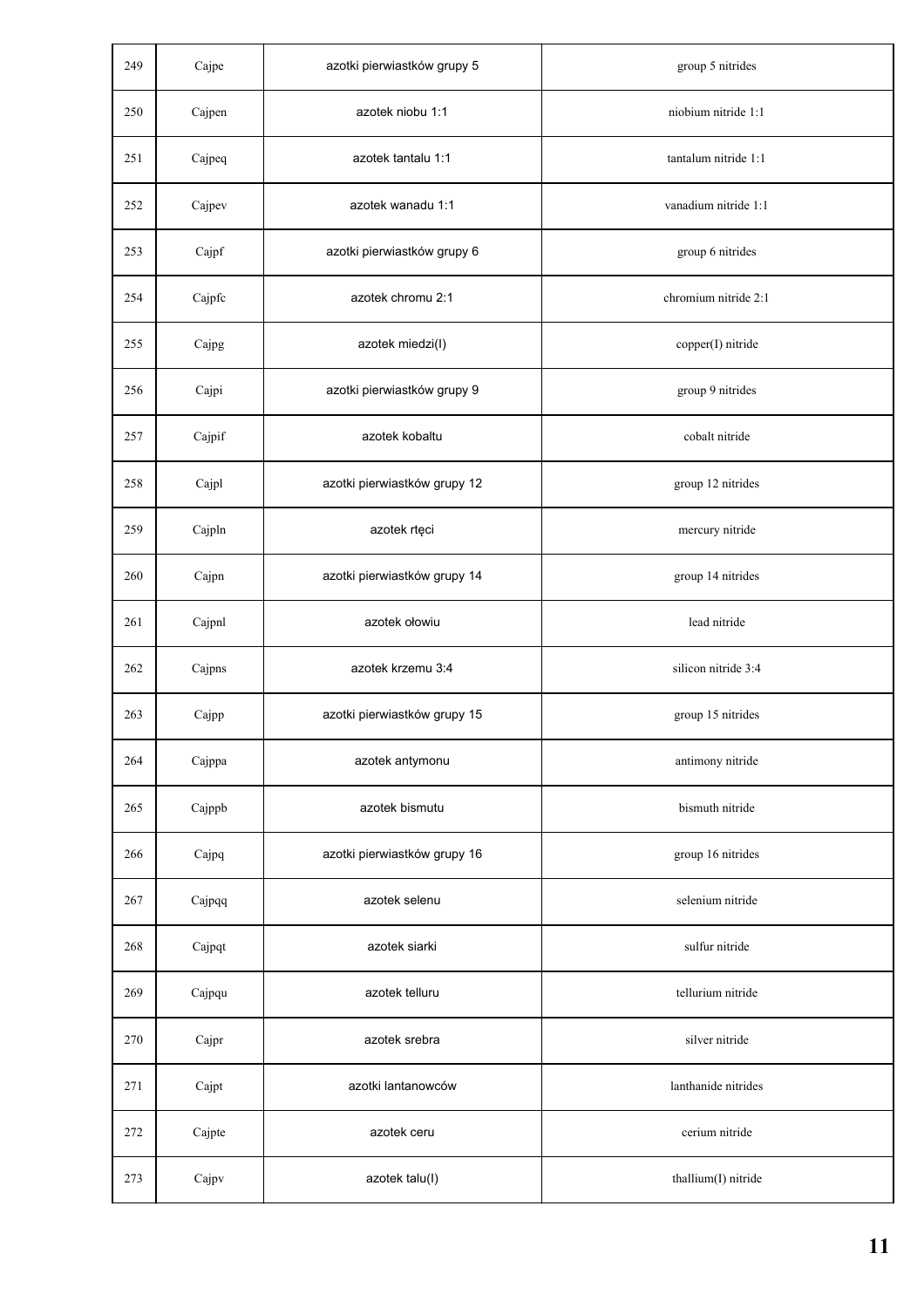| 249 | Cajpe | azotki pierwiastków grupy 5 | group 5 nitrides |
|---|---|---|---|
| 250 | Cajpen | azotek niobu 1:1 | niobium nitride 1:1 |
| 251 | Cajpeq | azotek tantalu 1:1 | tantalum nitride 1:1 |
| 252 | Cajpev | azotek wanadu 1:1 | vanadium nitride 1:1 |
| 253 | Cajpf | azotki pierwiastków grupy 6 | group 6 nitrides |
| 254 | Cajpfc | azotek chromu 2:1 | chromium nitride 2:1 |
| 255 | Cajpg | azotek miedzi(I) | copper(I) nitride |
| 256 | Cajpi | azotki pierwiastków grupy 9 | group 9 nitrides |
| 257 | Cajpif | azotek kobaltu | cobalt nitride |
| 258 | Cajpl | azotki pierwiastków grupy 12 | group 12 nitrides |
| 259 | Cajpln | azotek rtęci | mercury nitride |
| 260 | Cajpn | azotki pierwiastków grupy 14 | group 14 nitrides |
| 261 | Cajpnl | azotek ołowiu | lead nitride |
| 262 | Cajpns | azotek krzemu 3:4 | silicon nitride 3:4 |
| 263 | Cajpp | azotki pierwiastków grupy 15 | group 15 nitrides |
| 264 | Cajppa | azotek antymonu | antimony nitride |
| 265 | Cajppb | azotek bismutu | bismuth nitride |
| 266 | Cajpq | azotki pierwiastków grupy 16 | group 16 nitrides |
| 267 | Cajpqq | azotek selenu | selenium nitride |
| 268 | Cajpqt | azotek siarki | sulfur nitride |
| 269 | Cajpqu | azotek telluru | tellurium nitride |
| 270 | Cajpr | azotek srebra | silver nitride |
| 271 | Cajpt | azotki lantanowców | lanthanide nitrides |
| 272 | Cajpte | azotek ceru | cerium nitride |
| 273 | Cajpv | azotek talu(I) | thallium(I) nitride |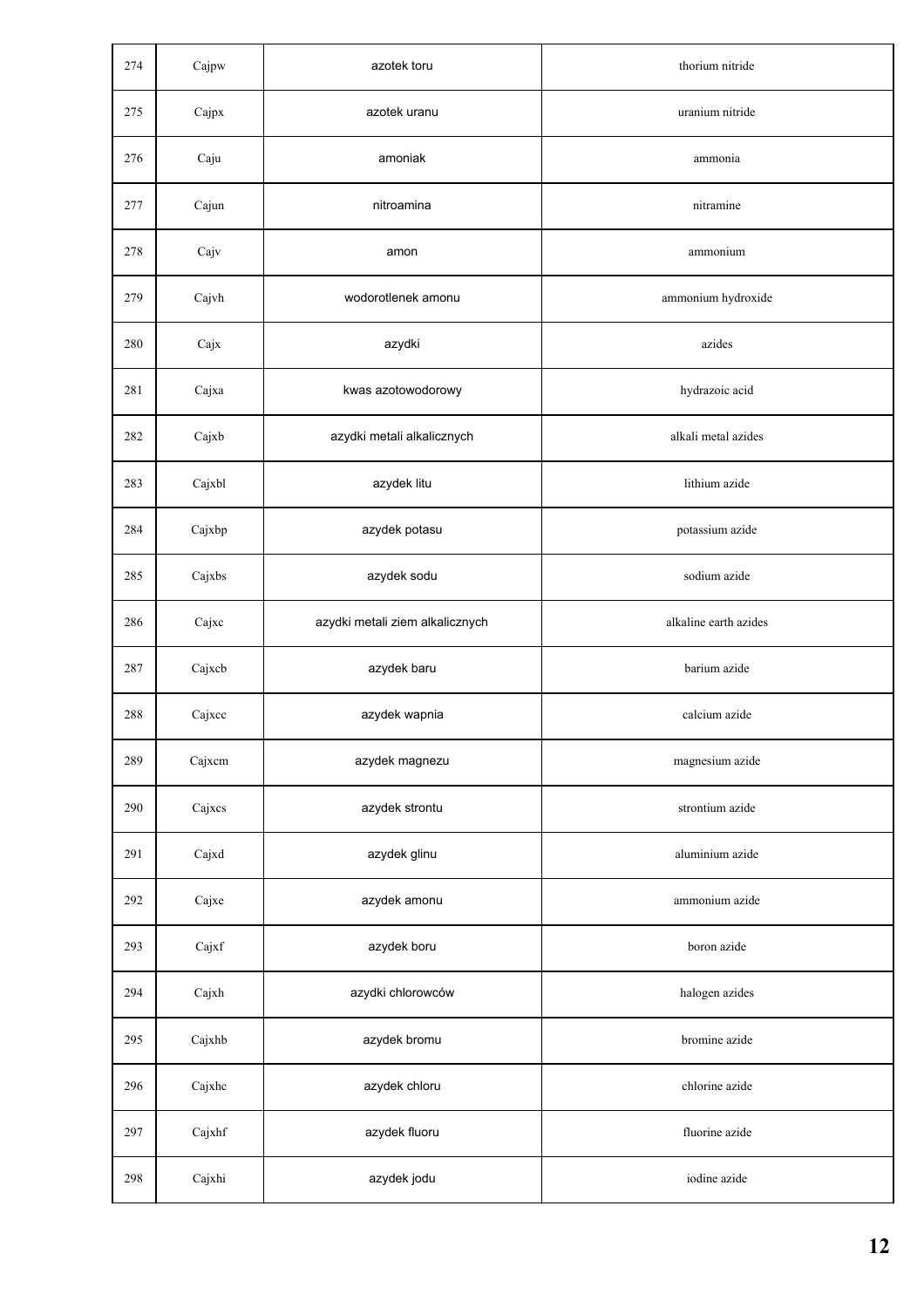| 274 | Cajpw | azotek toru | thorium nitride |
|---|---|---|---|
| 275 | Cajpx | azotek uranu | uranium nitride |
| 276 | Caju | amoniak | ammonia |
| 277 | Cajun | nitroamina | nitramine |
| 278 | Cajv | amon | ammonium |
| 279 | Cajvh | wodorotlenek amonu | ammonium hydroxide |
| 280 | Cajx | azydki | azides |
| 281 | Cajxa | kwas azotowodorowy | hydrazoic acid |
| 282 | Cajxb | azydki metali alkalicznych | alkali metal azides |
| 283 | Cajxbl | azydek litu | lithium azide |
| 284 | Cajxbp | azydek potasu | potassium azide |
| 285 | Cajxbs | azydek sodu | sodium azide |
| 286 | Cajxc | azydki metali ziem alkalicznych | alkaline earth azides |
| 287 | Cajxcb | azydek baru | barium azide |
| 288 | Cajxcc | azydek wapnia | calcium azide |
| 289 | Cajxcm | azydek magnezu | magnesium azide |
| 290 | Cajxcs | azydek strontu | strontium azide |
| 291 | Cajxd | azydek glinu | aluminium azide |
| 292 | Cajxe | azydek amonu | ammonium azide |
| 293 | Cajxf | azydek boru | boron azide |
| 294 | Cajxh | azydki chlorowców | halogen azides |
| 295 | Cajxhb | azydek bromu | bromine azide |
| 296 | Cajxhc | azydek chloru | chlorine azide |
| 297 | Cajxhf | azydek fluoru | fluorine azide |
| 298 | Cajxhi | azydek jodu | iodine azide |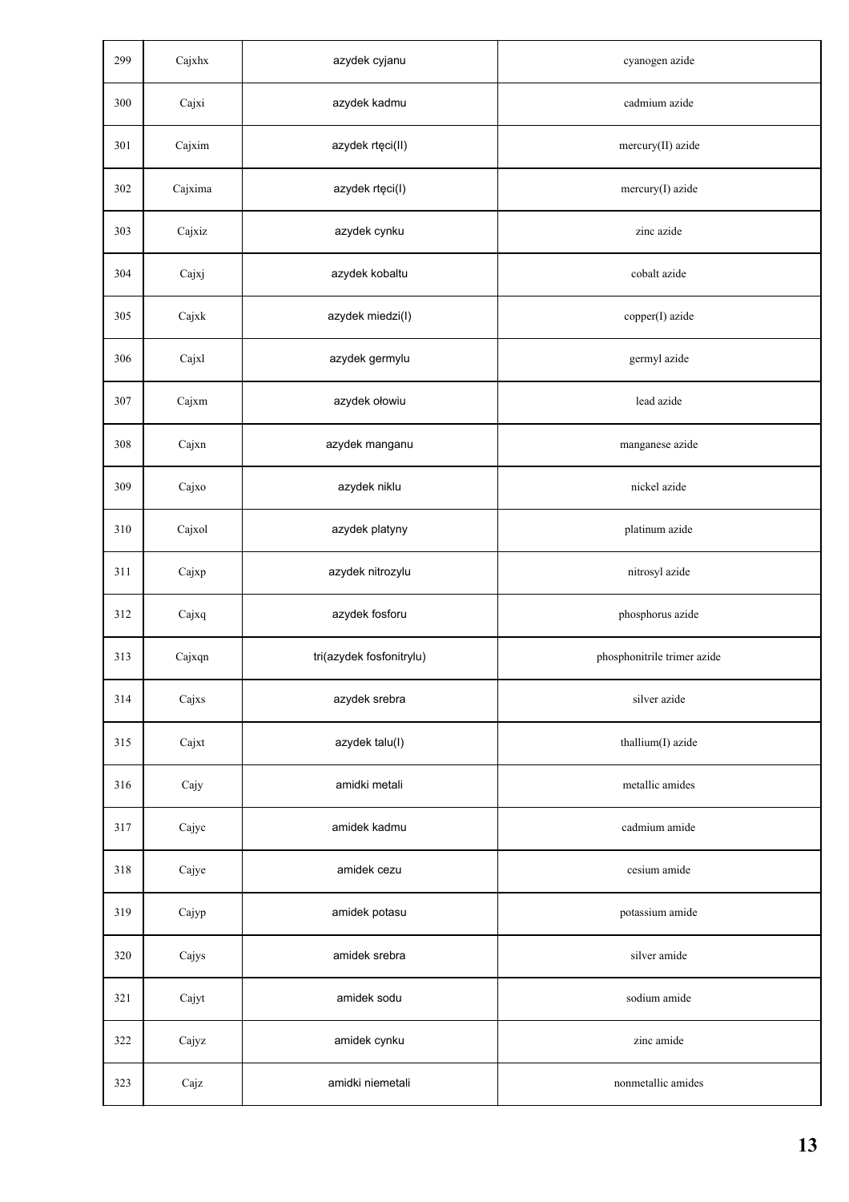| | | | |
|---|---|---|---|
| 299 | Cajxhx | azydek cyjanu | cyanogen azide |
| 300 | Cajxi | azydek kadmu | cadmium azide |
| 301 | Cajxim | azydek rtęci(II) | mercury(II) azide |
| 302 | Cajxima | azydek rtęci(I) | mercury(I) azide |
| 303 | Cajxiz | azydek cynku | zinc azide |
| 304 | Cajxj | azydek kobaltu | cobalt azide |
| 305 | Cajxk | azydek miedzi(I) | copper(I) azide |
| 306 | Cajxl | azydek germylu | germyl azide |
| 307 | Cajxm | azydek ołowiu | lead azide |
| 308 | Cajxn | azydek manganu | manganese azide |
| 309 | Cajxo | azydek niklu | nickel azide |
| 310 | Cajxol | azydek platyny | platinum azide |
| 311 | Cajxp | azydek nitrozylu | nitrosyl azide |
| 312 | Cajxq | azydek fosforu | phosphorus azide |
| 313 | Cajxqn | tri(azydek fosfonitrylu) | phosphonitrile trimer azide |
| 314 | Cajxs | azydek srebra | silver azide |
| 315 | Cajxt | azydek talu(I) | thallium(I) azide |
| 316 | Cajy | amidki metali | metallic amides |
| 317 | Cajyc | amidek kadmu | cadmium amide |
| 318 | Cajye | amidek cezu | cesium amide |
| 319 | Cajyp | amidek potasu | potassium amide |
| 320 | Cajys | amidek srebra | silver amide |
| 321 | Cajyt | amidek sodu | sodium amide |
| 322 | Cajyz | amidek cynku | zinc amide |
| 323 | Cajz | amidki niemetali | nonmetallic amides |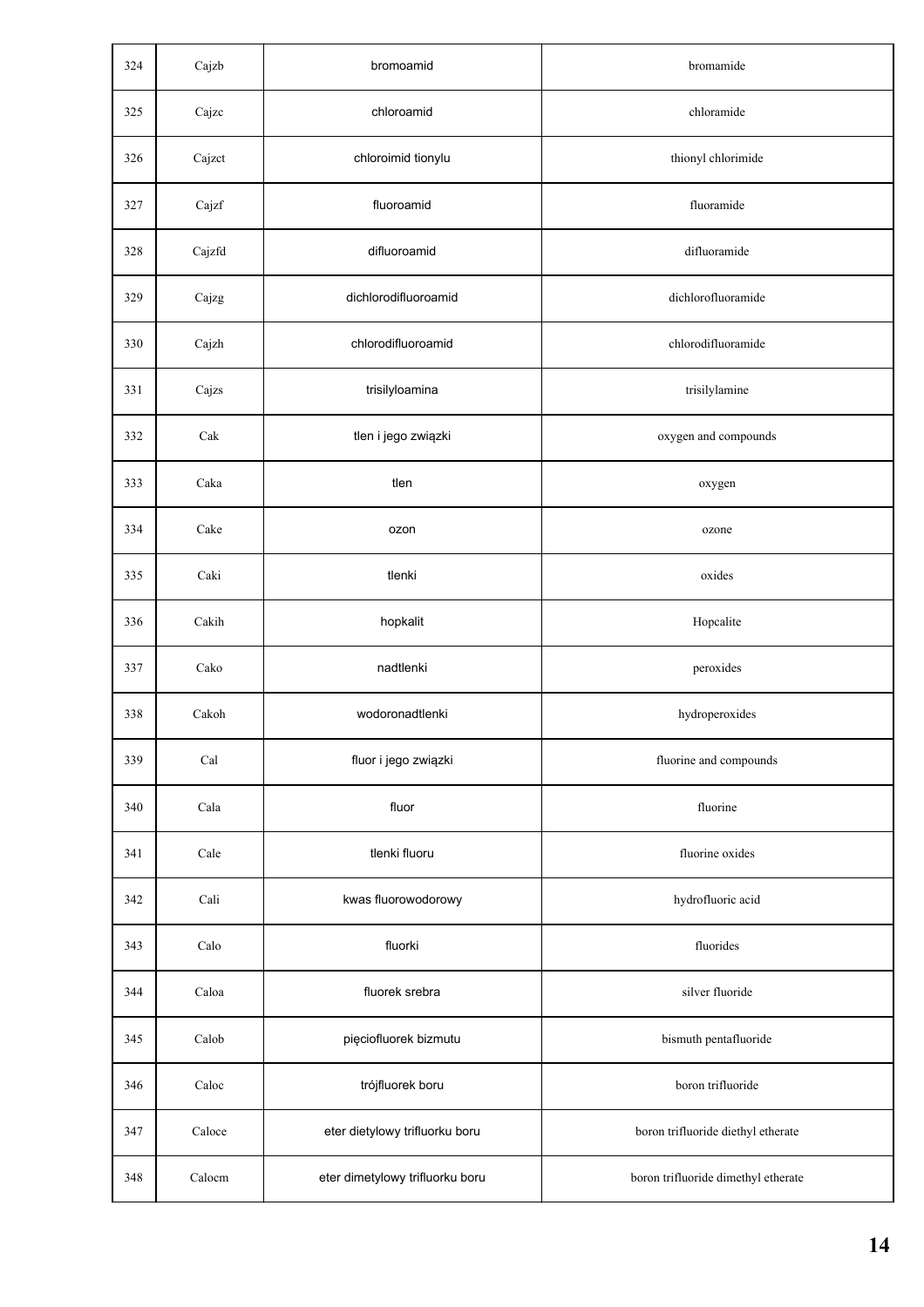| 324 | Cajzb | bromoamid | bromamide |
|---|---|---|---|
| 325 | Cajzc | chloroamid | chloramide |
| 326 | Cajzct | chloroimid tionylu | thionyl chlorimide |
| 327 | Cajzf | fluoroamid | fluoramide |
| 328 | Cajzfd | difluoroamid | difluoramide |
| 329 | Cajzg | dichlorodifluoroamid | dichlorofluoramide |
| 330 | Cajzh | chlorodifluoroamid | chlorodifluoramide |
| 331 | Cajzs | trisilyloamina | trisilylamine |
| 332 | Cak | tlen i jego związki | oxygen and compounds |
| 333 | Caka | tlen | oxygen |
| 334 | Cake | ozon | ozone |
| 335 | Caki | tlenki | oxides |
| 336 | Cakih | hopkalit | Hopcalite |
| 337 | Cako | nadtlenki | peroxides |
| 338 | Cakoh | wodoronadtlenki | hydroperoxides |
| 339 | Cal | fluor i jego związki | fluorine and compounds |
| 340 | Cala | fluor | fluorine |
| 341 | Cale | tlenki fluoru | fluorine oxides |
| 342 | Cali | kwas fluorowodorowy | hydrofluoric acid |
| 343 | Calo | fluorki | fluorides |
| 344 | Caloa | fluorek srebra | silver fluoride |
| 345 | Calob | pięciofluorek bizmutu | bismuth pentafluoride |
| 346 | Caloc | trójfluorek boru | boron trifluoride |
| 347 | Caloce | eter dietylowy trifluorku boru | boron trifluoride diethyl etherate |
| 348 | Calocm | eter dimetylowy trifluorku boru | boron trifluoride dimethyl etherate |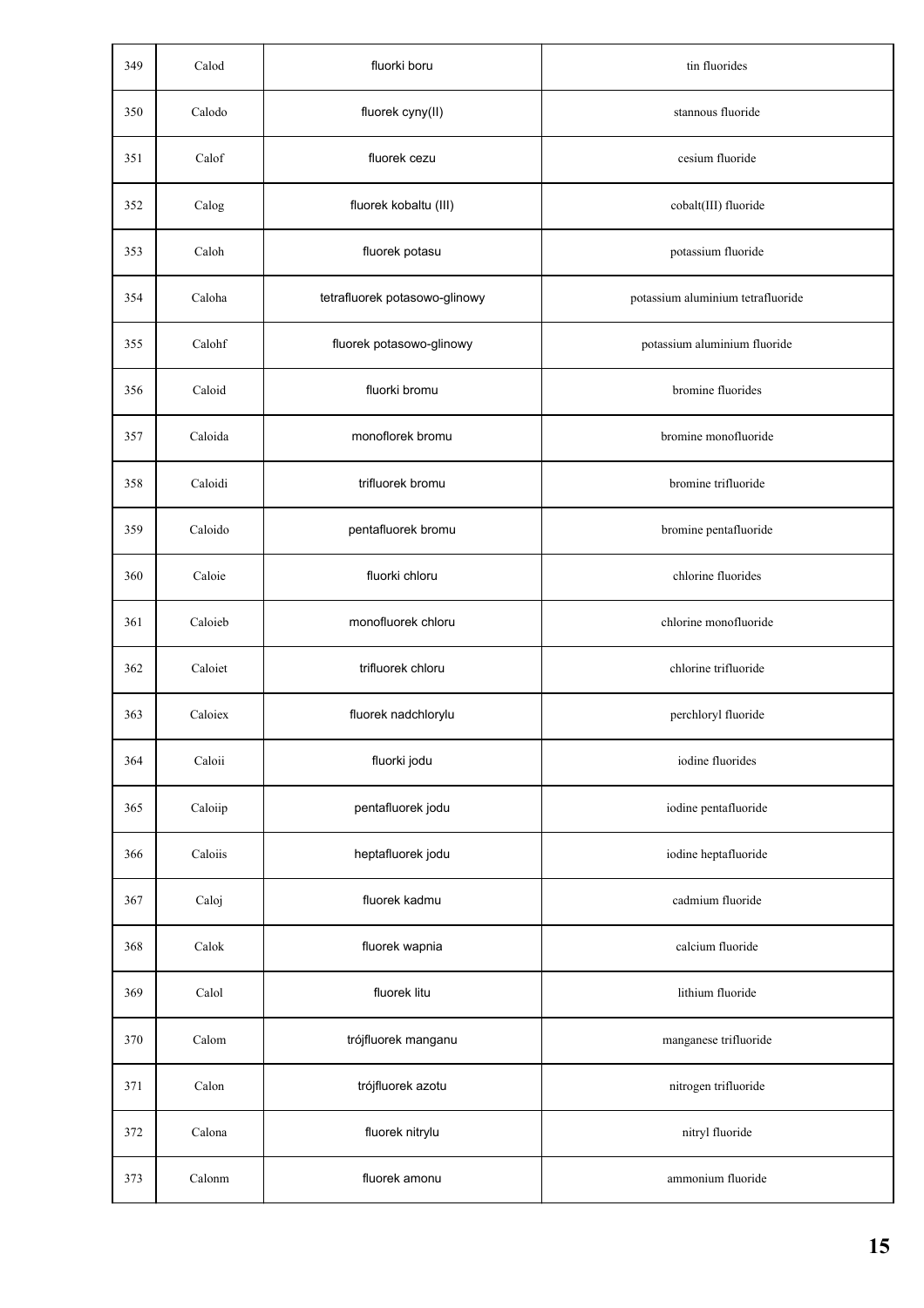| 349 | Calod | fluorki boru | tin fluorides |
|---|---|---|---|
| 350 | Calodo | fluorek cyny(II) | stannous fluoride |
| 351 | Calof | fluorek cezu | cesium fluoride |
| 352 | Calog | fluorek kobaltu (III) | cobalt(III) fluoride |
| 353 | Caloh | fluorek potasu | potassium fluoride |
| 354 | Caloha | tetrafluorek potasowo-glinowy | potassium aluminium tetrafluoride |
| 355 | Calohf | fluorek potasowo-glinowy | potassium aluminium fluoride |
| 356 | Caloid | fluorki bromu | bromine fluorides |
| 357 | Caloida | monoflorek bromu | bromine monofluoride |
| 358 | Caloidi | trifluorek bromu | bromine trifluoride |
| 359 | Caloido | pentafluorek bromu | bromine pentafluoride |
| 360 | Caloie | fluorki chloru | chlorine fluorides |
| 361 | Caloieb | monofluorek chloru | chlorine monofluoride |
| 362 | Caloiet | trifluorek chloru | chlorine trifluoride |
| 363 | Caloiex | fluorek nadchlorylu | perchloryl fluoride |
| 364 | Caloii | fluorki jodu | iodine fluorides |
| 365 | Caloiip | pentafluorek jodu | iodine pentafluoride |
| 366 | Caloiis | heptafluorek jodu | iodine heptafluoride |
| 367 | Caloj | fluorek kadmu | cadmium fluoride |
| 368 | Calok | fluorek wapnia | calcium fluoride |
| 369 | Calol | fluorek litu | lithium fluoride |
| 370 | Calom | trójfluorek manganu | manganese trifluoride |
| 371 | Calon | trójfluorek azotu | nitrogen trifluoride |
| 372 | Calona | fluorek nitrylu | nitryl fluoride |
| 373 | Calonm | fluorek amonu | ammonium fluoride |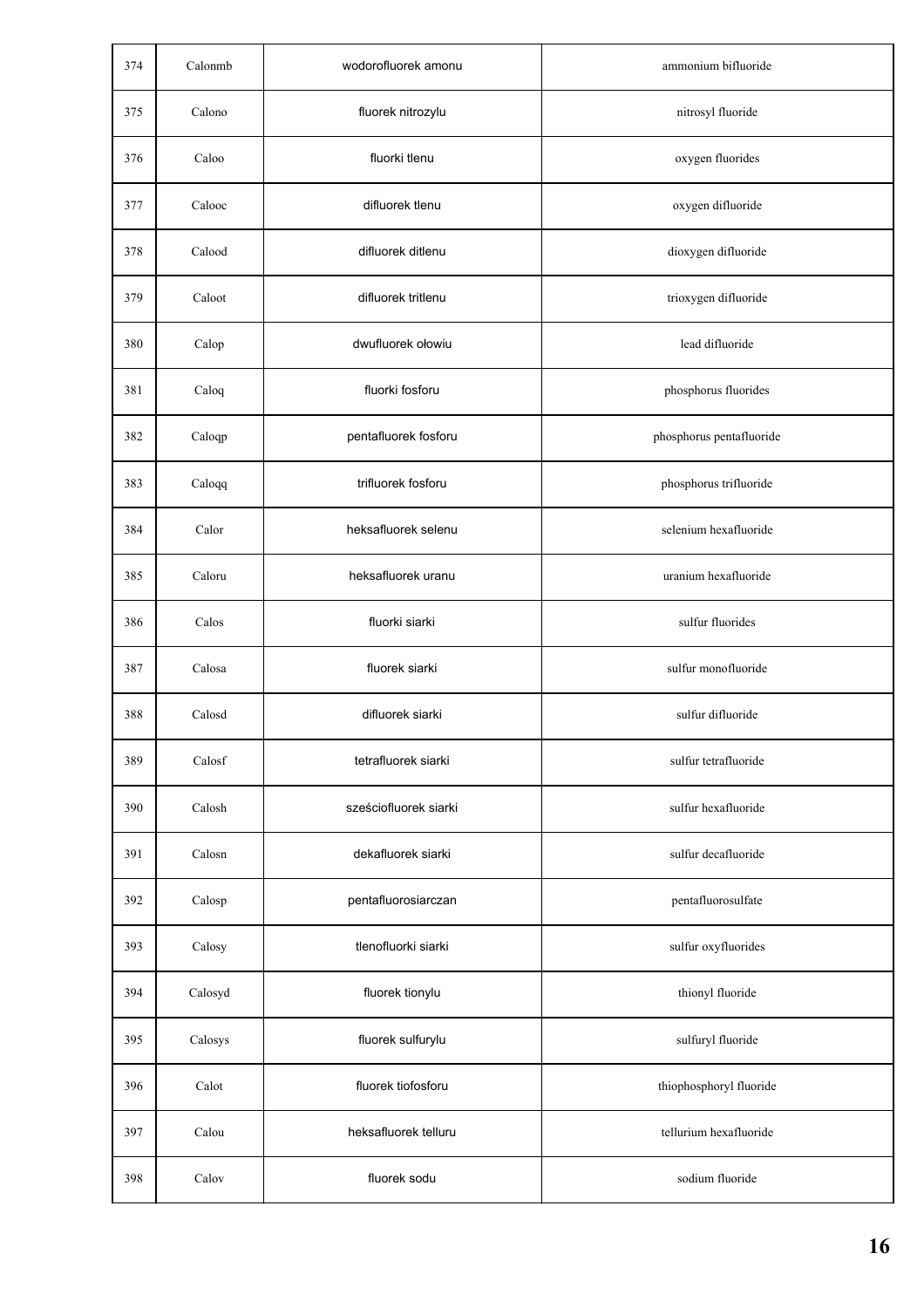| | | | |
|---|---|---|---|
| 374 | Calonmb | wodorofluorek amonu | ammonium bifluoride |
| 375 | Calono | fluorek nitrozylu | nitrosyl fluoride |
| 376 | Caloo | fluorki tlenu | oxygen fluorides |
| 377 | Calooc | difluorek tlenu | oxygen difluoride |
| 378 | Calood | difluorek ditlenu | dioxygen difluoride |
| 379 | Caloot | difluorek tritlenu | trioxygen difluoride |
| 380 | Calop | dwufluorek ołowiu | lead difluoride |
| 381 | Caloq | fluorki fosforu | phosphorus fluorides |
| 382 | Caloqp | pentafluorek fosforu | phosphorus pentafluoride |
| 383 | Caloqq | trifluorek fosforu | phosphorus trifluoride |
| 384 | Calor | heksafluorek selenu | selenium hexafluoride |
| 385 | Caloru | heksafluorek uranu | uranium hexafluoride |
| 386 | Calos | fluorki siarki | sulfur fluorides |
| 387 | Calosa | fluorek siarki | sulfur monofluoride |
| 388 | Calosd | difluorek siarki | sulfur difluoride |
| 389 | Calosf | tetrafluorek siarki | sulfur tetrafluoride |
| 390 | Calosh | sześciofluorek siarki | sulfur hexafluoride |
| 391 | Calosn | dekafluorek siarki | sulfur decafluoride |
| 392 | Calosp | pentafluorosiarczan | pentafluorosulfate |
| 393 | Calosy | tlenofluorki siarki | sulfur oxyfluorides |
| 394 | Calosyd | fluorek tionylu | thionyl fluoride |
| 395 | Calosys | fluorek sulfurylu | sulfuryl fluoride |
| 396 | Calot | fluorek tiofosforu | thiophosphoryl fluoride |
| 397 | Calou | heksafluorek telluru | tellurium hexafluoride |
| 398 | Calov | fluorek sodu | sodium fluoride |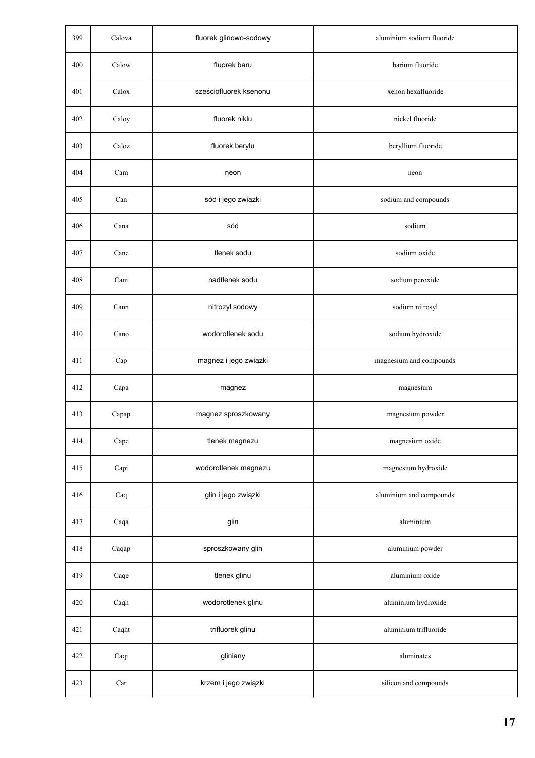| 399 | Calova | fluorek glinowo-sodowy | aluminium sodium fluoride |
|---|---|---|---|
| 400 | Calow | fluorek baru | barium fluoride |
| 401 | Calox | sześciofluorek ksenonu | xenon hexafluoride |
| 402 | Caloy | fluorek niklu | nickel fluoride |
| 403 | Caloz | fluorek berylu | beryllium fluoride |
| 404 | Cam | neon | neon |
| 405 | Can | sód i jego związki | sodium and compounds |
| 406 | Cana | sód | sodium |
| 407 | Cane | tlenek sodu | sodium oxide |
| 408 | Cani | nadtlenek sodu | sodium peroxide |
| 409 | Cann | nitrozyl sodowy | sodium nitrosyl |
| 410 | Cano | wodorotlenek sodu | sodium hydroxide |
| 411 | Cap | magnez i jego związki | magnesium and compounds |
| 412 | Capa | magnez | magnesium |
| 413 | Capap | magnez sproszkowany | magnesium powder |
| 414 | Cape | tlenek magnezu | magnesium oxide |
| 415 | Capi | wodorotlenek magnezu | magnesium hydroxide |
| 416 | Caq | glin i jego związki | aluminium and compounds |
| 417 | Caqa | glin | aluminium |
| 418 | Caqap | sproszkowany glin | aluminium powder |
| 419 | Caqe | tlenek glinu | aluminium oxide |
| 420 | Caqh | wodorotlenek glinu | aluminium hydroxide |
| 421 | Caqht | trifluorek glinu | aluminium trifluoride |
| 422 | Caqi | gliniany | aluminates |
| 423 | Car | krzem i jego związki | silicon and compounds |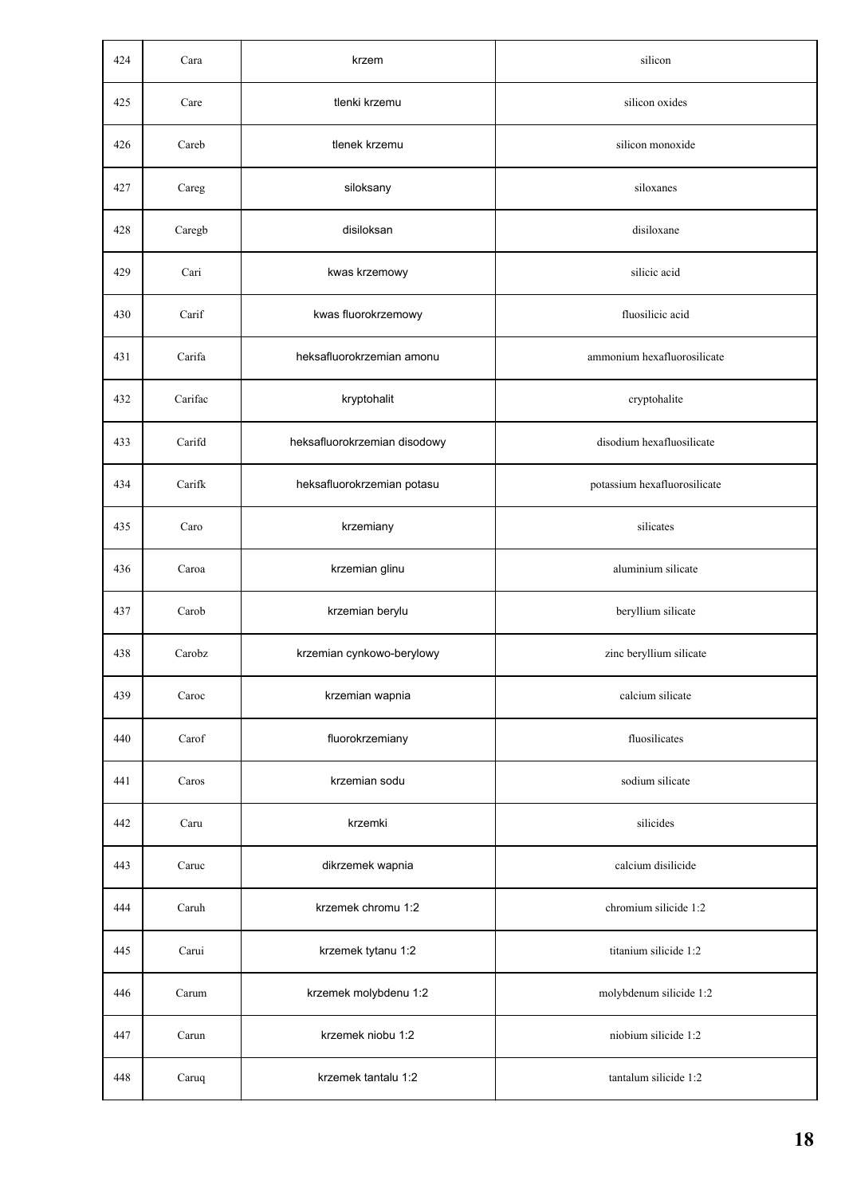| 424 | Cara | krzem | silicon |
|---|---|---|---|
| 425 | Care | tlenki krzemu | silicon oxides |
| 426 | Careb | tlenek krzemu | silicon monoxide |
| 427 | Careg | siloksany | siloxanes |
| 428 | Caregb | disiloksan | disiloxane |
| 429 | Cari | kwas krzemowy | silicic acid |
| 430 | Carif | kwas fluorokrzemowy | fluosilicic acid |
| 431 | Carifa | heksafluorokrzemian amonu | ammonium hexafluorosilicate |
| 432 | Carifac | kryptohalit | cryptohalite |
| 433 | Carifd | heksafluorokrzemian disodowy | disodium hexafluosilicate |
| 434 | Carifk | heksafluorokrzemian potasu | potassium hexafluorosilicate |
| 435 | Caro | krzemiany | silicates |
| 436 | Caroa | krzemian glinu | aluminium silicate |
| 437 | Carob | krzemian berylu | beryllium silicate |
| 438 | Carobz | krzemian cynkowo-berylowy | zinc beryllium silicate |
| 439 | Caroc | krzemian wapnia | calcium silicate |
| 440 | Carof | fluorokrzemiany | fluosilicates |
| 441 | Caros | krzemian sodu | sodium silicate |
| 442 | Caru | krzemki | silicides |
| 443 | Caruc | dikrzemek wapnia | calcium disilicide |
| 444 | Caruh | krzemek chromu 1:2 | chromium silicide 1:2 |
| 445 | Carui | krzemek tytanu 1:2 | titanium silicide 1:2 |
| 446 | Carum | krzemek molybdenu 1:2 | molybdenum silicide 1:2 |
| 447 | Carun | krzemek niobu 1:2 | niobium silicide 1:2 |
| 448 | Caruq | krzemek tantalu 1:2 | tantalum silicide 1:2 |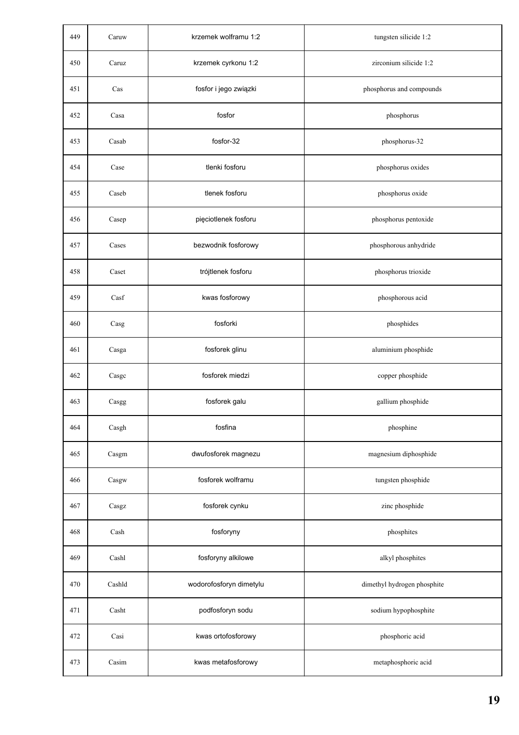| 449 | Caruw | krzemek wolframu 1:2 | tungsten silicide 1:2 |
|---|---|---|---|
| 450 | Caruz | krzemek cyrkonu 1:2 | zirconium silicide 1:2 |
| 451 | Cas | fosfor i jego związki | phosphorus and compounds |
| 452 | Casa | fosfor | phosphorus |
| 453 | Casab | fosfor-32 | phosphorus-32 |
| 454 | Case | tlenki fosforu | phosphorus oxides |
| 455 | Caseb | tlenek fosforu | phosphorus oxide |
| 456 | Casep | pięciotlenek fosforu | phosphorus pentoxide |
| 457 | Cases | bezwodnik fosforowy | phosphorous anhydride |
| 458 | Caset | trójtlenek fosforu | phosphorus trioxide |
| 459 | Casf | kwas fosforowy | phosphorous acid |
| 460 | Casg | fosforki | phosphides |
| 461 | Casga | fosforek glinu | aluminium phosphide |
| 462 | Casgc | fosforek miedzi | copper phosphide |
| 463 | Casgg | fosforek galu | gallium phosphide |
| 464 | Casgh | fosfina | phosphine |
| 465 | Casgm | dwufosforek magnezu | magnesium diphosphide |
| 466 | Casgw | fosforek wolframu | tungsten phosphide |
| 467 | Casgz | fosforek cynku | zinc phosphide |
| 468 | Cash | fosforyny | phosphites |
| 469 | Cashl | fosforyny alkilowe | alkyl phosphites |
| 470 | Cashld | wodorofosforyn dimetylu | dimethyl hydrogen phosphite |
| 471 | Casht | podfosforyn sodu | sodium hypophosphite |
| 472 | Casi | kwas ortofosforowy | phosphoric acid |
| 473 | Casim | kwas metafosforowy | metaphosphoric acid |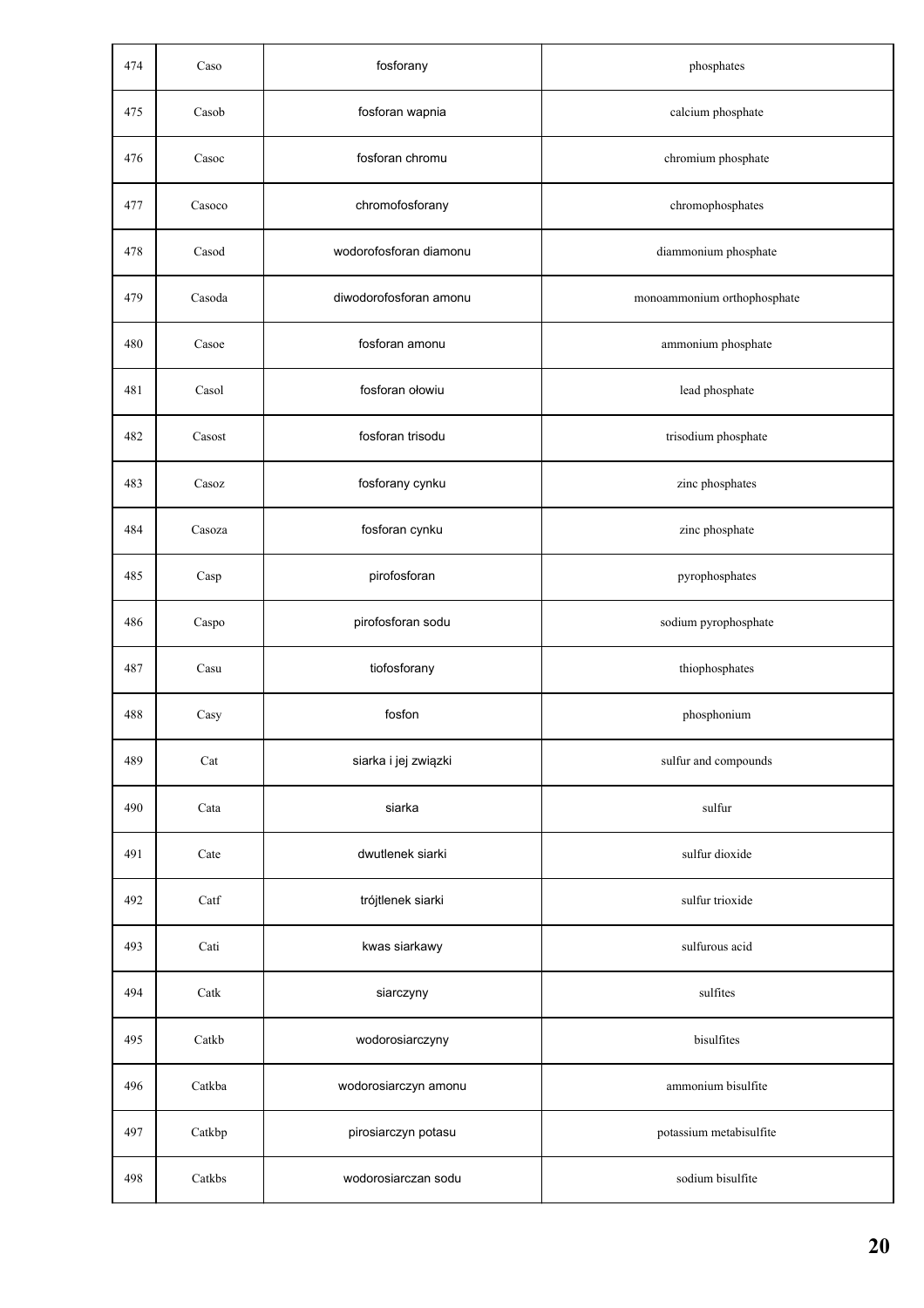| | | | |
|---|---|---|---|
| 474 | Caso | fosforany | phosphates |
| 475 | Casob | fosforan wapnia | calcium phosphate |
| 476 | Casoc | fosforan chromu | chromium phosphate |
| 477 | Casoco | chromofosforany | chromophosphates |
| 478 | Casod | wodorofosforan diamonu | diammonium phosphate |
| 479 | Casoda | diwodorofosforan amonu | monoammonium orthophosphate |
| 480 | Casoe | fosforan amonu | ammonium phosphate |
| 481 | Casol | fosforan ołowiu | lead phosphate |
| 482 | Casost | fosforan trisodu | trisodium phosphate |
| 483 | Casoz | fosforany cynku | zinc phosphates |
| 484 | Casoza | fosforan cynku | zinc phosphate |
| 485 | Casp | pirofosforan | pyrophosphates |
| 486 | Caspo | pirofosforan sodu | sodium pyrophosphate |
| 487 | Casu | tiofosforany | thiophosphates |
| 488 | Casy | fosfon | phosphonium |
| 489 | Cat | siarka i jej związki | sulfur and compounds |
| 490 | Cata | siarka | sulfur |
| 491 | Cate | dwutlenek siarki | sulfur dioxide |
| 492 | Catf | trójtlenek siarki | sulfur trioxide |
| 493 | Cati | kwas siarkawy | sulfurous acid |
| 494 | Catk | siarczyny | sulfites |
| 495 | Catkb | wodorosiarczyny | bisulfites |
| 496 | Catkba | wodorosiarczyn amonu | ammonium bisulfite |
| 497 | Catkbp | pirosiarczyn potasu | potassium metabisulfite |
| 498 | Catkbs | wodorosiarczan sodu | sodium bisulfite |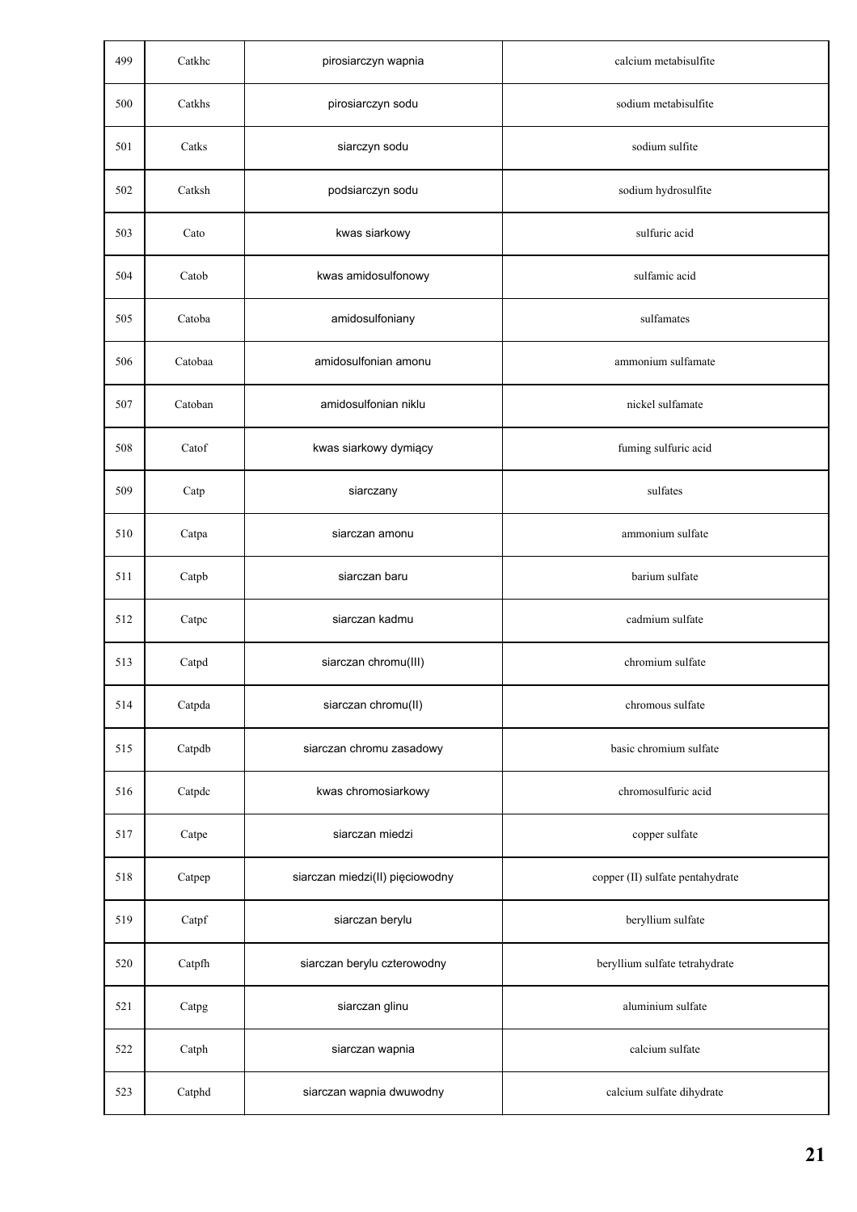| | | | |
|---|---|---|---|
| 499 | Catkhc | pirosiarczyn wapnia | calcium metabisulfite |
| 500 | Catkhs | pirosiarczyn sodu | sodium metabisulfite |
| 501 | Catks | siarczyn sodu | sodium sulfite |
| 502 | Catksh | podsiarczyn sodu | sodium hydrosulfite |
| 503 | Cato | kwas siarkowy | sulfuric acid |
| 504 | Catob | kwas amidosulfonowy | sulfamic acid |
| 505 | Catoba | amidosulfoniany | sulfamates |
| 506 | Catobaa | amidosulfonian amonu | ammonium sulfamate |
| 507 | Catoban | amidosulfonian niklu | nickel sulfamate |
| 508 | Catof | kwas siarkowy dymiący | fuming sulfuric acid |
| 509 | Catp | siarczany | sulfates |
| 510 | Catpa | siarczan amonu | ammonium sulfate |
| 511 | Catpb | siarczan baru | barium sulfate |
| 512 | Catpc | siarczan kadmu | cadmium sulfate |
| 513 | Catpd | siarczan chromu(III) | chromium sulfate |
| 514 | Catpda | siarczan chromu(II) | chromous sulfate |
| 515 | Catpdb | siarczan chromu zasadowy | basic chromium sulfate |
| 516 | Catpdc | kwas chromosiarkowy | chromosulfuric acid |
| 517 | Catpe | siarczan miedzi | copper sulfate |
| 518 | Catpep | siarczan miedzi(II) pięciowodny | copper (II) sulfate pentahydrate |
| 519 | Catpf | siarczan berylu | beryllium sulfate |
| 520 | Catpfh | siarczan berylu czterowodny | beryllium sulfate tetrahydrate |
| 521 | Catpg | siarczan glinu | aluminium sulfate |
| 522 | Catph | siarczan wapnia | calcium sulfate |
| 523 | Catphd | siarczan wapnia dwuwodny | calcium sulfate dihydrate |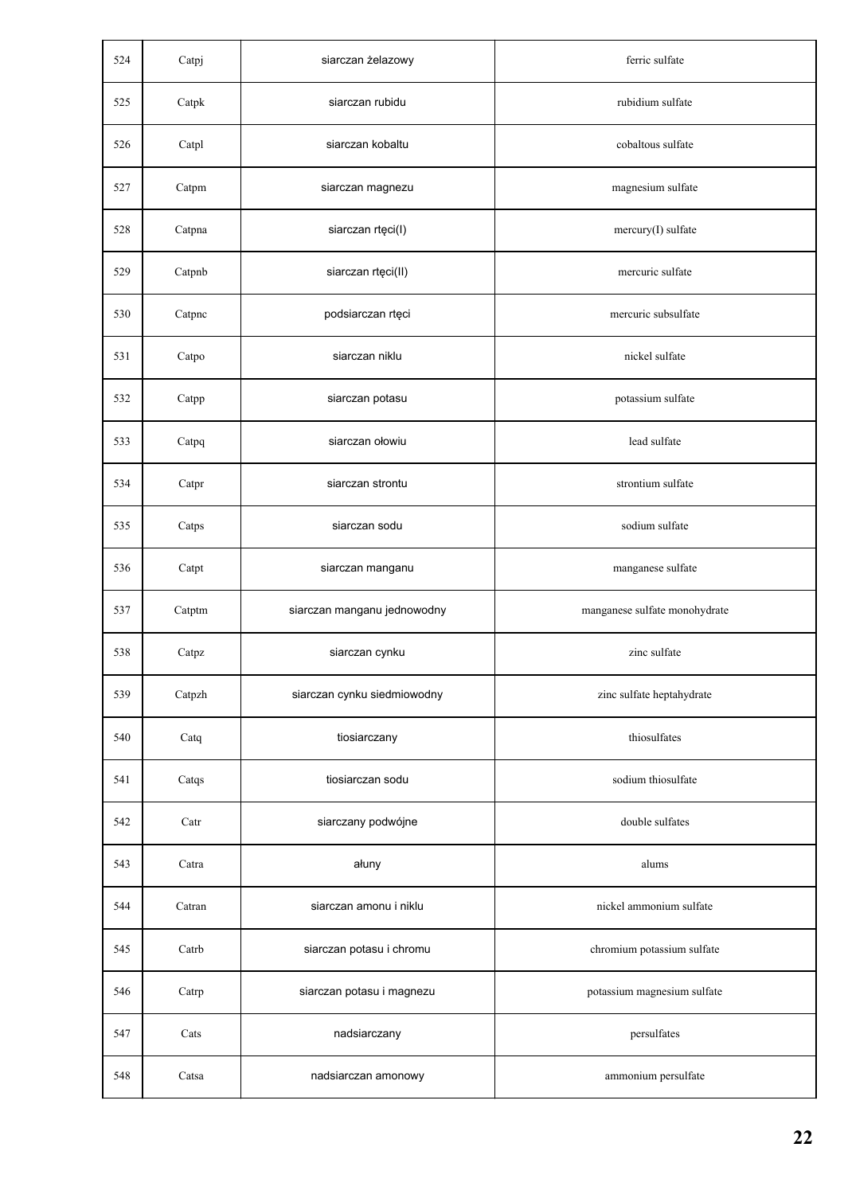| 524 | Catpj | siarczan żelazowy | ferric sulfate |
|---|---|---|---|
| 525 | Catpk | siarczan rubidu | rubidium sulfate |
| 526 | Catpl | siarczan kobaltu | cobaltous sulfate |
| 527 | Catpm | siarczan magnezu | magnesium sulfate |
| 528 | Catpna | siarczan rtęci(I) | mercury(I) sulfate |
| 529 | Catpnb | siarczan rtęci(II) | mercuric sulfate |
| 530 | Catpnc | podsiarczan rtęci | mercuric subsulfate |
| 531 | Catpo | siarczan niklu | nickel sulfate |
| 532 | Catpp | siarczan potasu | potassium sulfate |
| 533 | Catpq | siarczan ołowiu | lead sulfate |
| 534 | Catpr | siarczan strontu | strontium sulfate |
| 535 | Catps | siarczan sodu | sodium sulfate |
| 536 | Catpt | siarczan manganu | manganese sulfate |
| 537 | Catptm | siarczan manganu jednowodny | manganese sulfate monohydrate |
| 538 | Catpz | siarczan cynku | zinc sulfate |
| 539 | Catpzh | siarczan cynku siedmiowodny | zinc sulfate heptahydrate |
| 540 | Catq | tiosiarczany | thiosulfates |
| 541 | Catqs | tiosiarczan sodu | sodium thiosulfate |
| 542 | Catr | siarczany podwójne | double sulfates |
| 543 | Catra | ałuny | alums |
| 544 | Catran | siarczan amonu i niklu | nickel ammonium sulfate |
| 545 | Catrb | siarczan potasu i chromu | chromium potassium sulfate |
| 546 | Catrp | siarczan potasu i magnezu | potassium magnesium sulfate |
| 547 | Cats | nadsiarczany | persulfates |
| 548 | Catsa | nadsiarczan amonowy | ammonium persulfate |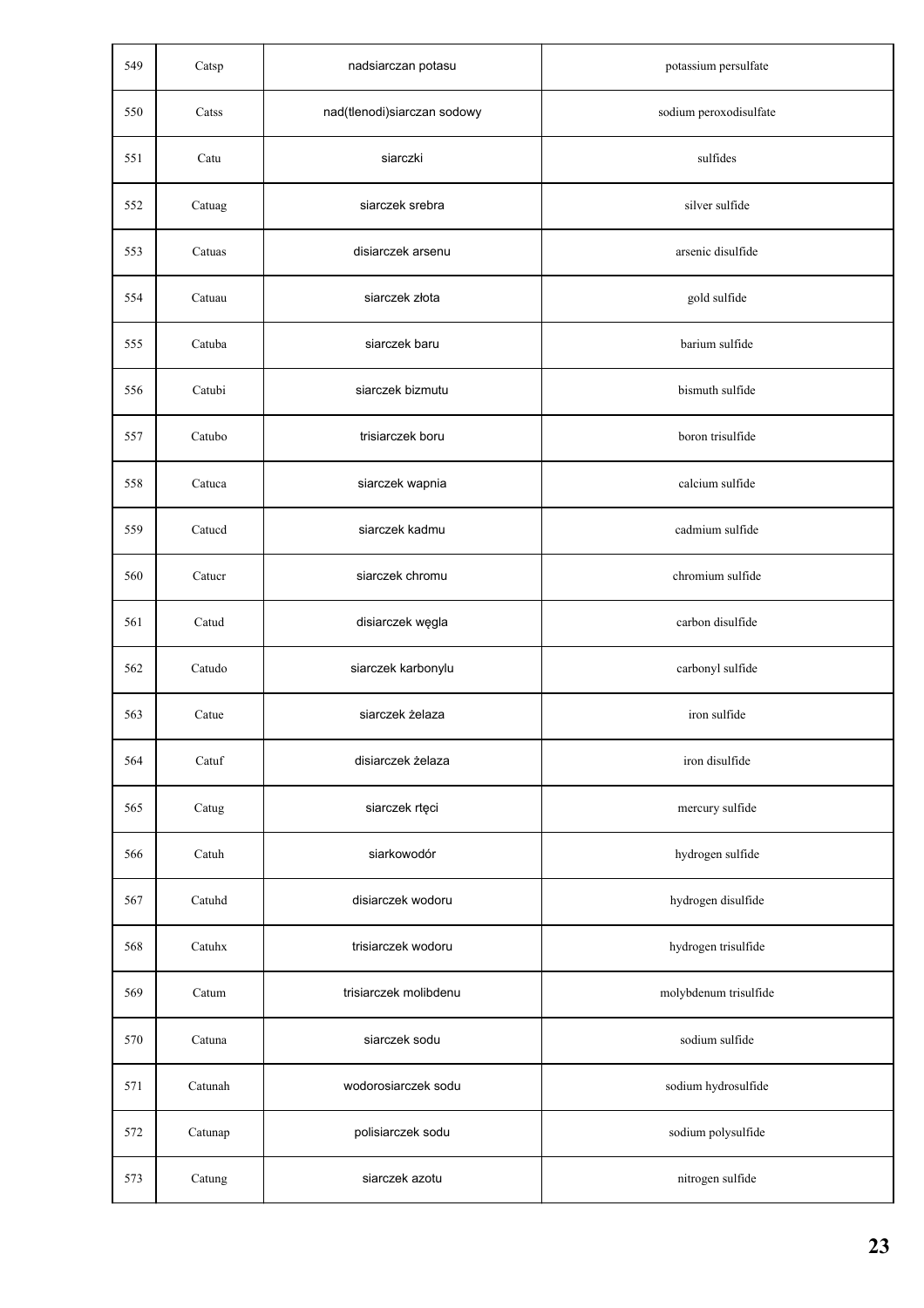| 549 | Catsp | nadsiarczan potasu | potassium persulfate |
|---|---|---|---|
| 550 | Catss | nad(tlenodi)siarczan sodowy | sodium peroxodisulfate |
| 551 | Catu | siarczki | sulfides |
| 552 | Catuag | siarczek srebra | silver sulfide |
| 553 | Catuas | disiarczek arsenu | arsenic disulfide |
| 554 | Catuau | siarczek złota | gold sulfide |
| 555 | Catuba | siarczek baru | barium sulfide |
| 556 | Catubi | siarczek bizmutu | bismuth sulfide |
| 557 | Catubo | trisiarczek boru | boron trisulfide |
| 558 | Catuca | siarczek wapnia | calcium sulfide |
| 559 | Catucd | siarczek kadmu | cadmium sulfide |
| 560 | Catucr | siarczek chromu | chromium sulfide |
| 561 | Catud | disiarczek węgla | carbon disulfide |
| 562 | Catudo | siarczek karbonylu | carbonyl sulfide |
| 563 | Catue | siarczek żelaza | iron sulfide |
| 564 | Catuf | disiarczek żelaza | iron disulfide |
| 565 | Catug | siarczek rtęci | mercury sulfide |
| 566 | Catuh | siarkowodór | hydrogen sulfide |
| 567 | Catuhd | disiarczek wodoru | hydrogen disulfide |
| 568 | Catuhx | trisiarczek wodoru | hydrogen trisulfide |
| 569 | Catum | trisiarczek molibdenu | molybdenum trisulfide |
| 570 | Catuna | siarczek sodu | sodium sulfide |
| 571 | Catunah | wodorosiarczek sodu | sodium hydrosulfide |
| 572 | Catunap | polisiarczek sodu | sodium polysulfide |
| 573 | Catung | siarczek azotu | nitrogen sulfide |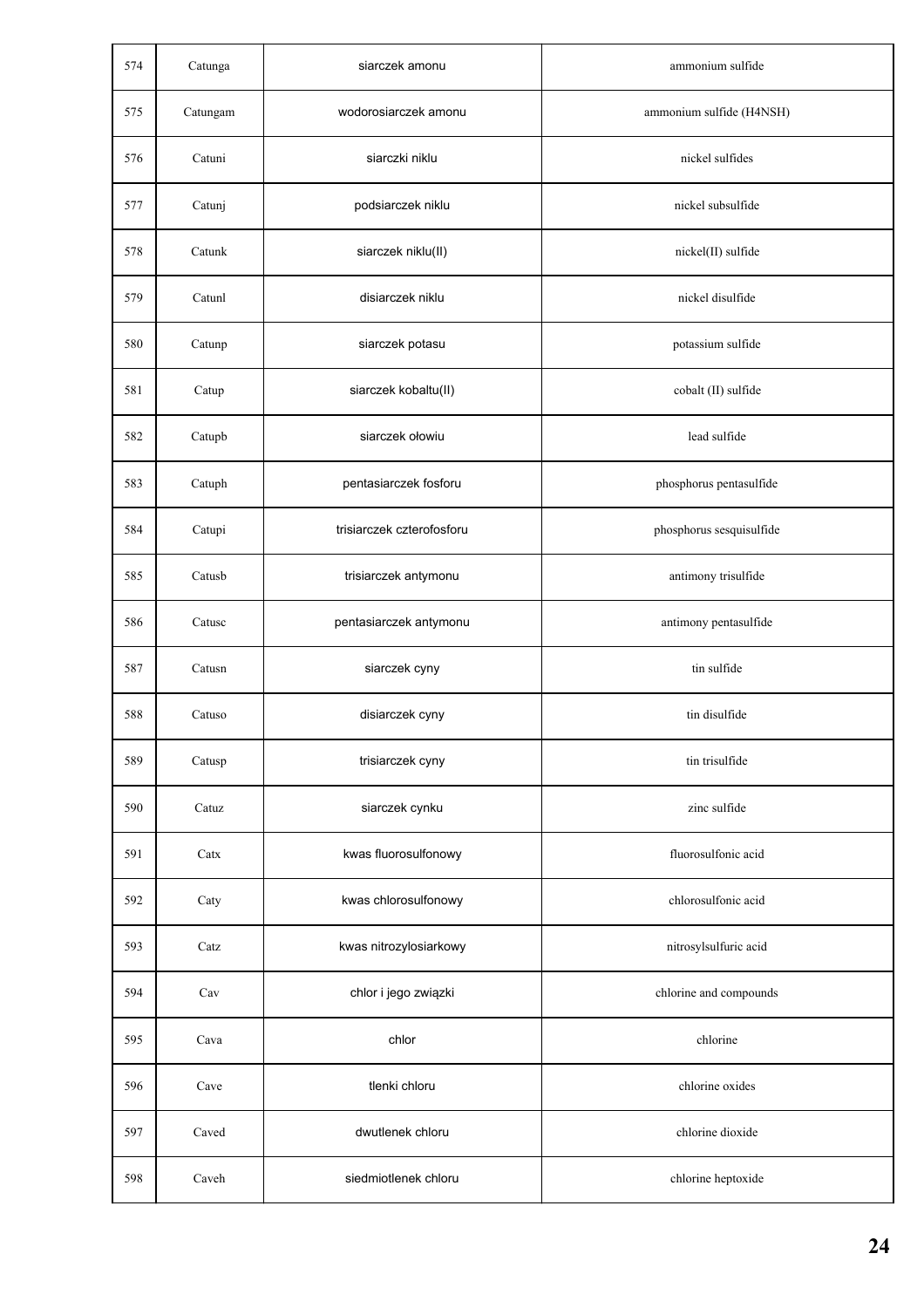| 574 | Catunga | siarczek amonu | ammonium sulfide |
|---|---|---|---|
| 575 | Catungam | wodorosiarczek amonu | ammonium sulfide (H4NSH) |
| 576 | Catuni | siarczki niklu | nickel sulfides |
| 577 | Catunj | podsiarczek niklu | nickel subsulfide |
| 578 | Catunk | siarczek niklu(II) | nickel(II) sulfide |
| 579 | Catunl | disiarczek niklu | nickel disulfide |
| 580 | Catunp | siarczek potasu | potassium sulfide |
| 581 | Catup | siarczek kobaltu(II) | cobalt (II) sulfide |
| 582 | Catupb | siarczek ołowiu | lead sulfide |
| 583 | Catuph | pentasiarczek fosforu | phosphorus pentasulfide |
| 584 | Catupi | trisiarczek czterofosforu | phosphorus sesquisulfide |
| 585 | Catusb | trisiarczek antymonu | antimony trisulfide |
| 586 | Catusc | pentasiarczek antymonu | antimony pentasulfide |
| 587 | Catusn | siarczek cyny | tin sulfide |
| 588 | Catuso | disiarczek cyny | tin disulfide |
| 589 | Catusp | trisiarczek cyny | tin trisulfide |
| 590 | Catuz | siarczek cynku | zinc sulfide |
| 591 | Catx | kwas fluorosulfonowy | fluorosulfonic acid |
| 592 | Caty | kwas chlorosulfonowy | chlorosulfonic acid |
| 593 | Catz | kwas nitrozylosiarkowy | nitrosylsulfuric acid |
| 594 | Cav | chlor i jego związki | chlorine and compounds |
| 595 | Cava | chlor | chlorine |
| 596 | Cave | tlenki chloru | chlorine oxides |
| 597 | Caved | dwutlenek chloru | chlorine dioxide |
| 598 | Caveh | siedmiotlenek chloru | chlorine heptoxide |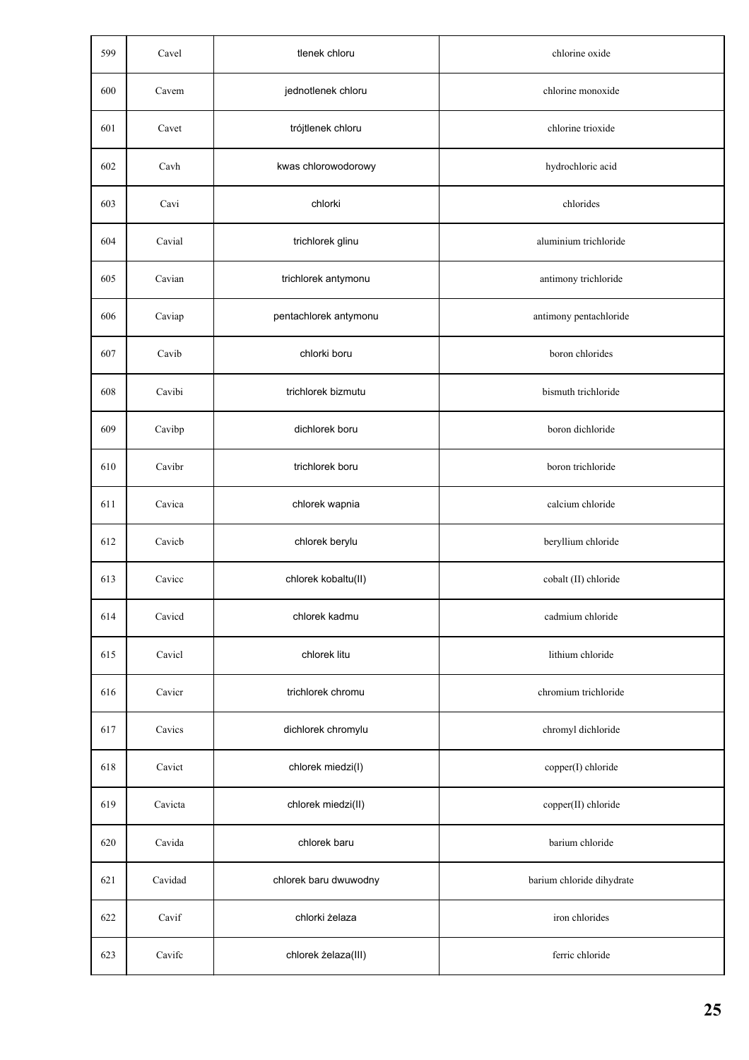| 599 | Cavel | tlenek chloru | chlorine oxide |
|---|---|---|---|
| 600 | Cavem | jednotlenek chloru | chlorine monoxide |
| 601 | Cavet | trójtlenek chloru | chlorine trioxide |
| 602 | Cavh | kwas chlorowodorowy | hydrochloric acid |
| 603 | Cavi | chlorki | chlorides |
| 604 | Cavial | trichlorek glinu | aluminium trichloride |
| 605 | Cavian | trichlorek antymonu | antimony trichloride |
| 606 | Caviap | pentachlorek antymonu | antimony pentachloride |
| 607 | Cavib | chlorki boru | boron chlorides |
| 608 | Cavibi | trichlorek bizmutu | bismuth trichloride |
| 609 | Cavibp | dichlorek boru | boron dichloride |
| 610 | Cavibr | trichlorek boru | boron trichloride |
| 611 | Cavica | chlorek wapnia | calcium chloride |
| 612 | Cavicb | chlorek berylu | beryllium chloride |
| 613 | Cavicc | chlorek kobaltu(II) | cobalt (II) chloride |
| 614 | Cavicd | chlorek kadmu | cadmium chloride |
| 615 | Cavicl | chlorek litu | lithium chloride |
| 616 | Cavicr | trichlorek chromu | chromium trichloride |
| 617 | Cavics | dichlorek chromylu | chromyl dichloride |
| 618 | Cavict | chlorek miedzi(I) | copper(I) chloride |
| 619 | Cavicta | chlorek miedzi(II) | copper(II) chloride |
| 620 | Cavida | chlorek baru | barium chloride |
| 621 | Cavidad | chlorek baru dwuwodny | barium chloride dihydrate |
| 622 | Cavif | chlorki żelaza | iron chlorides |
| 623 | Cavifc | chlorek żelaza(III) | ferric chloride |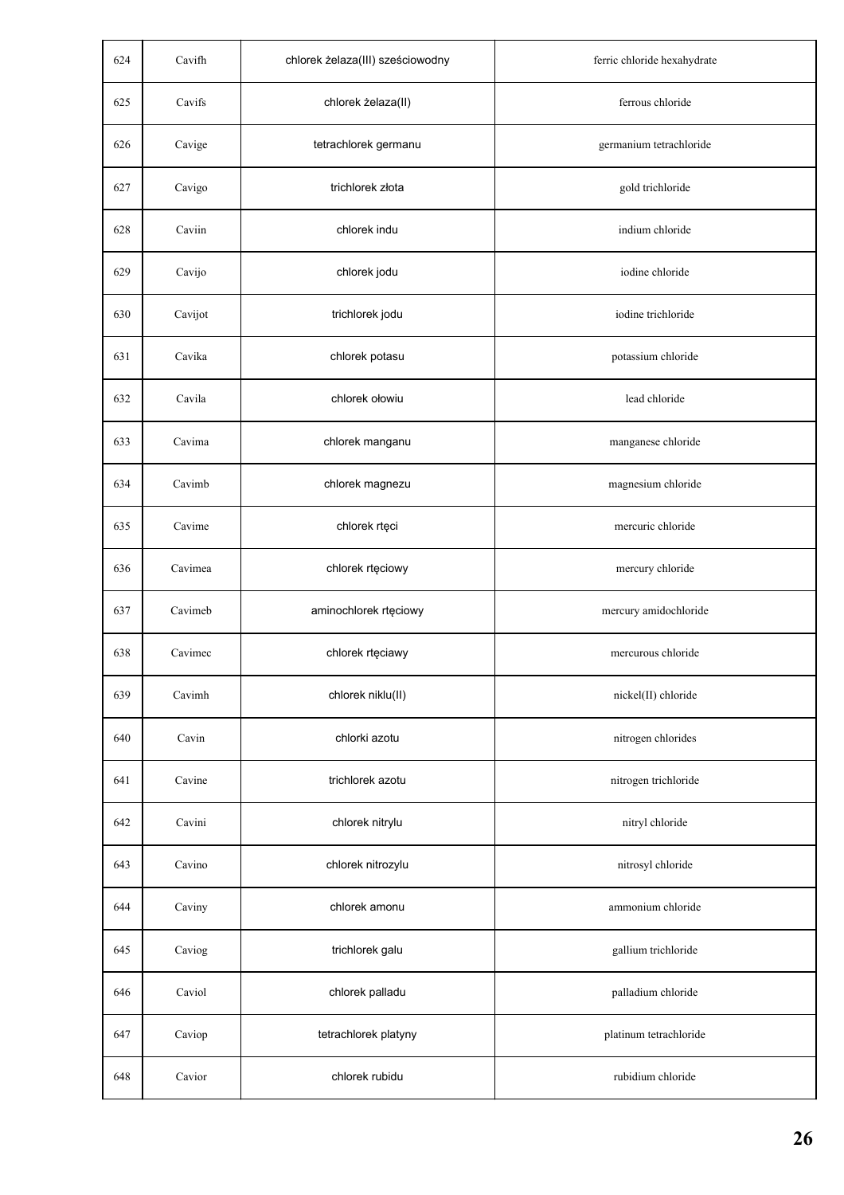| 624 | Cavifh | chlorek żelaza(III) sześciowodny | ferric chloride hexahydrate |
|---|---|---|---|
| 625 | Cavifs | chlorek żelaza(II) | ferrous chloride |
| 626 | Cavige | tetrachlorek germanu | germanium tetrachloride |
| 627 | Cavigo | trichlorek złota | gold trichloride |
| 628 | Caviin | chlorek indu | indium chloride |
| 629 | Cavijo | chlorek jodu | iodine chloride |
| 630 | Cavijot | trichlorek jodu | iodine trichloride |
| 631 | Cavika | chlorek potasu | potassium chloride |
| 632 | Cavila | chlorek ołowiu | lead chloride |
| 633 | Cavima | chlorek manganu | manganese chloride |
| 634 | Cavimb | chlorek magnezu | magnesium chloride |
| 635 | Cavime | chlorek rtęci | mercuric chloride |
| 636 | Cavimea | chlorek rtęciowy | mercury chloride |
| 637 | Cavimeb | aminochlorek rtęciowy | mercury amidochloride |
| 638 | Cavimec | chlorek rtęciawy | mercurous chloride |
| 639 | Cavimh | chlorek niklu(II) | nickel(II) chloride |
| 640 | Cavin | chlorki azotu | nitrogen chlorides |
| 641 | Cavine | trichlorek azotu | nitrogen trichloride |
| 642 | Cavini | chlorek nitrylu | nitryl chloride |
| 643 | Cavino | chlorek nitrozylu | nitrosyl chloride |
| 644 | Caviny | chlorek amonu | ammonium chloride |
| 645 | Caviog | trichlorek galu | gallium trichloride |
| 646 | Caviol | chlorek palladu | palladium chloride |
| 647 | Caviop | tetrachlorek platyny | platinum tetrachloride |
| 648 | Cavior | chlorek rubidu | rubidium chloride |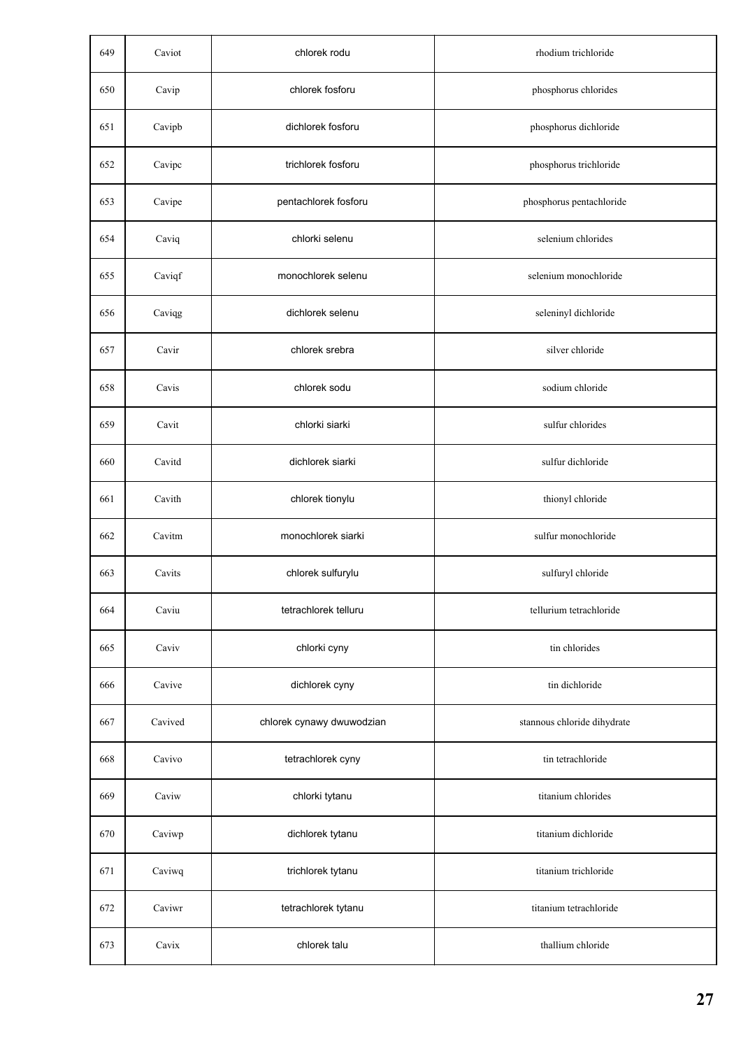| 649 | Caviot | chlorek rodu | rhodium trichloride |
|---|---|---|---|
| 650 | Cavip | chlorek fosforu | phosphorus chlorides |
| 651 | Cavipb | dichlorek fosforu | phosphorus dichloride |
| 652 | Cavipc | trichlorek fosforu | phosphorus trichloride |
| 653 | Cavipe | pentachlorek fosforu | phosphorus pentachloride |
| 654 | Caviq | chlorki selenu | selenium chlorides |
| 655 | Caviqf | monochlorek selenu | selenium monochloride |
| 656 | Caviqg | dichlorek selenu | seleninyl dichloride |
| 657 | Cavir | chlorek srebra | silver chloride |
| 658 | Cavis | chlorek sodu | sodium chloride |
| 659 | Cavit | chlorki siarki | sulfur chlorides |
| 660 | Cavitd | dichlorek siarki | sulfur dichloride |
| 661 | Cavith | chlorek tionylu | thionyl chloride |
| 662 | Cavitm | monochlorek siarki | sulfur monochloride |
| 663 | Cavits | chlorek sulfurylu | sulfuryl chloride |
| 664 | Caviu | tetrachlorek telluru | tellurium tetrachloride |
| 665 | Caviv | chlorki cyny | tin chlorides |
| 666 | Cavive | dichlorek cyny | tin dichloride |
| 667 | Cavived | chlorek cynawy dwuwodzian | stannous chloride dihydrate |
| 668 | Cavivo | tetrachlorek cyny | tin tetrachloride |
| 669 | Caviw | chlorki tytanu | titanium chlorides |
| 670 | Caviwp | dichlorek tytanu | titanium dichloride |
| 671 | Caviwq | trichlorek tytanu | titanium trichloride |
| 672 | Caviwr | tetrachlorek tytanu | titanium tetrachloride |
| 673 | Cavix | chlorek talu | thallium chloride |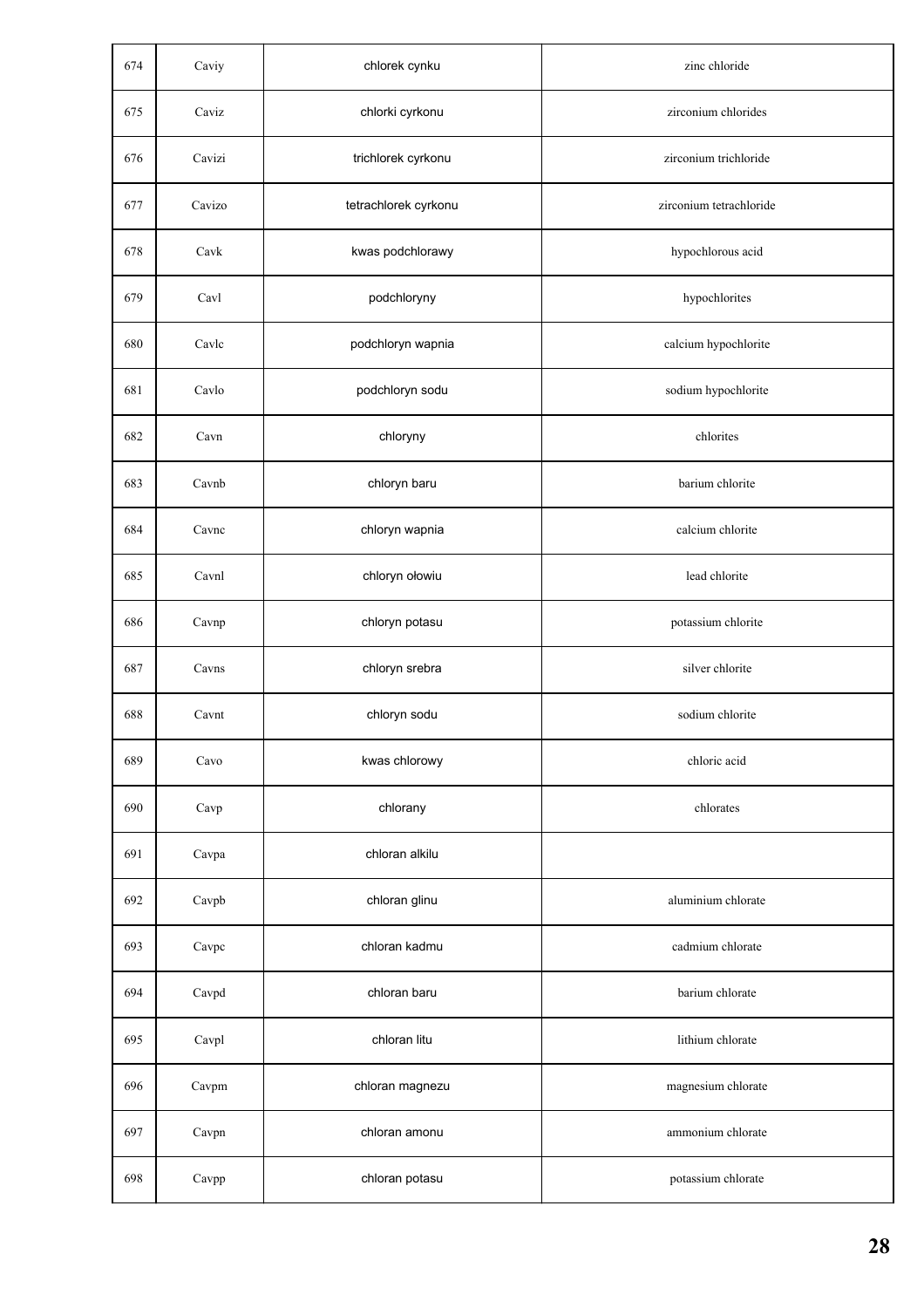| 674 | Caviy | chlorek cynku | zinc chloride |
|---|---|---|---|
| 675 | Caviz | chlorki cyrkonu | zirconium chlorides |
| 676 | Cavizi | trichlorek cyrkonu | zirconium trichloride |
| 677 | Cavizo | tetrachlorek cyrkonu | zirconium tetrachloride |
| 678 | Cavk | kwas podchlorawy | hypochlorous acid |
| 679 | Cavl | podchloryny | hypochlorites |
| 680 | Cavlc | podchloryn wapnia | calcium hypochlorite |
| 681 | Cavlo | podchloryn sodu | sodium hypochlorite |
| 682 | Cavn | chloryny | chlorites |
| 683 | Cavnb | chloryn baru | barium chlorite |
| 684 | Cavnc | chloryn wapnia | calcium chlorite |
| 685 | Cavnl | chloryn ołowiu | lead chlorite |
| 686 | Cavnp | chloryn potasu | potassium chlorite |
| 687 | Cavns | chloryn srebra | silver chlorite |
| 688 | Cavnt | chloryn sodu | sodium chlorite |
| 689 | Cavo | kwas chlorowy | chloric acid |
| 690 | Cavp | chlorany | chlorates |
| 691 | Cavpa | chloran alkilu | |
| 692 | Cavpb | chloran glinu | aluminium chlorate |
| 693 | Cavpc | chloran kadmu | cadmium chlorate |
| 694 | Cavpd | chloran baru | barium chlorate |
| 695 | Cavpl | chloran litu | lithium chlorate |
| 696 | Cavpm | chloran magnezu | magnesium chlorate |
| 697 | Cavpn | chloran amonu | ammonium chlorate |
| 698 | Cavpp | chloran potasu | potassium chlorate |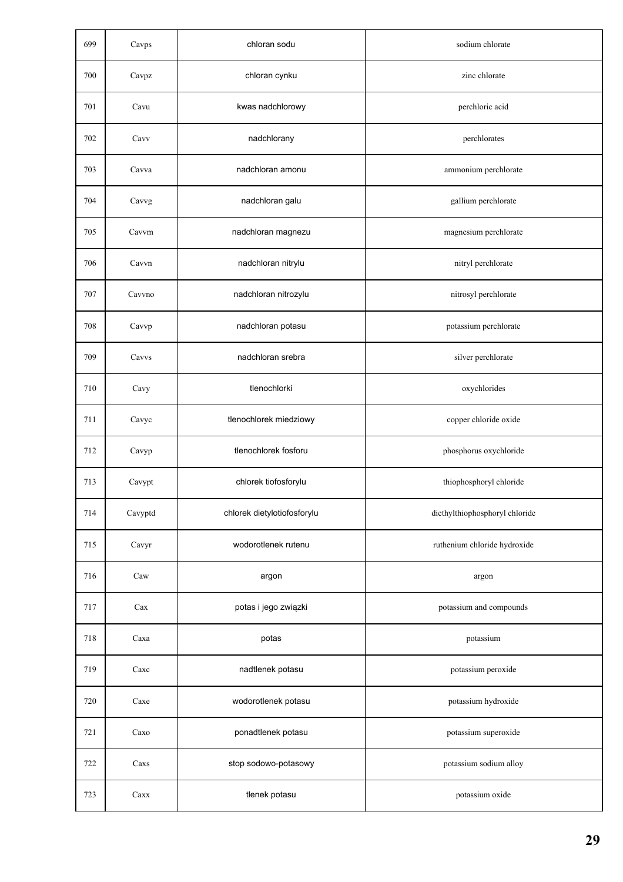| 699 | Cavps | chloran sodu | sodium chlorate |
|---|---|---|---|
| 700 | Cavpz | chloran cynku | zinc chlorate |
| 701 | Cavu | kwas nadchlorowy | perchloric acid |
| 702 | Cavv | nadchlorany | perchlorates |
| 703 | Cavva | nadchloran amonu | ammonium perchlorate |
| 704 | Cavvg | nadchloran galu | gallium perchlorate |
| 705 | Cavvm | nadchloran magnezu | magnesium perchlorate |
| 706 | Cavvn | nadchloran nitrylu | nitryl perchlorate |
| 707 | Cavvno | nadchloran nitrozylu | nitrosyl perchlorate |
| 708 | Cavvp | nadchloran potasu | potassium perchlorate |
| 709 | Cavvs | nadchloran srebra | silver perchlorate |
| 710 | Cavy | tlenochlorki | oxychlorides |
| 711 | Cavyc | tlenochlorek miedziowy | copper chloride oxide |
| 712 | Cavyp | tlenochlorek fosforu | phosphorus oxychloride |
| 713 | Cavypt | chlorek tiofosforylu | thiophosphoryl chloride |
| 714 | Cavyptd | chlorek dietylotiofosforylu | diethylthiophosphoryl chloride |
| 715 | Cavyr | wodorotlenek rutenu | ruthenium chloride hydroxide |
| 716 | Caw | argon | argon |
| 717 | Cax | potas i jego związki | potassium and compounds |
| 718 | Caxa | potas | potassium |
| 719 | Caxc | nadtlenek potasu | potassium peroxide |
| 720 | Caxe | wodorotlenek potasu | potassium hydroxide |
| 721 | Caxo | ponadtlenek potasu | potassium superoxide |
| 722 | Caxs | stop sodowo-potasowy | potassium sodium alloy |
| 723 | Caxx | tlenek potasu | potassium oxide |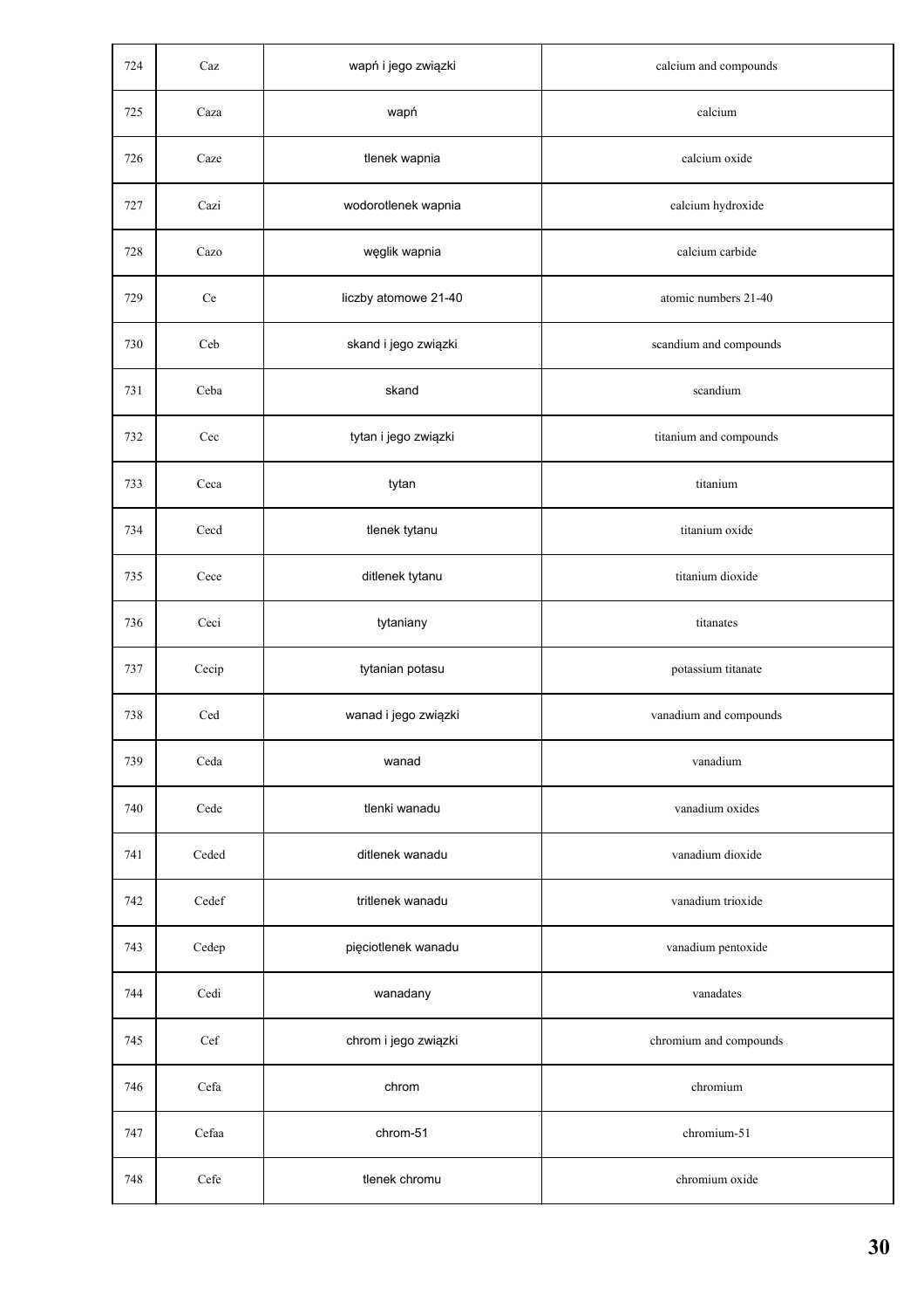| 724 | Caz | wapń i jego związki | calcium and compounds |
|---|---|---|---|
| 725 | Caza | wapń | calcium |
| 726 | Caze | tlenek wapnia | calcium oxide |
| 727 | Cazi | wodorotlenek wapnia | calcium hydroxide |
| 728 | Cazo | węglik wapnia | calcium carbide |
| 729 | Ce | liczby atomowe 21-40 | atomic numbers 21-40 |
| 730 | Ceb | skand i jego związki | scandium and compounds |
| 731 | Ceba | skand | scandium |
| 732 | Cec | tytan i jego związki | titanium and compounds |
| 733 | Ceca | tytan | titanium |
| 734 | Cecd | tlenek tytanu | titanium oxide |
| 735 | Cece | ditlenek tytanu | titanium dioxide |
| 736 | Ceci | tytaniany | titanates |
| 737 | Cecip | tytanian potasu | potassium titanate |
| 738 | Ced | wanad i jego związki | vanadium and compounds |
| 739 | Ceda | wanad | vanadium |
| 740 | Cede | tlenki wanadu | vanadium oxides |
| 741 | Ceded | ditlenek wanadu | vanadium dioxide |
| 742 | Cedef | tritlenek wanadu | vanadium trioxide |
| 743 | Cedep | pięciotlenek wanadu | vanadium pentoxide |
| 744 | Cedi | wanadany | vanadates |
| 745 | Cef | chrom i jego związki | chromium and compounds |
| 746 | Cefa | chrom | chromium |
| 747 | Cefaa | chrom-51 | chromium-51 |
| 748 | Cefe | tlenek chromu | chromium oxide |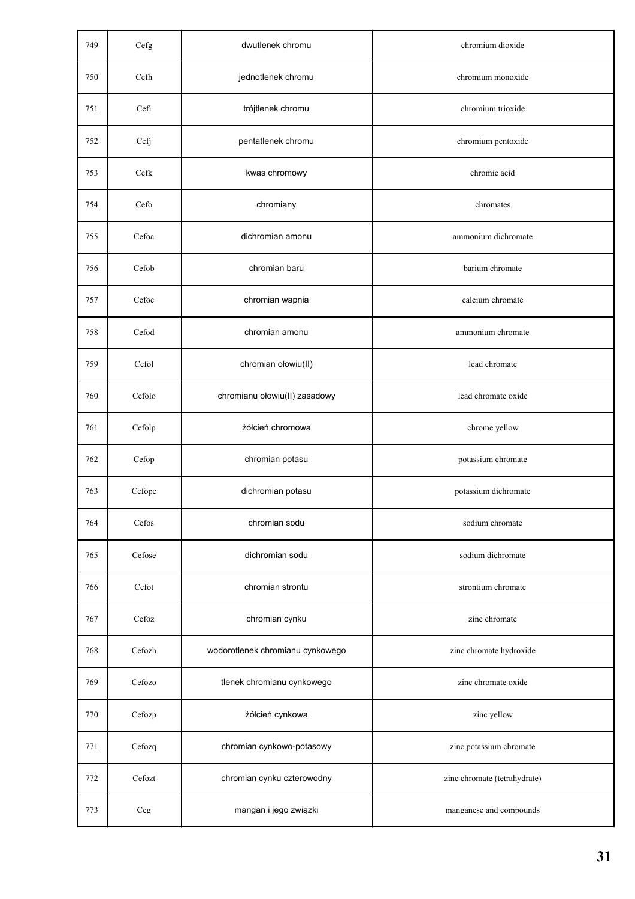| 749 | Cefg | dwutlenek chromu | chromium dioxide |
|---|---|---|---|
| 750 | Cefh | jednotlenek chromu | chromium monoxide |
| 751 | Cefi | trójtlenek chromu | chromium trioxide |
| 752 | Cefj | pentatlenek chromu | chromium pentoxide |
| 753 | Cefk | kwas chromowy | chromic acid |
| 754 | Cefo | chromiany | chromates |
| 755 | Cefoa | dichromian amonu | ammonium dichromate |
| 756 | Cefob | chromian baru | barium chromate |
| 757 | Cefoc | chromian wapnia | calcium chromate |
| 758 | Cefod | chromian amonu | ammonium chromate |
| 759 | Cefol | chromian ołowiu(II) | lead chromate |
| 760 | Cefolo | chromianu ołowiu(II) zasadowy | lead chromate oxide |
| 761 | Cefolp | żółcień chromowa | chrome yellow |
| 762 | Cefop | chromian potasu | potassium chromate |
| 763 | Cefope | dichromian potasu | potassium dichromate |
| 764 | Cefos | chromian sodu | sodium chromate |
| 765 | Cefose | dichromian sodu | sodium dichromate |
| 766 | Cefot | chromian strontu | strontium chromate |
| 767 | Cefoz | chromian cynku | zinc chromate |
| 768 | Cefozh | wodorotlenek chromianu cynkowego | zinc chromate hydroxide |
| 769 | Cefozo | tlenek chromianu cynkowego | zinc chromate oxide |
| 770 | Cefozp | żółcień cynkowa | zinc yellow |
| 771 | Cefozq | chromian cynkowo-potasowy | zinc potassium chromate |
| 772 | Cefozt | chromian cynku czterowodny | zinc chromate (tetrahydrate) |
| 773 | Ceg | mangan i jego związki | manganese and compounds |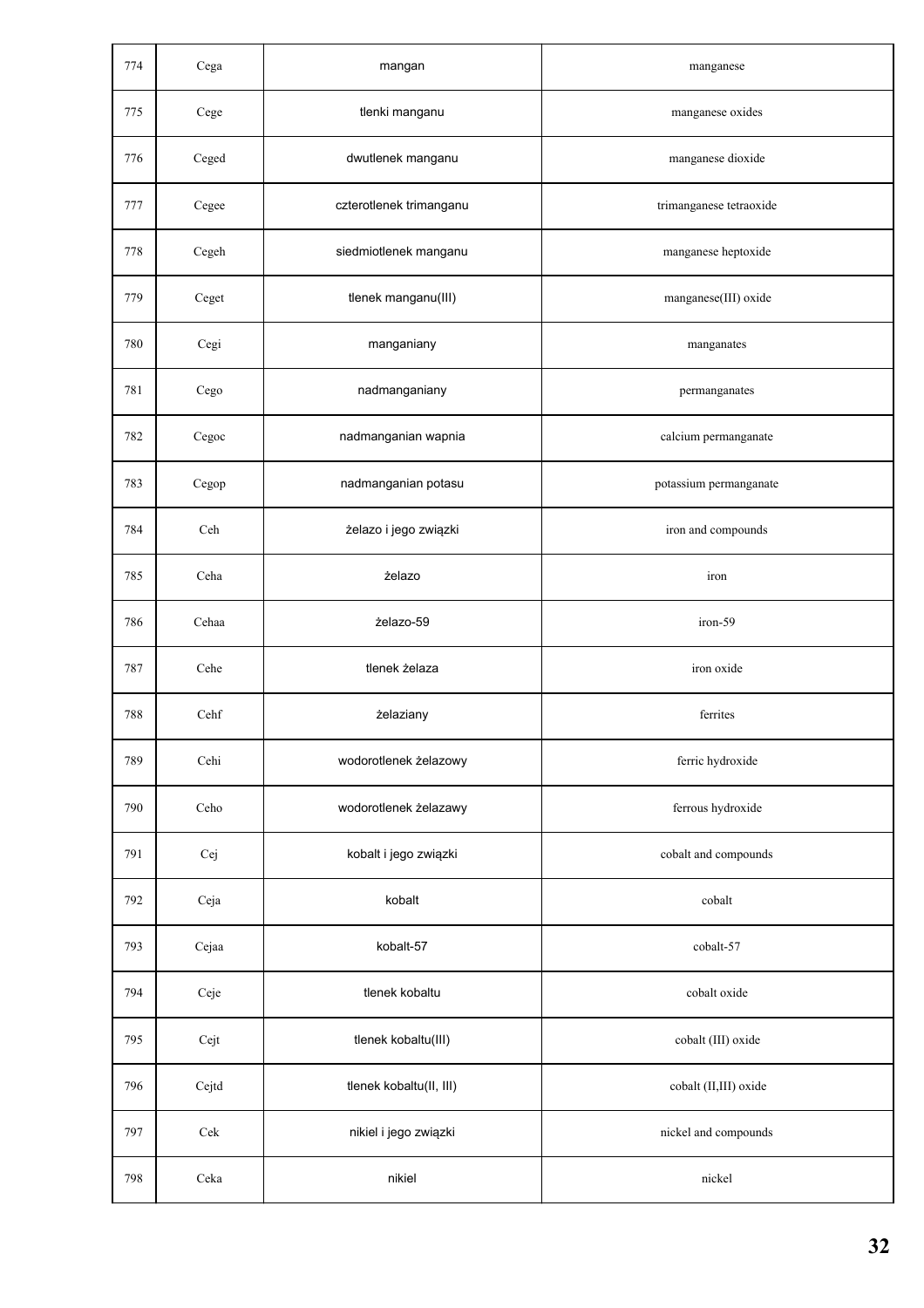| 774 | Cega | mangan | manganese |
|---|---|---|---|
| 775 | Cege | tlenki manganu | manganese oxides |
| 776 | Ceged | dwutlenek manganu | manganese dioxide |
| 777 | Cegee | czterotlenek trimanganu | trimanganese tetraoxide |
| 778 | Cegeh | siedmiotlenek manganu | manganese heptoxide |
| 779 | Ceget | tlenek manganu(III) | manganese(III) oxide |
| 780 | Cegi | manganiany | manganates |
| 781 | Cego | nadmanganiany | permanganates |
| 782 | Cegoc | nadmanganian wapnia | calcium permanganate |
| 783 | Cegop | nadmanganian potasu | potassium permanganate |
| 784 | Ceh | żelazo i jego związki | iron and compounds |
| 785 | Ceha | żelazo | iron |
| 786 | Cehaa | żelazo-59 | iron-59 |
| 787 | Cehe | tlenek żelaza | iron oxide |
| 788 | Cehf | żelaziany | ferrites |
| 789 | Cehi | wodorotlenek żelazowy | ferric hydroxide |
| 790 | Ceho | wodorotlenek żelazawy | ferrous hydroxide |
| 791 | Cej | kobalt i jego związki | cobalt and compounds |
| 792 | Ceja | kobalt | cobalt |
| 793 | Cejaa | kobalt-57 | cobalt-57 |
| 794 | Ceje | tlenek kobaltu | cobalt oxide |
| 795 | Cejt | tlenek kobaltu(III) | cobalt (III) oxide |
| 796 | Cejtd | tlenek kobaltu(II, III) | cobalt (II,III) oxide |
| 797 | Cek | nikiel i jego związki | nickel and compounds |
| 798 | Ceka | nikiel | nickel |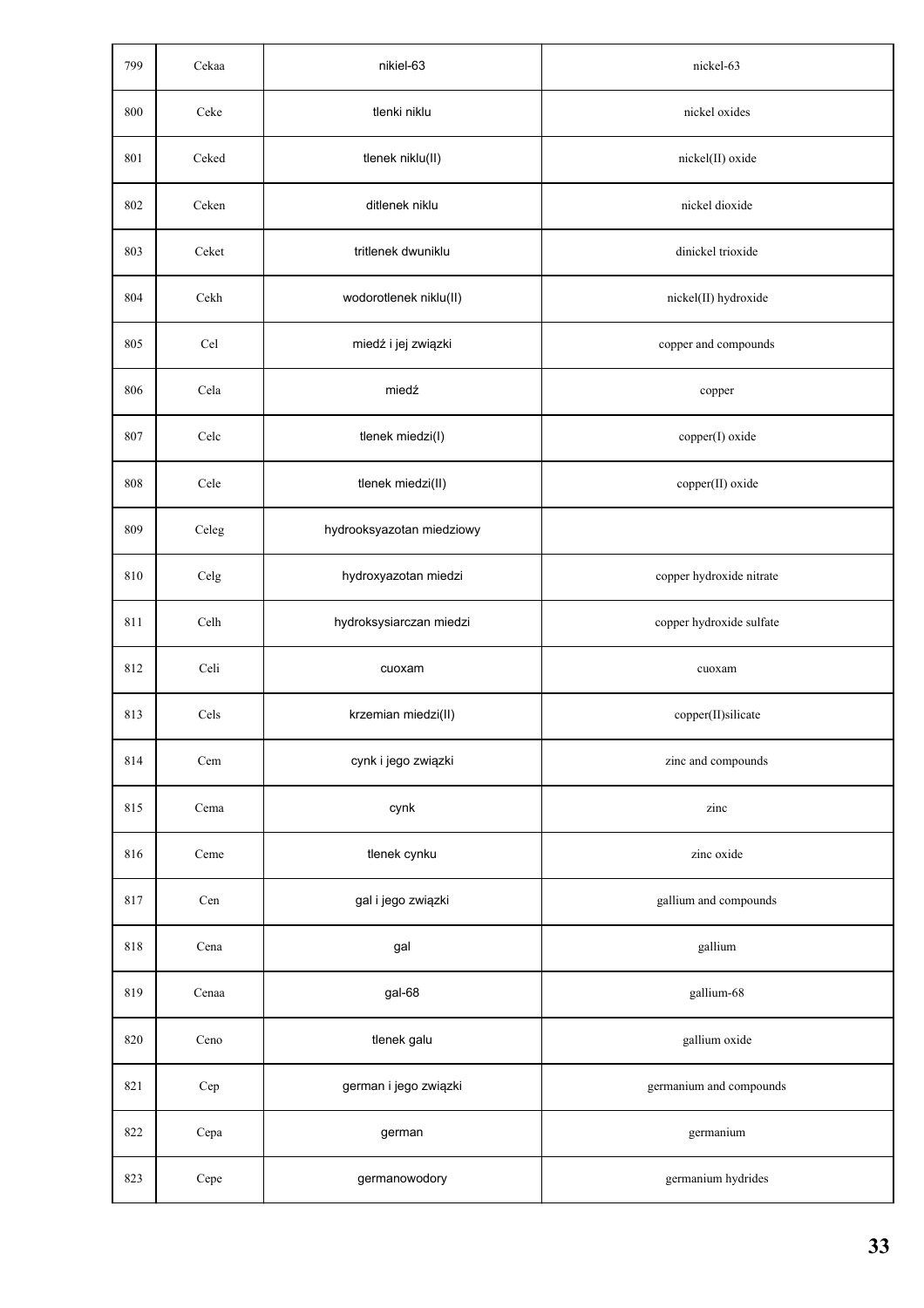| 799 | Cekaa | nikiel-63 | nickel-63 |
|---|---|---|---|
| 800 | Ceke | tlenki niklu | nickel oxides |
| 801 | Ceked | tlenek niklu(II) | nickel(II) oxide |
| 802 | Ceken | ditlenek niklu | nickel dioxide |
| 803 | Ceket | tritlenek dwuniklu | dinickel trioxide |
| 804 | Cekh | wodorotlenek niklu(II) | nickel(II) hydroxide |
| 805 | Cel | miedź i jej związki | copper and compounds |
| 806 | Cela | miedź | copper |
| 807 | Celc | tlenek miedzi(I) | copper(I) oxide |
| 808 | Cele | tlenek miedzi(II) | copper(II) oxide |
| 809 | Celeg | hydrooksyazotan miedziowy | |
| 810 | Celg | hydroxyazotan miedzi | copper hydroxide nitrate |
| 811 | Celh | hydroksysiarczan miedzi | copper hydroxide sulfate |
| 812 | Celi | cuoxam | cuoxam |
| 813 | Cels | krzemian miedzi(II) | copper(II)silicate |
| 814 | Cem | cynk i jego związki | zinc and compounds |
| 815 | Cema | cynk | zinc |
| 816 | Ceme | tlenek cynku | zinc oxide |
| 817 | Cen | gal i jego związki | gallium and compounds |
| 818 | Cena | gal | gallium |
| 819 | Cenaa | gal-68 | gallium-68 |
| 820 | Ceno | tlenek galu | gallium oxide |
| 821 | Cep | german i jego związki | germanium and compounds |
| 822 | Cepa | german | germanium |
| 823 | Cepe | germanowodory | germanium hydrides |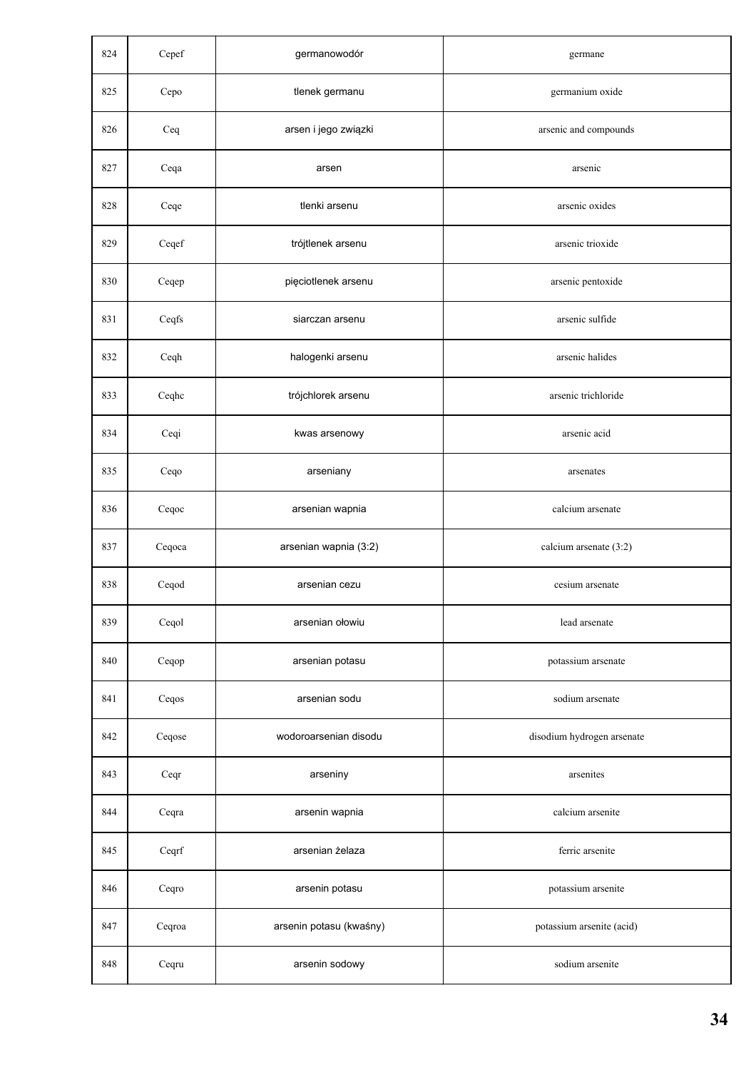| 824 | Cepef | germanowodór | germane |
|---|---|---|---|
| 825 | Cepo | tlenek germanu | germanium oxide |
| 826 | Ceq | arsen i jego związki | arsenic and compounds |
| 827 | Ceqa | arsen | arsenic |
| 828 | Ceqe | tlenki arsenu | arsenic oxides |
| 829 | Ceqef | trójtlenek arsenu | arsenic trioxide |
| 830 | Ceqep | pięciotlenek arsenu | arsenic pentoxide |
| 831 | Ceqfs | siarczan arsenu | arsenic sulfide |
| 832 | Ceqh | halogenki arsenu | arsenic halides |
| 833 | Ceqhc | trójchlorek arsenu | arsenic trichloride |
| 834 | Ceqi | kwas arsenowy | arsenic acid |
| 835 | Ceqo | arseniany | arsenates |
| 836 | Ceqoc | arsenian wapnia | calcium arsenate |
| 837 | Ceqoca | arsenian wapnia (3:2) | calcium arsenate (3:2) |
| 838 | Ceqod | arsenian cezu | cesium arsenate |
| 839 | Ceqol | arsenian ołowiu | lead arsenate |
| 840 | Ceqop | arsenian potasu | potassium arsenate |
| 841 | Ceqos | arsenian sodu | sodium arsenate |
| 842 | Ceqose | wodoroarsenian disodu | disodium hydrogen arsenate |
| 843 | Ceqr | arseniny | arsenites |
| 844 | Ceqra | arsenin wapnia | calcium arsenite |
| 845 | Ceqrf | arsenian żelaza | ferric arsenite |
| 846 | Ceqro | arsenin potasu | potassium arsenite |
| 847 | Ceqroa | arsenin potasu (kwaśny) | potassium arsenite (acid) |
| 848 | Ceqru | arsenin sodowy | sodium arsenite |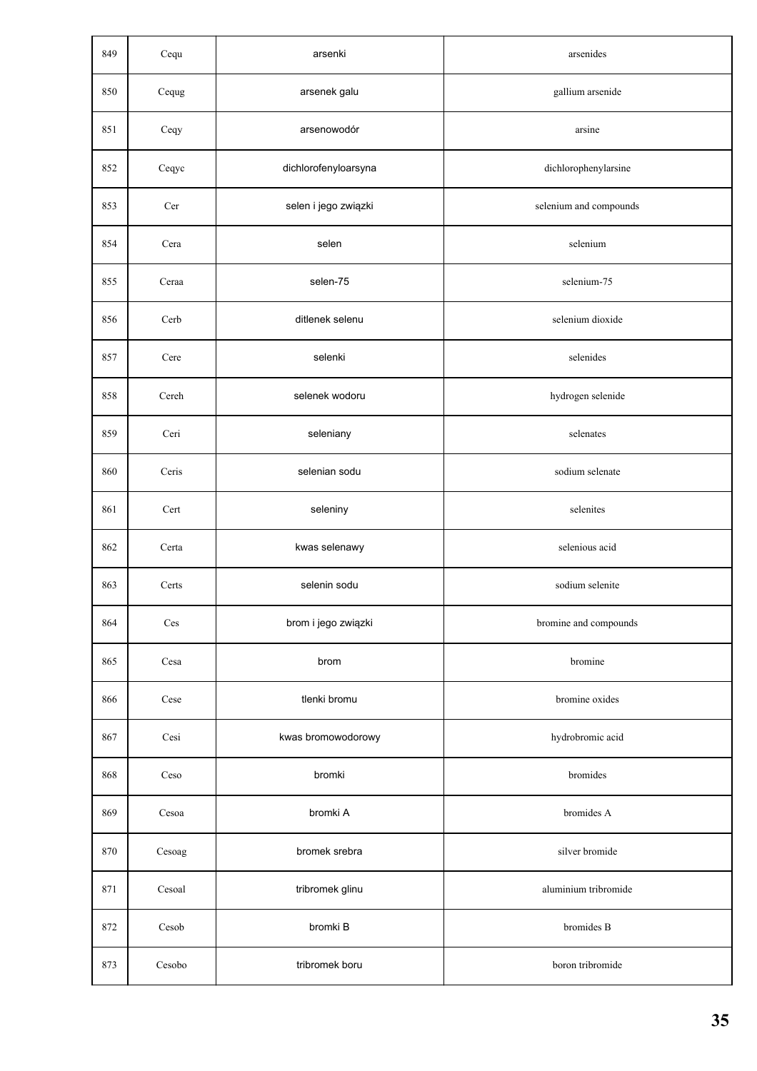| | | | |
|---|---|---|---|
| 849 | Cequ | arsenki | arsenides |
| 850 | Cequg | arsenek galu | gallium arsenide |
| 851 | Ceqy | arsenowodór | arsine |
| 852 | Ceqyc | dichlorofenyloarsyna | dichlorophenylarsine |
| 853 | Cer | selen i jego związki | selenium and compounds |
| 854 | Cera | selen | selenium |
| 855 | Ceraa | selen-75 | selenium-75 |
| 856 | Cerb | ditlenek selenu | selenium dioxide |
| 857 | Cere | selenki | selenides |
| 858 | Cereh | selenek wodoru | hydrogen selenide |
| 859 | Ceri | seleniany | selenates |
| 860 | Ceris | selenian sodu | sodium selenate |
| 861 | Cert | seleniny | selenites |
| 862 | Certa | kwas selenawy | selenious acid |
| 863 | Certs | selenin sodu | sodium selenite |
| 864 | Ces | brom i jego związki | bromine and compounds |
| 865 | Cesa | brom | bromine |
| 866 | Cese | tlenki bromu | bromine oxides |
| 867 | Cesi | kwas bromowodorowy | hydrobromic acid |
| 868 | Ceso | bromki | bromides |
| 869 | Cesoa | bromki A | bromides A |
| 870 | Cesoag | bromek srebra | silver bromide |
| 871 | Cesoal | tribromek glinu | aluminium tribromide |
| 872 | Cesob | bromki B | bromides B |
| 873 | Cesobo | tribromek boru | boron tribromide |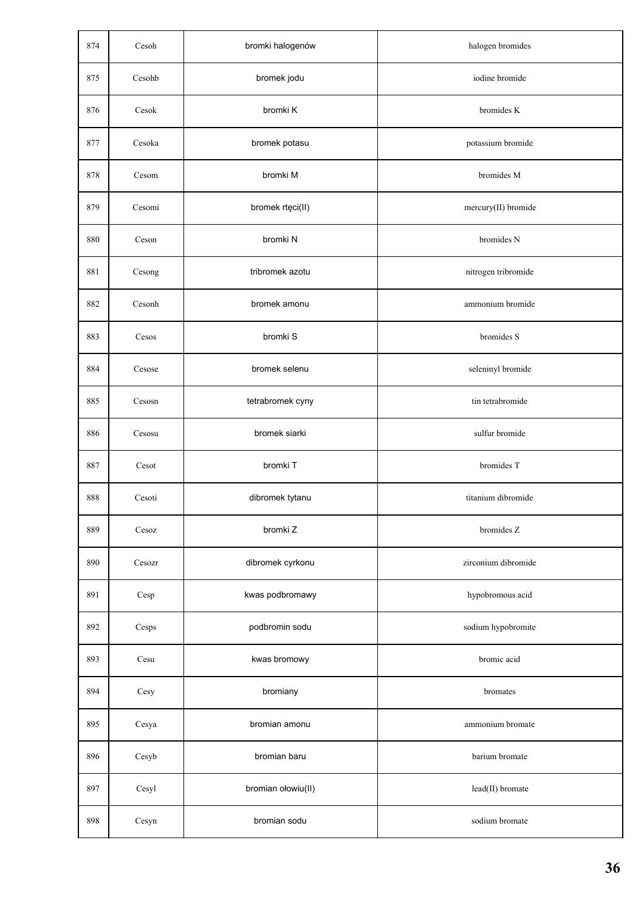| 874 | Cesoh | bromki halogenów | halogen bromides |
|---|---|---|---|
| 875 | Cesohb | bromek jodu | iodine bromide |
| 876 | Cesok | bromki K | bromides K |
| 877 | Cesoka | bromek potasu | potassium bromide |
| 878 | Cesom | bromki M | bromides M |
| 879 | Cesomi | bromek rtęci(II) | mercury(II) bromide |
| 880 | Ceson | bromki N | bromides N |
| 881 | Cesong | tribromek azotu | nitrogen tribromide |
| 882 | Cesonh | bromek amonu | ammonium bromide |
| 883 | Cesos | bromki S | bromides S |
| 884 | Cesose | bromek selenu | seleninyl bromide |
| 885 | Cesosn | tetrabromek cyny | tin tetrabromide |
| 886 | Cesosu | bromek siarki | sulfur bromide |
| 887 | Cesot | bromki T | bromides T |
| 888 | Cesoti | dibromek tytanu | titanium dibromide |
| 889 | Cesoz | bromki Z | bromides Z |
| 890 | Cesozr | dibromek cyrkonu | zirconium dibromide |
| 891 | Cesp | kwas podbromawy | hypobromous acid |
| 892 | Cesps | podbromin sodu | sodium hypobromite |
| 893 | Cesu | kwas bromowy | bromic acid |
| 894 | Cesy | bromiany | bromates |
| 895 | Cesya | bromian amonu | ammonium bromate |
| 896 | Cesyb | bromian baru | barium bromate |
| 897 | Cesyl | bromian ołowiu(II) | lead(II) bromate |
| 898 | Cesyn | bromian sodu | sodium bromate |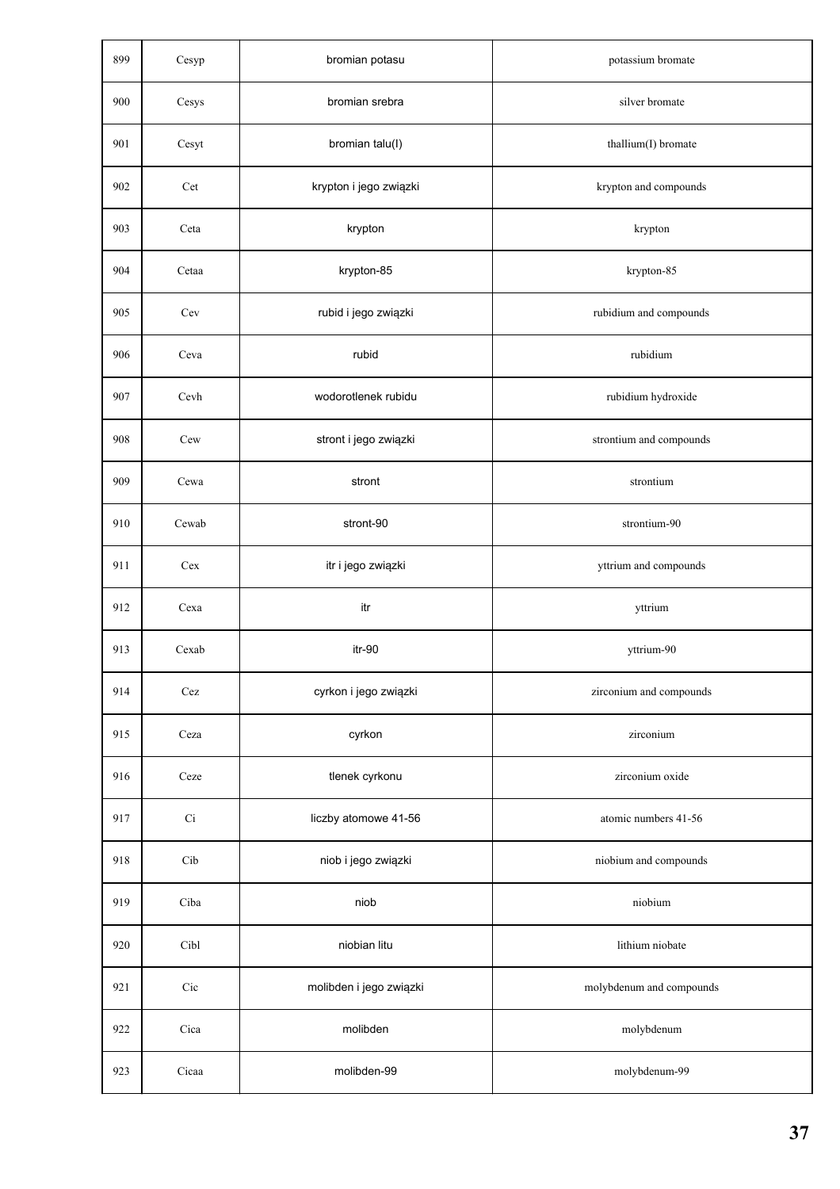| 899 | Cesyp | bromian potasu | potassium bromate |
|---|---|---|---|
| 900 | Cesys | bromian srebra | silver bromate |
| 901 | Cesyt | bromian talu(I) | thallium(I) bromate |
| 902 | Cet | krypton i jego związki | krypton and compounds |
| 903 | Ceta | krypton | krypton |
| 904 | Cetaa | krypton-85 | krypton-85 |
| 905 | Cev | rubid i jego związki | rubidium and compounds |
| 906 | Ceva | rubid | rubidium |
| 907 | Cevh | wodorotlenek rubidu | rubidium hydroxide |
| 908 | Cew | stront i jego związki | strontium and compounds |
| 909 | Cewa | stront | strontium |
| 910 | Cewab | stront-90 | strontium-90 |
| 911 | Cex | itr i jego związki | yttrium and compounds |
| 912 | Cexa | itr | yttrium |
| 913 | Cexab | itr-90 | yttrium-90 |
| 914 | Cez | cyrkon i jego związki | zirconium and compounds |
| 915 | Ceza | cyrkon | zirconium |
| 916 | Ceze | tlenek cyrkonu | zirconium oxide |
| 917 | Ci | liczby atomowe 41-56 | atomic numbers 41-56 |
| 918 | Cib | niob i jego związki | niobium and compounds |
| 919 | Ciba | niob | niobium |
| 920 | Cibl | niobian litu | lithium niobate |
| 921 | Cic | molibden i jego związki | molybdenum and compounds |
| 922 | Cica | molibden | molybdenum |
| 923 | Cicaa | molibden-99 | molybdenum-99 |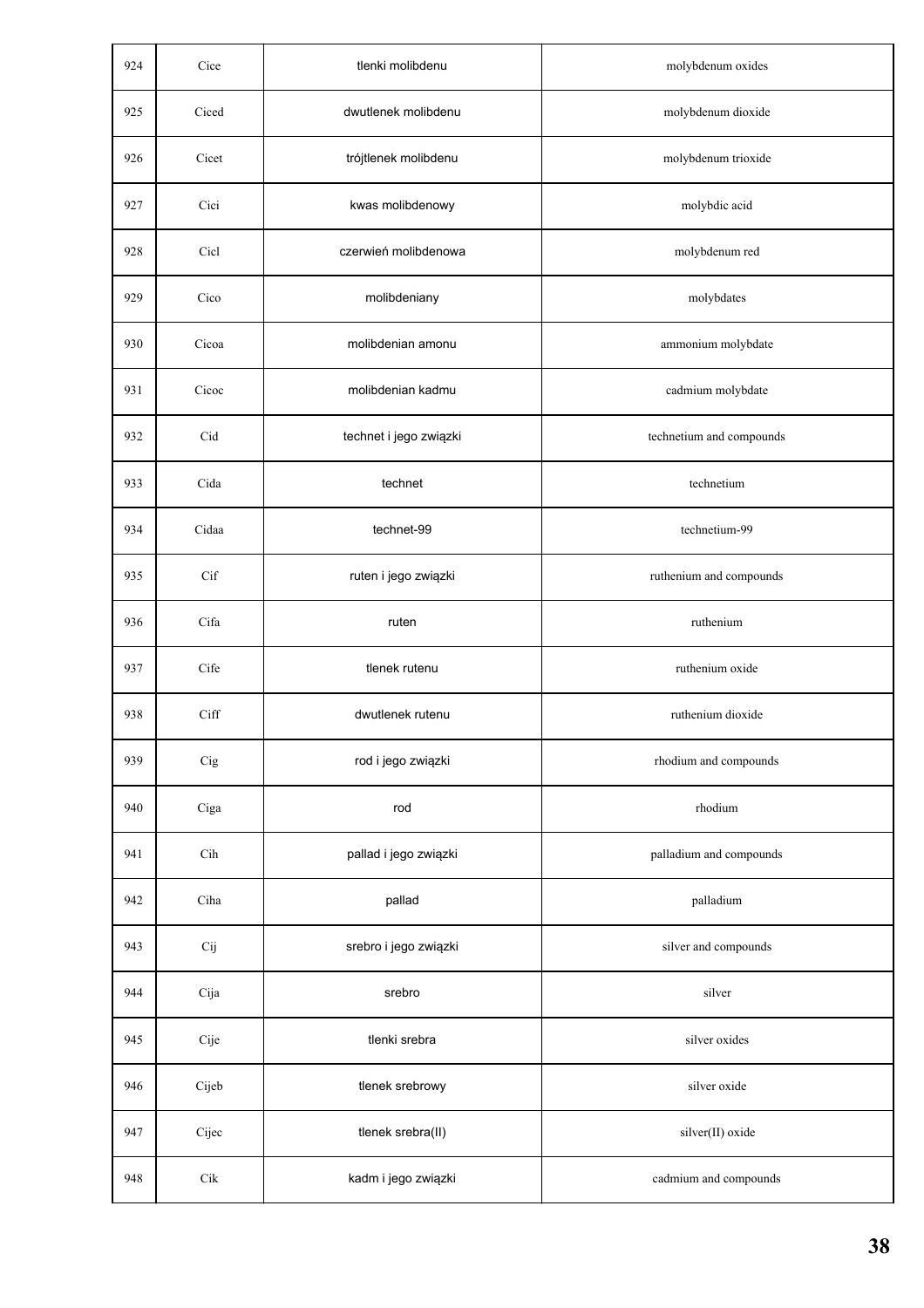| 924 | Cice | tlenki molibdenu | molybdenum oxides |
|---|---|---|---|
| 925 | Ciced | dwutlenek molibdenu | molybdenum dioxide |
| 926 | Cicet | trójtlenek molibdenu | molybdenum trioxide |
| 927 | Cici | kwas molibdenowy | molybdic acid |
| 928 | Cicl | czerwień molibdenowa | molybdenum red |
| 929 | Cico | molibdeniany | molybdates |
| 930 | Cicoa | molibdenian amonu | ammonium molybdate |
| 931 | Cicoc | molibdenian kadmu | cadmium molybdate |
| 932 | Cid | technet i jego związki | technetium and compounds |
| 933 | Cida | technet | technetium |
| 934 | Cidaa | technet-99 | technetium-99 |
| 935 | Cif | ruten i jego związki | ruthenium and compounds |
| 936 | Cifa | ruten | ruthenium |
| 937 | Cife | tlenek rutenu | ruthenium oxide |
| 938 | Ciff | dwutlenek rutenu | ruthenium dioxide |
| 939 | Cig | rod i jego związki | rhodium and compounds |
| 940 | Ciga | rod | rhodium |
| 941 | Cih | pallad i jego związki | palladium and compounds |
| 942 | Ciha | pallad | palladium |
| 943 | Cij | srebro i jego związki | silver and compounds |
| 944 | Cija | srebro | silver |
| 945 | Cije | tlenki srebra | silver oxides |
| 946 | Cijeb | tlenek srebrowy | silver oxide |
| 947 | Cijec | tlenek srebra(II) | silver(II) oxide |
| 948 | Cik | kadm i jego związki | cadmium and compounds |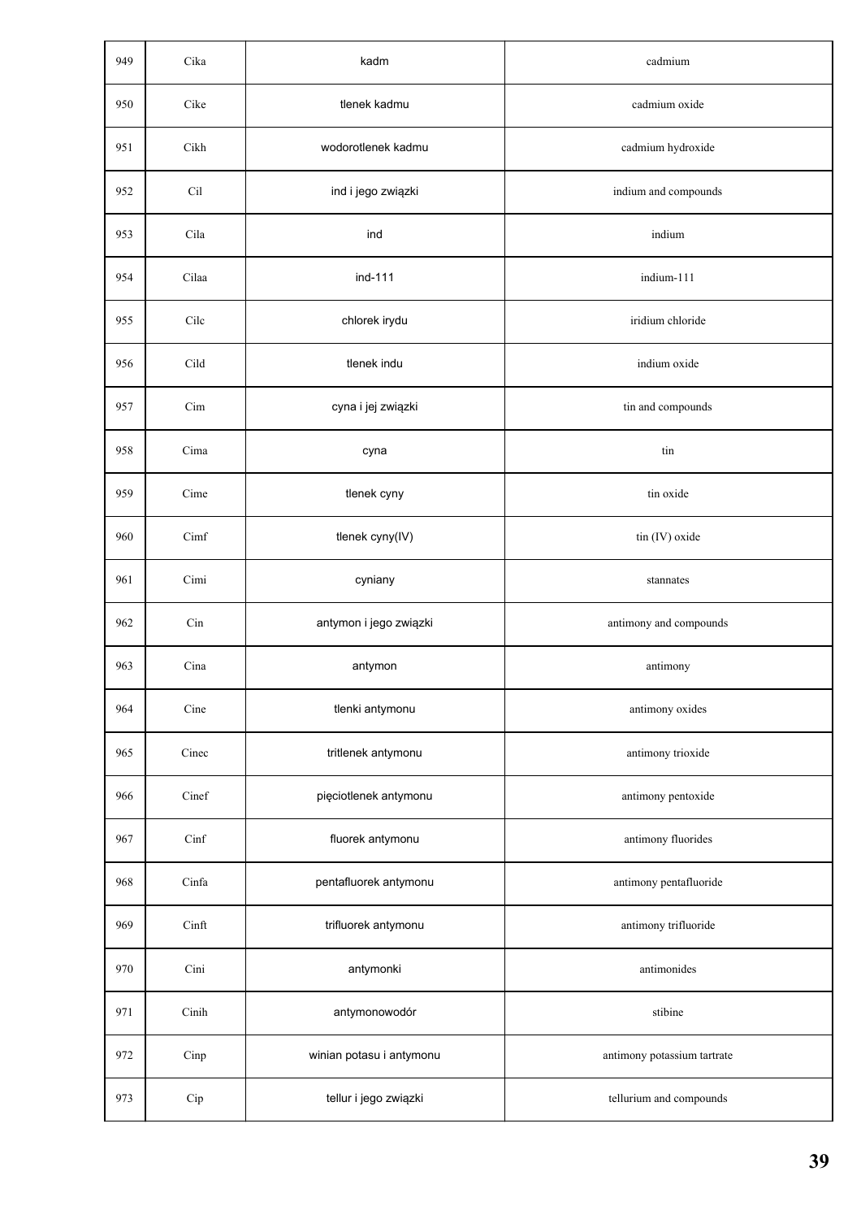| 949 | Cika | kadm | cadmium |
|---|---|---|---|
| 950 | Cike | tlenek kadmu | cadmium oxide |
| 951 | Cikh | wodorotlenek kadmu | cadmium hydroxide |
| 952 | Cil | ind i jego związki | indium and compounds |
| 953 | Cila | ind | indium |
| 954 | Cilaa | ind-111 | indium-111 |
| 955 | Cilc | chlorek irydu | iridium chloride |
| 956 | Cild | tlenek indu | indium oxide |
| 957 | Cim | cyna i jej związki | tin and compounds |
| 958 | Cima | cyna | tin |
| 959 | Cime | tlenek cyny | tin oxide |
| 960 | Cimf | tlenek cyny(IV) | tin (IV) oxide |
| 961 | Cimi | cyniany | stannates |
| 962 | Cin | antymon i jego związki | antimony and compounds |
| 963 | Cina | antymon | antimony |
| 964 | Cine | tlenki antymonu | antimony oxides |
| 965 | Cinec | tritlenek antymonu | antimony trioxide |
| 966 | Cinef | pięciotlenek antymonu | antimony pentoxide |
| 967 | Cinf | fluorek antymonu | antimony fluorides |
| 968 | Cinfa | pentafluorek antymonu | antimony pentafluoride |
| 969 | Cinft | trifluorek antymonu | antimony trifluoride |
| 970 | Cini | antymonki | antimonides |
| 971 | Cinih | antymonowodór | stibine |
| 972 | Cinp | winian potasu i antymonu | antimony potassium tartrate |
| 973 | Cip | tellur i jego związki | tellurium and compounds |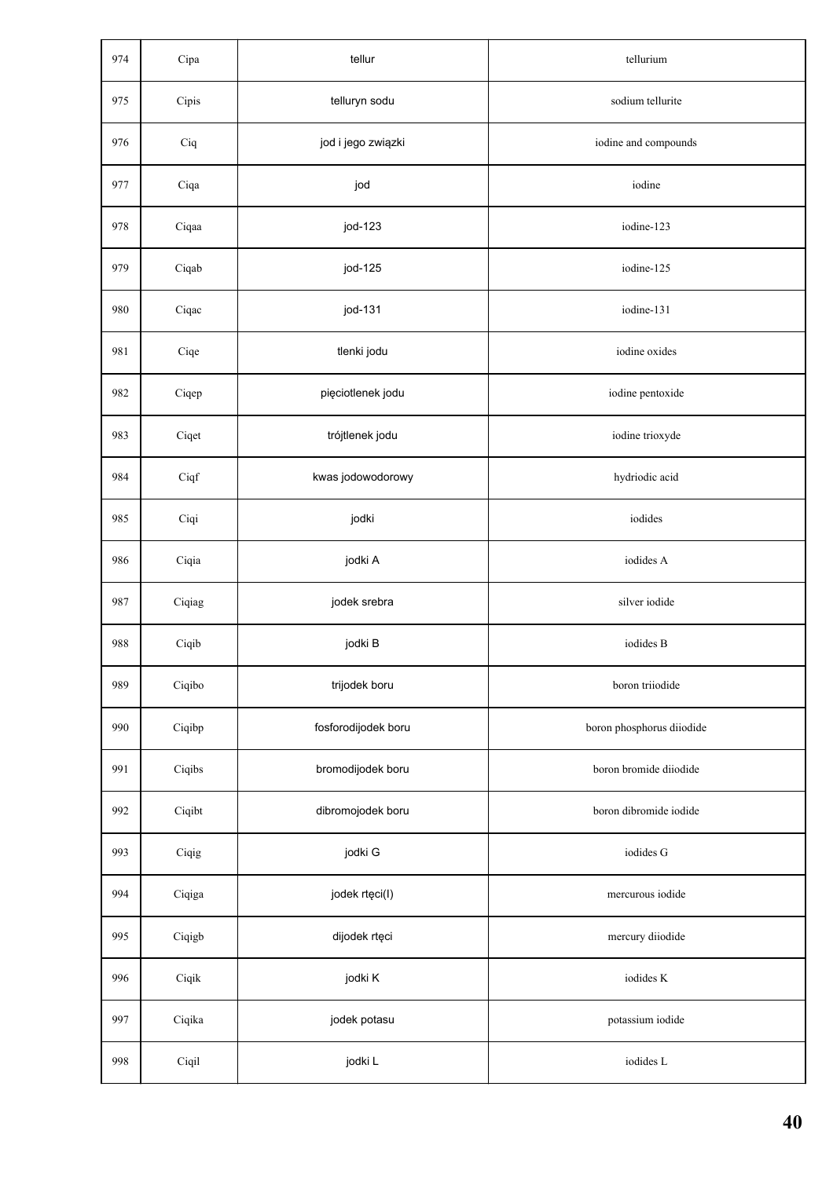| 974 | Cipa | tellur | tellurium |
|---|---|---|---|
| 975 | Cipis | telluryn sodu | sodium tellurite |
| 976 | Ciq | jod i jego związki | iodine and compounds |
| 977 | Ciqa | jod | iodine |
| 978 | Ciqaa | jod-123 | iodine-123 |
| 979 | Ciqab | jod-125 | iodine-125 |
| 980 | Ciqac | jod-131 | iodine-131 |
| 981 | Ciqe | tlenki jodu | iodine oxides |
| 982 | Ciqep | pięciotlenek jodu | iodine pentoxide |
| 983 | Ciqet | trójtlenek jodu | iodine trioxyde |
| 984 | Ciqf | kwas jodowodorowy | hydriodic acid |
| 985 | Ciqi | jodki | iodides |
| 986 | Ciqia | jodki A | iodides A |
| 987 | Ciqiag | jodek srebra | silver iodide |
| 988 | Ciqib | jodki B | iodides B |
| 989 | Ciqibo | trijodek boru | boron triiodide |
| 990 | Ciqibp | fosforodijodek boru | boron phosphorus diiodide |
| 991 | Ciqibs | bromodijodek boru | boron bromide diiodide |
| 992 | Ciqibt | dibromojodek boru | boron dibromide iodide |
| 993 | Ciqig | jodki G | iodides G |
| 994 | Ciqiga | jodek rtęci(I) | mercurous iodide |
| 995 | Ciqigb | dijodek rtęci | mercury diiodide |
| 996 | Ciqik | jodki K | iodides K |
| 997 | Ciqika | jodek potasu | potassium iodide |
| 998 | Ciqil | jodki L | iodides L |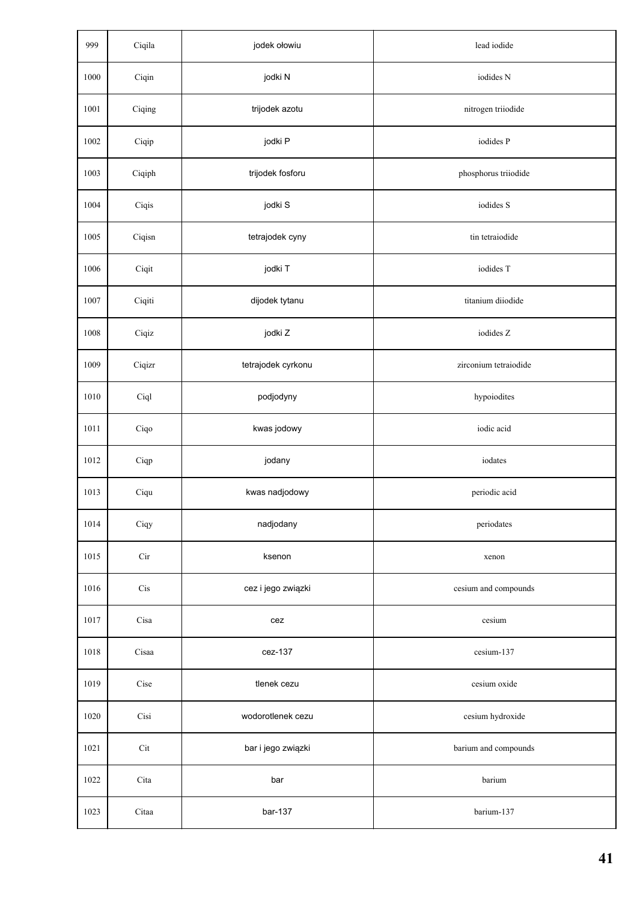| | | | |
|---|---|---|---|
| 999 | Ciqila | jodek ołowiu | lead iodide |
| 1000 | Ciqin | jodki N | iodides N |
| 1001 | Ciqing | trijodek azotu | nitrogen triiodide |
| 1002 | Ciqip | jodki P | iodides P |
| 1003 | Ciqiph | trijodek fosforu | phosphorus triiodide |
| 1004 | Ciqis | jodki S | iodides S |
| 1005 | Ciqisn | tetrajodek cyny | tin tetraiodide |
| 1006 | Ciqit | jodki T | iodides T |
| 1007 | Ciqiti | dijodek tytanu | titanium diiodide |
| 1008 | Ciqiz | jodki Z | iodides Z |
| 1009 | Ciqizr | tetrajodek cyrkonu | zirconium tetraiodide |
| 1010 | Ciql | podjodyny | hypoiodites |
| 1011 | Ciqo | kwas jodowy | iodic acid |
| 1012 | Ciqp | jodany | iodates |
| 1013 | Ciqu | kwas nadjodowy | periodic acid |
| 1014 | Ciqy | nadjodany | periodates |
| 1015 | Cir | ksenon | xenon |
| 1016 | Cis | cez i jego związki | cesium and compounds |
| 1017 | Cisa | cez | cesium |
| 1018 | Cisaa | cez-137 | cesium-137 |
| 1019 | Cise | tlenek cezu | cesium oxide |
| 1020 | Cisi | wodorotlenek cezu | cesium hydroxide |
| 1021 | Cit | bar i jego związki | barium and compounds |
| 1022 | Cita | bar | barium |
| 1023 | Citaa | bar-137 | barium-137 |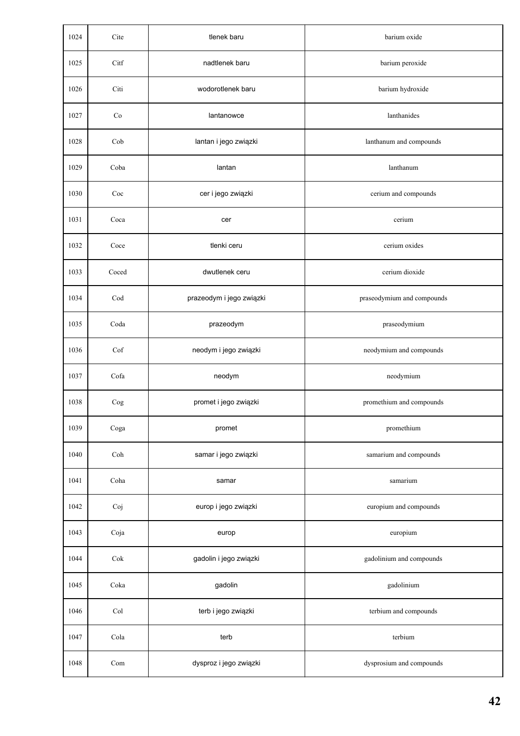| 1024 | Cite | tlenek baru | barium oxide |
|---|---|---|---|
| 1025 | Citf | nadtlenek baru | barium peroxide |
| 1026 | Citi | wodorotlenek baru | barium hydroxide |
| 1027 | Co | lantanowce | lanthanides |
| 1028 | Cob | lantan i jego związki | lanthanum and compounds |
| 1029 | Coba | lantan | lanthanum |
| 1030 | Coc | cer i jego związki | cerium and compounds |
| 1031 | Coca | cer | cerium |
| 1032 | Coce | tlenki ceru | cerium oxides |
| 1033 | Coced | dwutlenek ceru | cerium dioxide |
| 1034 | Cod | prazeodym i jego związki | praseodymium and compounds |
| 1035 | Coda | prazeodym | praseodymium |
| 1036 | Cof | neodym i jego związki | neodymium and compounds |
| 1037 | Cofa | neodym | neodymium |
| 1038 | Cog | promet i jego związki | promethium and compounds |
| 1039 | Coga | promet | promethium |
| 1040 | Coh | samar i jego związki | samarium and compounds |
| 1041 | Coha | samar | samarium |
| 1042 | Coj | europ i jego związki | europium and compounds |
| 1043 | Coja | europ | europium |
| 1044 | Cok | gadolin i jego związki | gadolinium and compounds |
| 1045 | Coka | gadolin | gadolinium |
| 1046 | Col | terb i jego związki | terbium and compounds |
| 1047 | Cola | terb | terbium |
| 1048 | Com | dysproz i jego związki | dysprosium and compounds |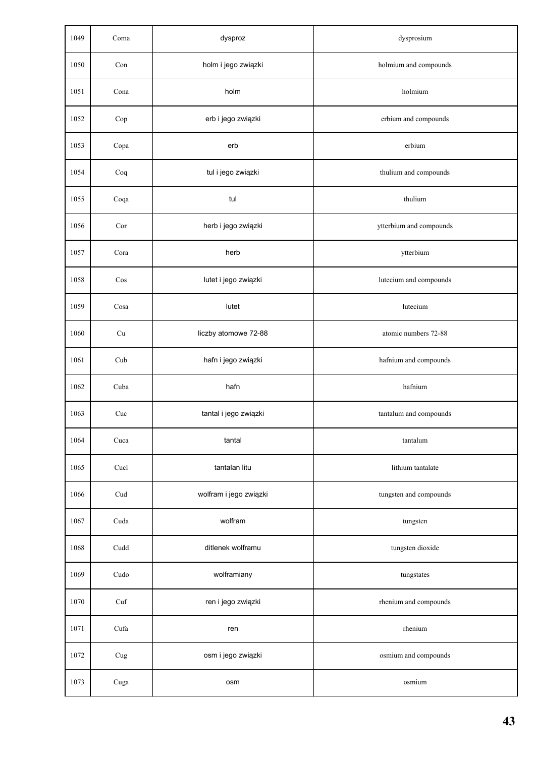| 1049 | Coma | dysproz | dysprosium |
|---|---|---|---|
| 1050 | Con | holm i jego związki | holmium and compounds |
| 1051 | Cona | holm | holmium |
| 1052 | Cop | erb i jego związki | erbium and compounds |
| 1053 | Copa | erb | erbium |
| 1054 | Coq | tul i jego związki | thulium and compounds |
| 1055 | Coqa | tul | thulium |
| 1056 | Cor | herb i jego związki | ytterbium and compounds |
| 1057 | Cora | herb | ytterbium |
| 1058 | Cos | lutet i jego związki | lutecium and compounds |
| 1059 | Cosa | lutet | lutecium |
| 1060 | Cu | liczby atomowe 72-88 | atomic numbers 72-88 |
| 1061 | Cub | hafn i jego związki | hafnium and compounds |
| 1062 | Cuba | hafn | hafnium |
| 1063 | Cuc | tantal i jego związki | tantalum and compounds |
| 1064 | Cuca | tantal | tantalum |
| 1065 | Cucl | tantalan litu | lithium tantalate |
| 1066 | Cud | wolfram i jego związki | tungsten and compounds |
| 1067 | Cuda | wolfram | tungsten |
| 1068 | Cudd | ditlenek wolframu | tungsten dioxide |
| 1069 | Cudo | wolframiany | tungstates |
| 1070 | Cuf | ren i jego związki | rhenium and compounds |
| 1071 | Cufa | ren | rhenium |
| 1072 | Cug | osm i jego związki | osmium and compounds |
| 1073 | Cuga | osm | osmium |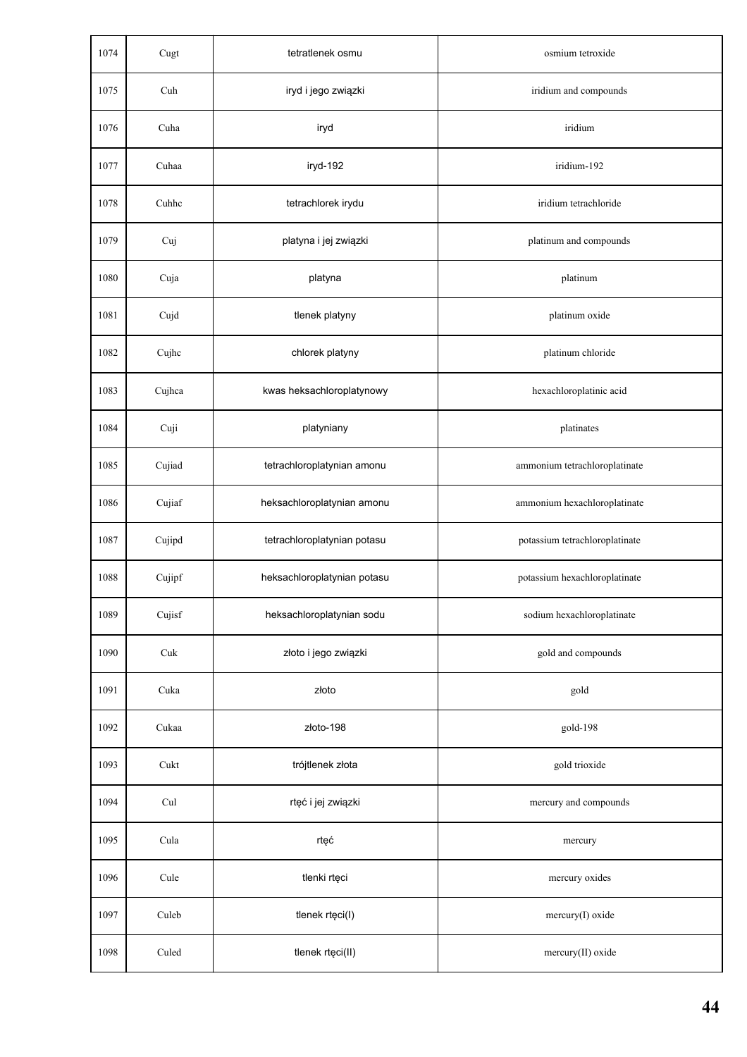| | | | |
|---|---|---|---|
| 1074 | Cugt | tetratlenek osmu | osmium tetroxide |
| 1075 | Cuh | iryd i jego związki | iridium and compounds |
| 1076 | Cuha | iryd | iridium |
| 1077 | Cuhaa | iryd-192 | iridium-192 |
| 1078 | Cuhhc | tetrachlorek irydu | iridium tetrachloride |
| 1079 | Cuj | platyna i jej związki | platinum and compounds |
| 1080 | Cuja | platyna | platinum |
| 1081 | Cujd | tlenek platyny | platinum oxide |
| 1082 | Cujhc | chlorek platyny | platinum chloride |
| 1083 | Cujhca | kwas heksachloroplatynowy | hexachloroplatinic acid |
| 1084 | Cuji | platyniany | platinates |
| 1085 | Cujiad | tetrachloroplatynian amonu | ammonium tetrachloroplatinate |
| 1086 | Cujiaf | heksachloroplatynian amonu | ammonium hexachloroplatinate |
| 1087 | Cujipd | tetrachloroplatynian potasu | potassium tetrachloroplatinate |
| 1088 | Cujipf | heksachloroplatynian potasu | potassium hexachloroplatinate |
| 1089 | Cujisf | heksachloroplatynian sodu | sodium hexachloroplatinate |
| 1090 | Cuk | złoto i jego związki | gold and compounds |
| 1091 | Cuka | złoto | gold |
| 1092 | Cukaa | złoto-198 | gold-198 |
| 1093 | Cukt | trójtlenek złota | gold trioxide |
| 1094 | Cul | rtęć i jej związki | mercury and compounds |
| 1095 | Cula | rtęć | mercury |
| 1096 | Cule | tlenki rtęci | mercury oxides |
| 1097 | Culeb | tlenek rtęci(I) | mercury(I) oxide |
| 1098 | Culed | tlenek rtęci(II) | mercury(II) oxide |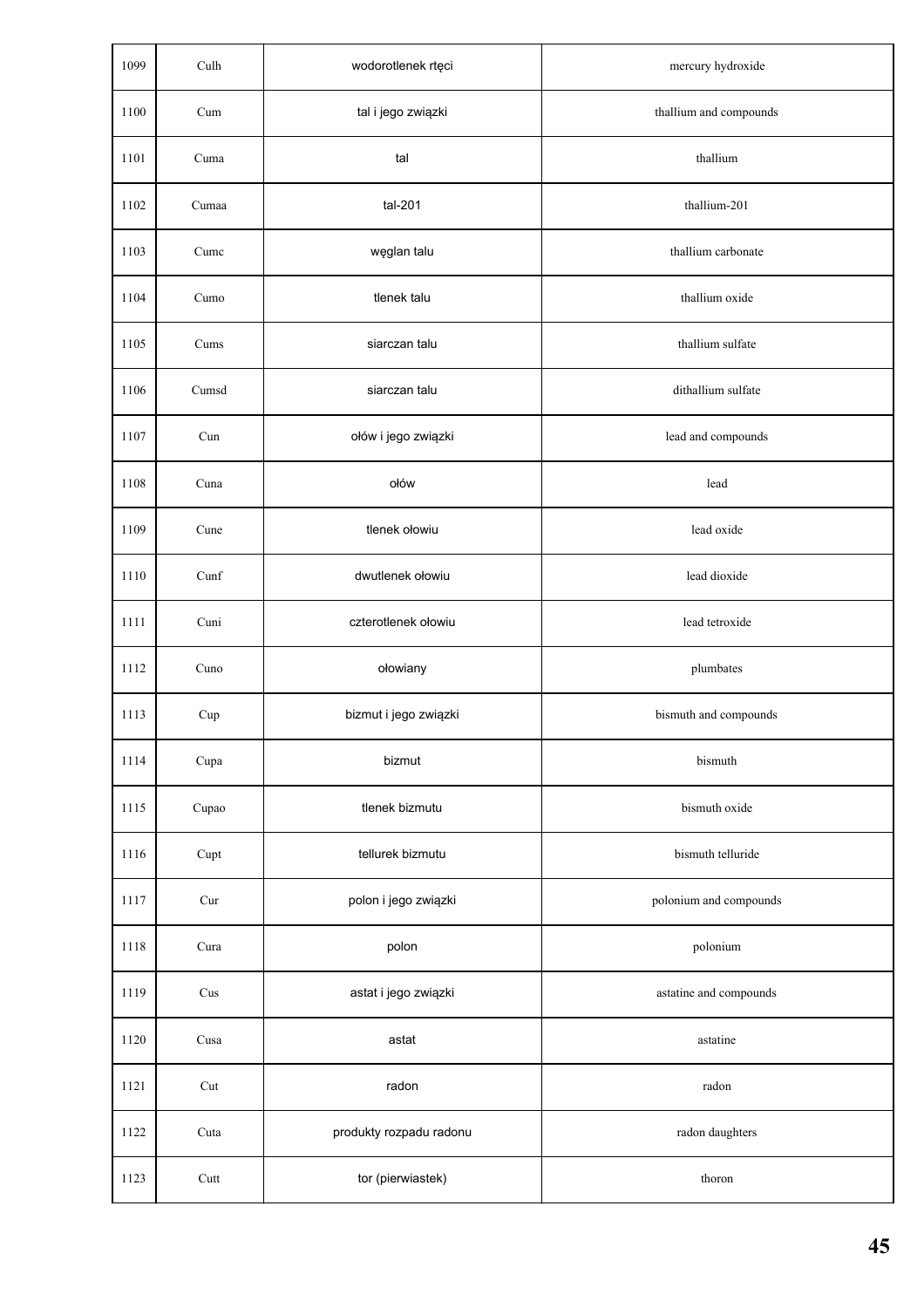| | | | |
|---|---|---|---|
| 1099 | Culh | wodorotlenek rtęci | mercury hydroxide |
| 1100 | Cum | tal i jego związki | thallium and compounds |
| 1101 | Cuma | tal | thallium |
| 1102 | Cumaa | tal-201 | thallium-201 |
| 1103 | Cumc | węglan talu | thallium carbonate |
| 1104 | Cumo | tlenek talu | thallium oxide |
| 1105 | Cums | siarczan talu | thallium sulfate |
| 1106 | Cumsd | siarczan talu | dithallium sulfate |
| 1107 | Cun | ołów i jego związki | lead and compounds |
| 1108 | Cuna | ołów | lead |
| 1109 | Cune | tlenek ołowiu | lead oxide |
| 1110 | Cunf | dwutlenek ołowiu | lead dioxide |
| 1111 | Cuni | czterotlenek ołowiu | lead tetroxide |
| 1112 | Cuno | ołowiany | plumbates |
| 1113 | Cup | bizmut i jego związki | bismuth and compounds |
| 1114 | Cupa | bizmut | bismuth |
| 1115 | Cupao | tlenek bizmutu | bismuth oxide |
| 1116 | Cupt | tellurek bizmutu | bismuth telluride |
| 1117 | Cur | polon i jego związki | polonium and compounds |
| 1118 | Cura | polon | polonium |
| 1119 | Cus | astat i jego związki | astatine and compounds |
| 1120 | Cusa | astat | astatine |
| 1121 | Cut | radon | radon |
| 1122 | Cuta | produkty rozpadu radonu | radon daughters |
| 1123 | Cutt | tor (pierwiastek) | thoron |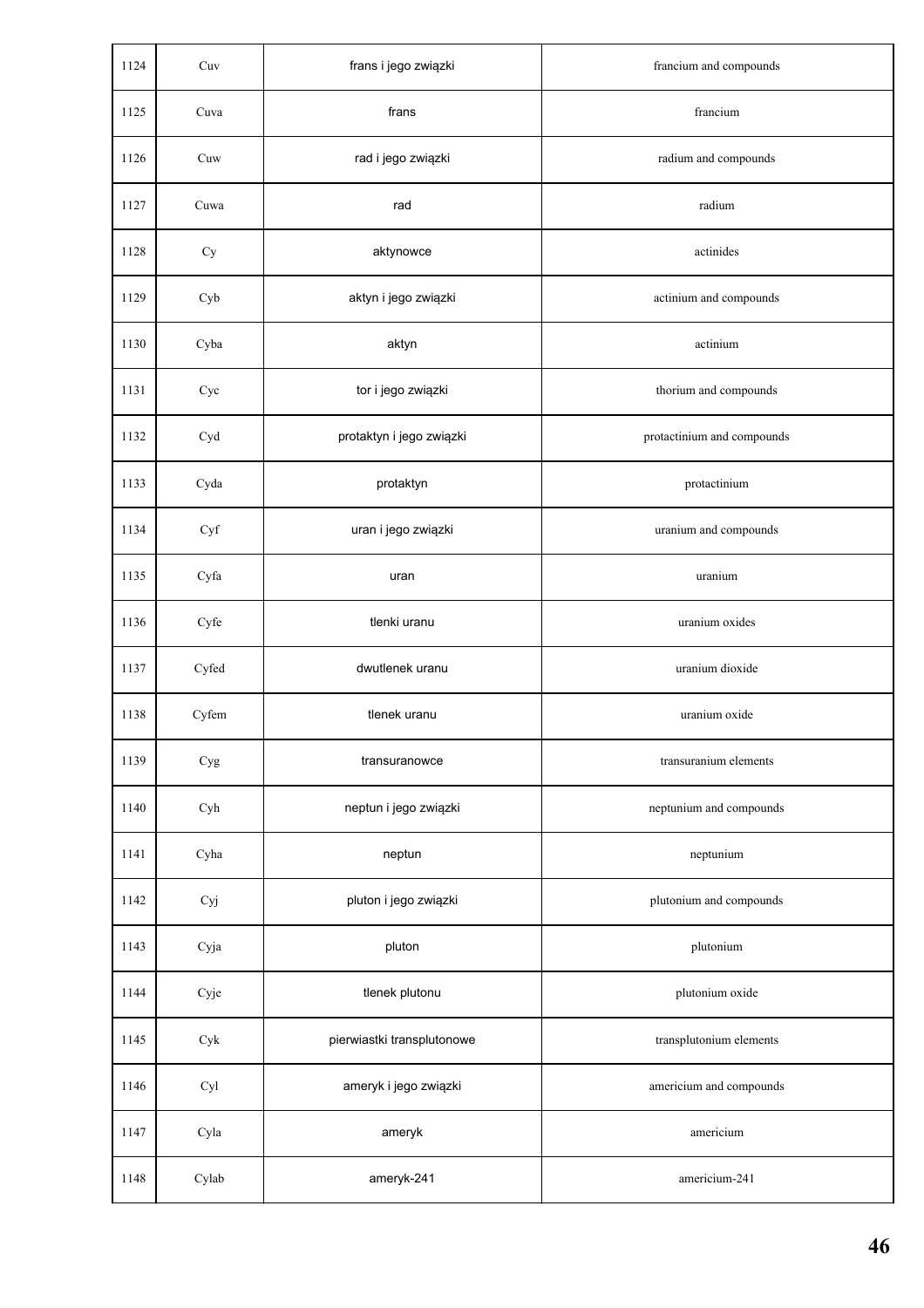| 1124 | Cuv | frans i jego związki | francium and compounds |
|---|---|---|---|
| 1125 | Cuva | frans | francium |
| 1126 | Cuw | rad i jego związki | radium and compounds |
| 1127 | Cuwa | rad | radium |
| 1128 | Cy | aktynowce | actinides |
| 1129 | Cyb | aktyn i jego związki | actinium and compounds |
| 1130 | Cyba | aktyn | actinium |
| 1131 | Cyc | tor i jego związki | thorium and compounds |
| 1132 | Cyd | protaktyn i jego związki | protactinium and compounds |
| 1133 | Cyda | protaktyn | protactinium |
| 1134 | Cyf | uran i jego związki | uranium and compounds |
| 1135 | Cyfa | uran | uranium |
| 1136 | Cyfe | tlenki uranu | uranium oxides |
| 1137 | Cyfed | dwutlenek uranu | uranium dioxide |
| 1138 | Cyfem | tlenek uranu | uranium oxide |
| 1139 | Cyg | transuranowce | transuranium elements |
| 1140 | Cyh | neptun i jego związki | neptunium and compounds |
| 1141 | Cyha | neptun | neptunium |
| 1142 | Cyj | pluton i jego związki | plutonium and compounds |
| 1143 | Cyja | pluton | plutonium |
| 1144 | Cyje | tlenek plutonu | plutonium oxide |
| 1145 | Cyk | pierwiastki transplutonowe | transplutonium elements |
| 1146 | Cyl | ameryk i jego związki | americium and compounds |
| 1147 | Cyla | ameryk | americium |
| 1148 | Cylab | ameryk-241 | americium-241 |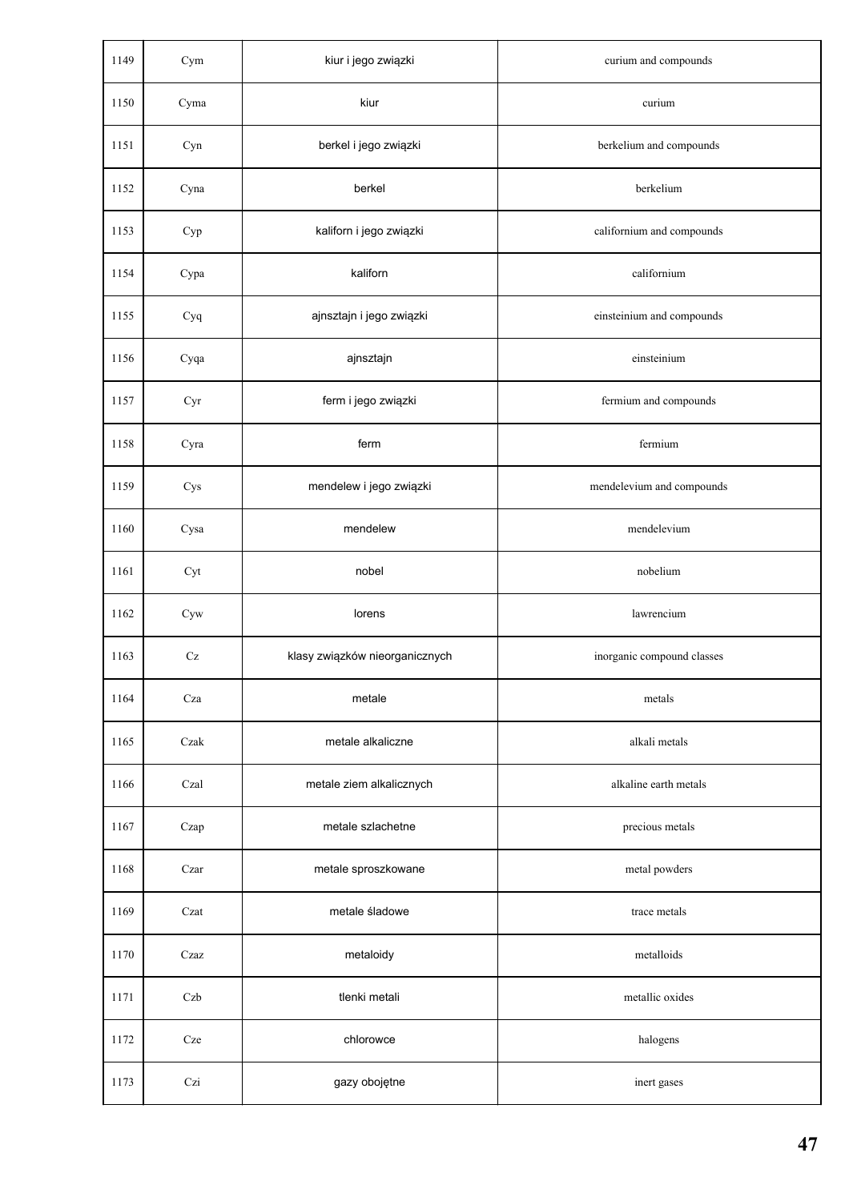| 1149 | Cym | kiur i jego związki | curium and compounds |
|---|---|---|---|
| 1150 | Cyma | kiur | curium |
| 1151 | Cyn | berkel i jego związki | berkelium and compounds |
| 1152 | Cyna | berkel | berkelium |
| 1153 | Cyp | kaliforn i jego związki | californium and compounds |
| 1154 | Cypa | kaliforn | californium |
| 1155 | Cyq | ajnsztajn i jego związki | einsteinium and compounds |
| 1156 | Cyqa | ajnsztajn | einsteinium |
| 1157 | Cyr | ferm i jego związki | fermium and compounds |
| 1158 | Cyra | ferm | fermium |
| 1159 | Cys | mendelew i jego związki | mendelevium and compounds |
| 1160 | Cysa | mendelew | mendelevium |
| 1161 | Cyt | nobel | nobelium |
| 1162 | Cyw | lorens | lawrencium |
| 1163 | Cz | klasy związków nieorganicznych | inorganic compound classes |
| 1164 | Cza | metale | metals |
| 1165 | Czak | metale alkaliczne | alkali metals |
| 1166 | Czal | metale ziem alkalicznych | alkaline earth metals |
| 1167 | Czap | metale szlachetne | precious metals |
| 1168 | Czar | metale sproszkowane | metal powders |
| 1169 | Czat | metale śladowe | trace metals |
| 1170 | Czaz | metaloidy | metalloids |
| 1171 | Czb | tlenki metali | metallic oxides |
| 1172 | Cze | chlorowce | halogens |
| 1173 | Czi | gazy obojętne | inert gases |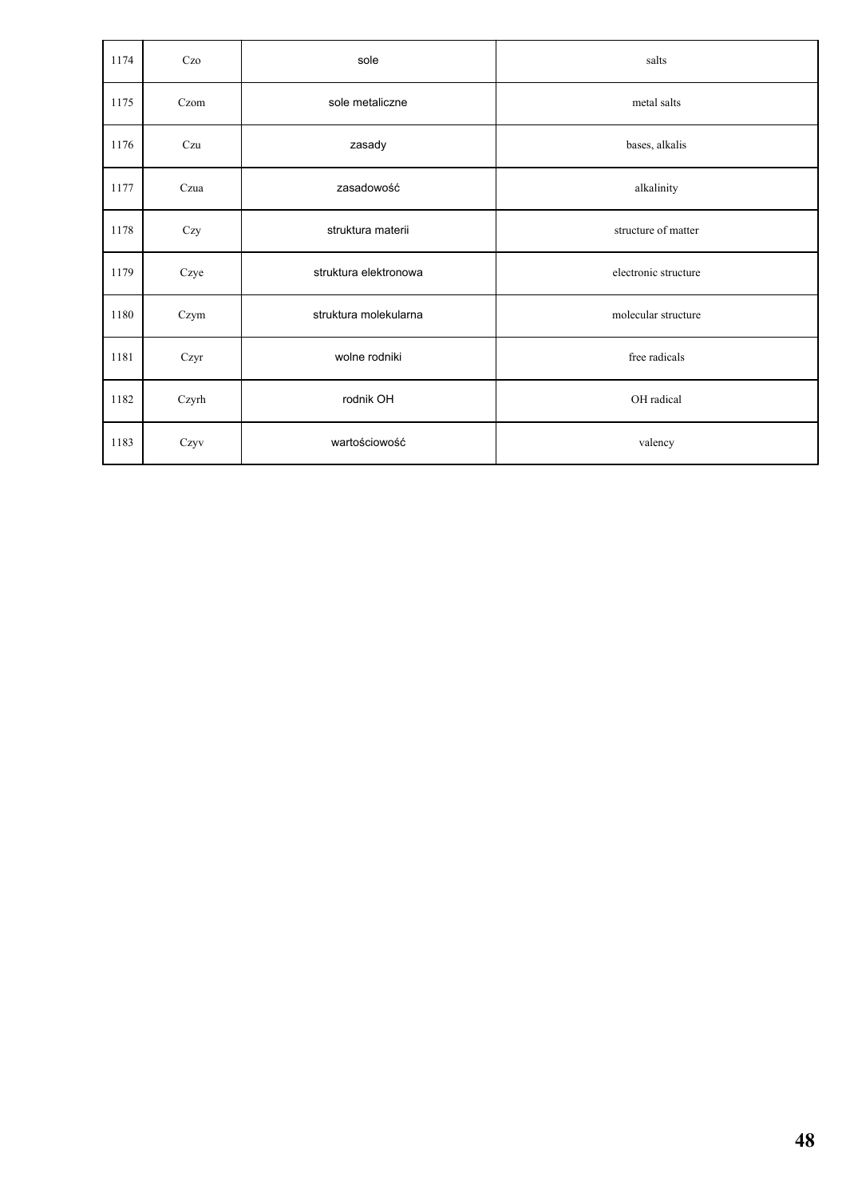| | | | |
|---|---|---|---|
| 1174 | Czo | sole | salts |
| 1175 | Czom | sole metaliczne | metal salts |
| 1176 | Czu | zasady | bases, alkalis |
| 1177 | Czua | zasadowość | alkalinity |
| 1178 | Czy | struktura materii | structure of matter |
| 1179 | Czye | struktura elektronowa | electronic structure |
| 1180 | Czym | struktura molekularna | molecular structure |
| 1181 | Czyr | wolne rodniki | free radicals |
| 1182 | Czyrh | rodnik OH | OH radical |
| 1183 | Czyv | wartościowość | valency |